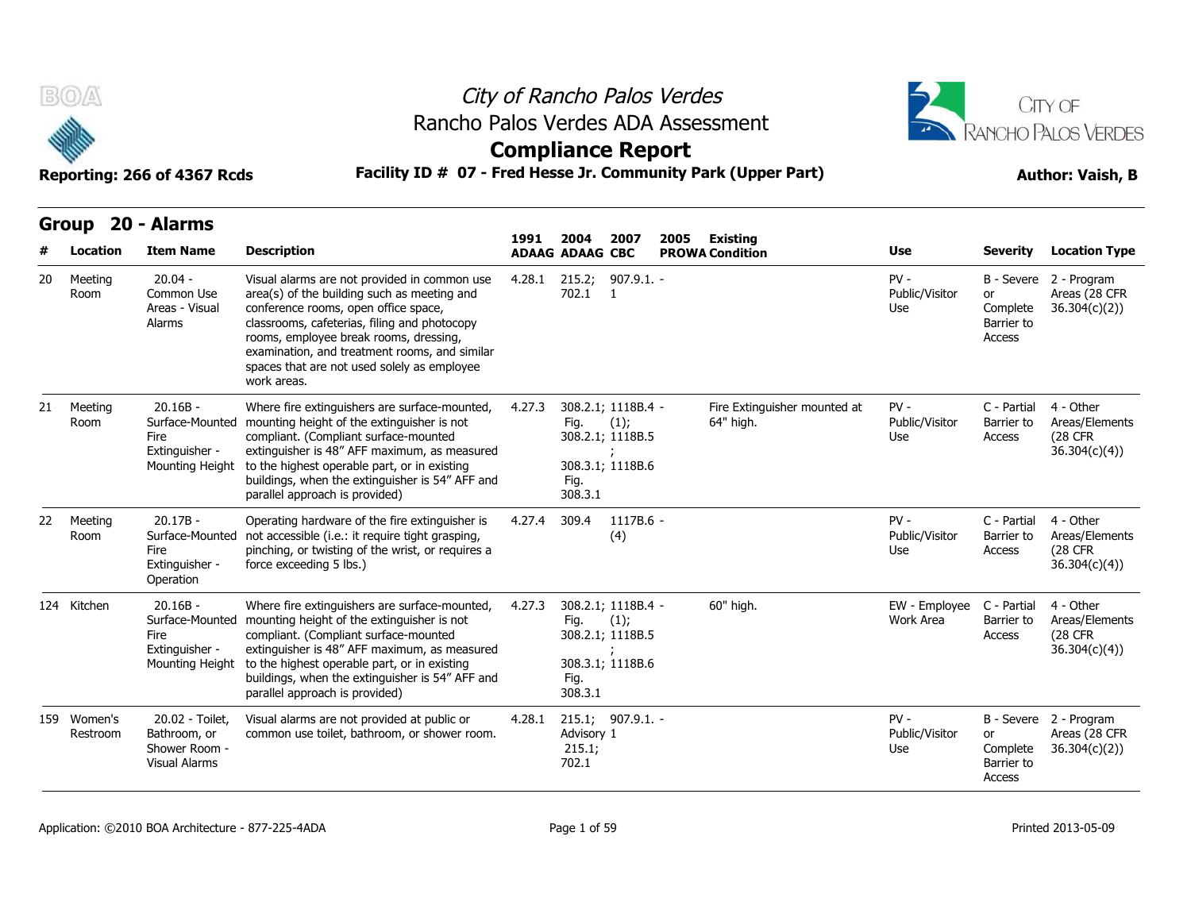# *City of Rancho Palos Verdes*

## Rancho Palos Verdes ADA Assessment

## Compliance Report

**Reporting: 266 of 4367 Rcds** **Facility ID # 07 - Fred Hesse Jr. Community Park (Upper Part)** **Author: Vaish, B**

## Group 20 - Alarms

| # | Location | Item Name | Description | 1991 ADAAG | 2004 ADAAG | 2007 CBC | 2005 PROWA | Existing Condition | Use | Severity | Location Type |
|---|---|---|---|---|---|---|---|---|---|---|---|
| 20 | Meeting Room | 20.04 - Common Use Areas - Visual Alarms | Visual alarms are not provided in common use area(s) of the building such as meeting and conference rooms, open office space, classrooms, cafeterias, filing and photocopy rooms, employee break rooms, dressing, examination, and treatment rooms, and similar spaces that are not used solely as employee work areas. | 4.28.1 | 215.2; 702.1 | 907.9.1.1 | - | | PV - Public/Visitor Use | B - Severe or Complete Barrier to Access | 2 - Program Areas (28 CFR 36.304(c)(2)) |
| 21 | Meeting Room | 20.16B - Surface-Mounted Fire Extinguisher - Mounting Height | Where fire extinguishers are surface-mounted, mounting height of the extinguisher is not compliant. (Compliant surface-mounted extinguisher is 48" AFF maximum, as measured to the highest operable part, or in existing buildings, when the extinguisher is 54" AFF and parallel approach is provided) | 4.27.3 | 308.2.1; Fig. 308.2.1; 308.3.1; Fig. 308.3.1 | 1118B.4 (1); 1118B.5; 1118B.6 | - | Fire Extinguisher mounted at 64" high. | PV - Public/Visitor Use | C - Partial Barrier to Access | 4 - Other Areas/Elements (28 CFR 36.304(c)(4)) |
| 22 | Meeting Room | 20.17B - Surface-Mounted Fire Extinguisher - Operation | Operating hardware of the fire extinguisher is not accessible (i.e.: it require tight grasping, pinching, or twisting of the wrist, or requires a force exceeding 5 lbs.) | 4.27.4 | 309.4 | 1117B.6 (4) | - | | PV - Public/Visitor Use | C - Partial Barrier to Access | 4 - Other Areas/Elements (28 CFR 36.304(c)(4)) |
| 124 | Kitchen | 20.16B - Surface-Mounted Fire Extinguisher - Mounting Height | Where fire extinguishers are surface-mounted, mounting height of the extinguisher is not compliant. (Compliant surface-mounted extinguisher is 48" AFF maximum, as measured to the highest operable part, or in existing buildings, when the extinguisher is 54" AFF and parallel approach is provided) | 4.27.3 | 308.2.1; Fig. 308.2.1; 308.3.1; Fig. 308.3.1 | 1118B.4 (1); 1118B.5; 1118B.6 | - | 60" high. | EW - Employee Work Area | C - Partial Barrier to Access | 4 - Other Areas/Elements (28 CFR 36.304(c)(4)) |
| 159 | Women's Restroom | 20.02 - Toilet, Bathroom, or Shower Room - Visual Alarms | Visual alarms are not provided at public or common use toilet, bathroom, or shower room. | 4.28.1 | 215.1; Advisory 215.1; 702.1 | 907.9.1.1 | - | | PV - Public/Visitor Use | B - Severe or Complete Barrier to Access | 2 - Program Areas (28 CFR 36.304(c)(2)) |

Application: ©2010 BOA Architecture - 877-225-4ADA Printed 2013-05-09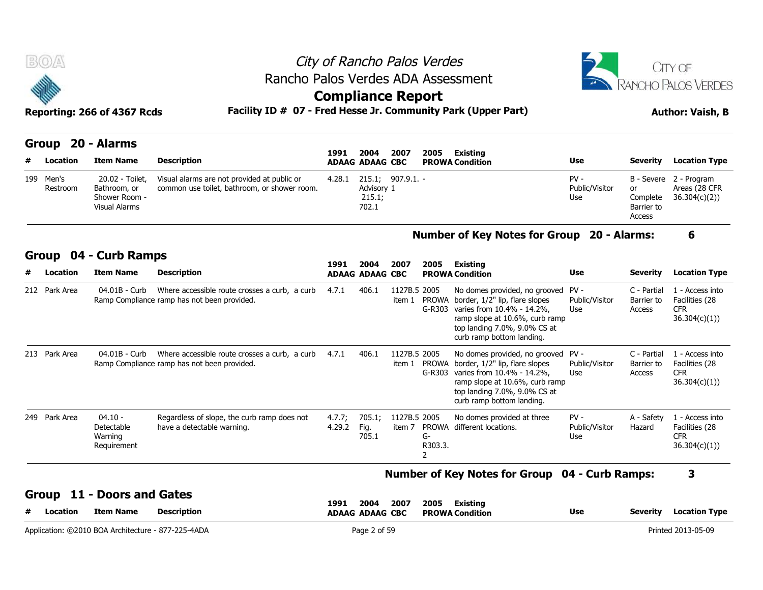# City of Rancho Palos Verdes
## Rancho Palos Verdes ADA Assessment
## Compliance Report

**Reporting: 266 of 4367 Rcds** **Facility ID # 07 - Fred Hesse Jr. Community Park (Upper Part)** **Author: Vaish, B**

### Group 20 - Alarms

| # | Location | Item Name | Description | 1991 ADAAG | 2004 ADAAG | 2007 CBC | 2005 PROWA | Existing Condition | Use | Severity | Location Type |
|---|---|---|---|---|---|---|---|---|---|---|---|
| 199 | Men's Restroom | 20.02 - Toilet, Bathroom, or Shower Room - Visual Alarms | Visual alarms are not provided at public or common use toilet, bathroom, or shower room. | 4.28.1 | 215.1; Advisory 215.1; 702.1 | 907.9.1. 1 | - | | PV - Public/Visitor Use | B - Severe or Complete Barrier to Access | 2 - Program Areas (28 CFR 36.304(c)(2)) |

**Number of Key Notes for Group 20 - Alarms: 6**

### Group 04 - Curb Ramps

| # | Location | Item Name | Description | 1991 ADAAG | 2004 ADAAG | 2007 CBC | 2005 PROWA | Existing Condition | Use | Severity | Location Type |
|---|---|---|---|---|---|---|---|---|---|---|---|
| 212 | Park Area | 04.01B - Curb Ramp Compliance | Where accessible route crosses a curb, a curb ramp has not been provided. | 4.7.1 | 406.1 | 1127B.5 item 1 | 2005 PROWA G-R303 | No domes provided, no grooved border, 1/2" lip, flare slopes varies from 10.4% - 14.2%, ramp slope at 10.6%, curb ramp top landing 7.0%, 9.0% CS at curb ramp bottom landing. | PV - Public/Visitor Use | C - Partial Barrier to Access | 1 - Access into Facilities (28 CFR 36.304(c)(1)) |
| 213 | Park Area | 04.01B - Curb Ramp Compliance | Where accessible route crosses a curb, a curb ramp has not been provided. | 4.7.1 | 406.1 | 1127B.5 item 1 | 2005 PROWA G-R303 | No domes provided, no grooved border, 1/2" lip, flare slopes varies from 10.4% - 14.2%, ramp slope at 10.6%, curb ramp top landing 7.0%, 9.0% CS at curb ramp bottom landing. | PV - Public/Visitor Use | C - Partial Barrier to Access | 1 - Access into Facilities (28 CFR 36.304(c)(1)) |
| 249 | Park Area | 04.10 - Detectable Warning Requirement | Regardless of slope, the curb ramp does not have a detectable warning. | 4.7.7; 4.29.2 | 705.1; Fig. 705.1 | 1127B.5 item 7 | 2005 PROWA G-R303.3.2 | No domes provided at three different locations. | PV - Public/Visitor Use | A - Safety Hazard | 1 - Access into Facilities (28 CFR 36.304(c)(1)) |

**Number of Key Notes for Group 04 - Curb Ramps: 3**

### Group 11 - Doors and Gates

| # | Location | Item Name | Description | 1991 ADAAG | 2004 ADAAG | 2007 CBC | 2005 PROWA | Existing Condition | Use | Severity | Location Type |
|---|---|---|---|---|---|---|---|---|---|---|---|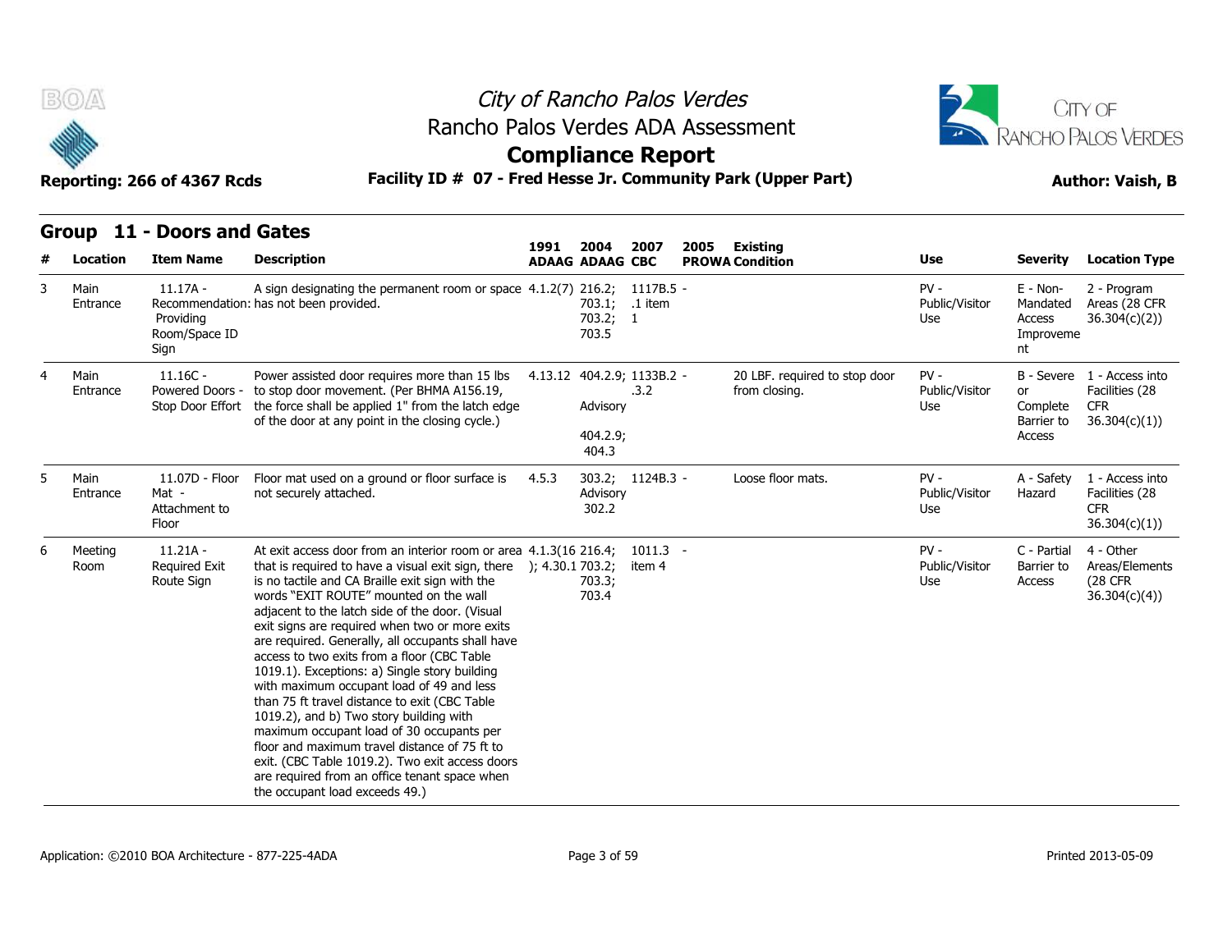City of Rancho Palos Verdes

Rancho Palos Verdes ADA Assessment

**Compliance Report**

Reporting: 266 of 4367 Rcds

**Facility ID # 07 - Fred Hesse Jr. Community Park (Upper Part)**

Author: Vaish, B

## Group 11 - Doors and Gates

| # | Location | Item Name | Description | 1991 ADAAG | 2004 ADAAG | 2007 CBC | 2005 PROWA | Existing Condition | Use | Severity | Location Type |
|---|---|---|---|---|---|---|---|---|---|---|---|
| 3 | Main Entrance | 11.17A - Recommendation: Providing Room/Space ID Sign | A sign designating the permanent room or space has not been provided. | 4.1.2(7) | 216.2; 703.1; 703.2; 703.5 | 1117B.5 .1 item 1 | - | | PV - Public/Visitor Use | E - Non-Mandated Access Improvement | 2 - Program Areas (28 CFR 36.304(c)(2)) |
| 4 | Main Entrance | 11.16C - Powered Doors - Stop Door Effort | Power assisted door requires more than 15 lbs to stop door movement. (Per BHMA A156.19, the force shall be applied 1" from the latch edge of the door at any point in the closing cycle.) | 4.13.12 | 404.2.9; Advisory 404.2.9; 404.3 | 1133B.2 .3.2 | - | 20 LBF. required to stop door from closing. | PV - Public/Visitor Use | B - Severe or Complete Barrier to Access | 1 - Access into Facilities (28 CFR 36.304(c)(1)) |
| 5 | Main Entrance | 11.07D - Floor Mat - Attachment to Floor | Floor mat used on a ground or floor surface is not securely attached. | 4.5.3 | 303.2; Advisory 302.2 | 1124B.3 | - | Loose floor mats. | PV - Public/Visitor Use | A - Safety Hazard | 1 - Access into Facilities (28 CFR 36.304(c)(1)) |
| 6 | Meeting Room | 11.21A - Required Exit Route Sign | At exit access door from an interior room or area that is required to have a visual exit sign, there is no tactile and CA Braille exit sign with the words "EXIT ROUTE" mounted on the wall adjacent to the latch side of the door. (Visual exit signs are required when two or more exits are required. Generally, all occupants shall have access to two exits from a floor (CBC Table 1019.1). Exceptions: a) Single story building with maximum occupant load of 49 and less than 75 ft travel distance to exit (CBC Table 1019.2), and b) Two story building with maximum occupant load of 30 occupants per floor and maximum travel distance of 75 ft to exit. (CBC Table 1019.2). Two exit access doors are required from an office tenant space when the occupant load exceeds 49.) | 4.1.3(16); 4.30.1 | 216.4; 703.2; 703.3; 703.4 | 1011.3 item 4 | - | | PV - Public/Visitor Use | C - Partial Barrier to Access | 4 - Other Areas/Elements (28 CFR 36.304(c)(4)) |

Application: ©2010 BOA Architecture - 877-225-4ADA

Printed 2013-05-09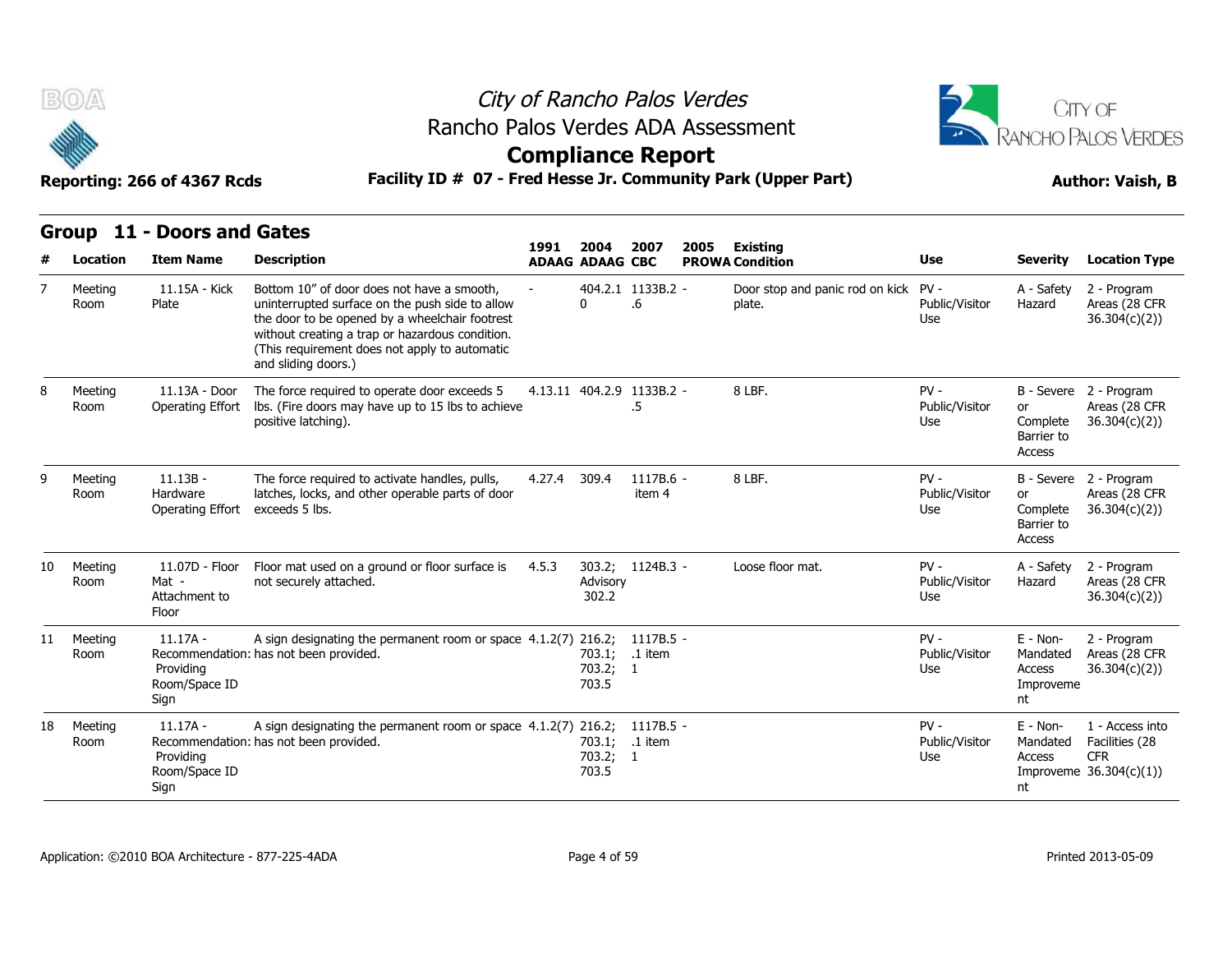# City of Rancho Palos Verdes

## Rancho Palos Verdes ADA Assessment

## Compliance Report

**Reporting: 266 of 4367 Rcds** | **Facility ID # 07 - Fred Hesse Jr. Community Park (Upper Part)** | **Author: Vaish, B**

### Group 11 - Doors and Gates

| # | Location | Item Name | Description | 1991 ADAAG | 2004 ADAAG | 2007 CBC | 2005 PROWA | Existing Condition | Use | Severity | Location Type |
|---|---|---|---|---|---|---|---|---|---|---|---|
| 7 | Meeting Room | 11.15A - Kick Plate | Bottom 10" of door does not have a smooth, uninterrupted surface on the push side to allow the door to be opened by a wheelchair footrest without creating a trap or hazardous condition. (This requirement does not apply to automatic and sliding doors.) | - | 404.2.10 | 1133B.2.6 | - | Door stop and panic rod on kick plate. | PV - Public/Visitor Use | A - Safety Hazard | 2 - Program Areas (28 CFR 36.304(c)(2)) |
| 8 | Meeting Room | 11.13A - Door Operating Effort | The force required to operate door exceeds 5 lbs. (Fire doors may have up to 15 lbs to achieve positive latching). | 4.13.11 | 404.2.9 | 1133B.2.5 | - | 8 LBF. | PV - Public/Visitor Use | B - Severe or Complete Barrier to Access | 2 - Program Areas (28 CFR 36.304(c)(2)) |
| 9 | Meeting Room | 11.13B - Hardware Operating Effort | The force required to activate handles, pulls, latches, locks, and other operable parts of door exceeds 5 lbs. | 4.27.4 | 309.4 | 1117B.6 item 4 | - | 8 LBF. | PV - Public/Visitor Use | B - Severe or Complete Barrier to Access | 2 - Program Areas (28 CFR 36.304(c)(2)) |
| 10 | Meeting Room | 11.07D - Floor Mat - Attachment to Floor | Floor mat used on a ground or floor surface is not securely attached. | 4.5.3 | 303.2; Advisory 302.2 | 1124B.3 | - | Loose floor mat. | PV - Public/Visitor Use | A - Safety Hazard | 2 - Program Areas (28 CFR 36.304(c)(2)) |
| 11 | Meeting Room | 11.17A - Recommendation: Providing Room/Space ID Sign | A sign designating the permanent room or space has not been provided. | 4.1.2(7) | 216.2; 703.1; 703.2; 703.5 | 1117B.5.1 item 1 | - | | PV - Public/Visitor Use | E - Non-Mandated Access Improvement | 2 - Program Areas (28 CFR 36.304(c)(2)) |
| 18 | Meeting Room | 11.17A - Recommendation: Providing Room/Space ID Sign | A sign designating the permanent room or space has not been provided. | 4.1.2(7) | 216.2; 703.1; 703.2; 703.5 | 1117B.5.1 item 1 | - | | PV - Public/Visitor Use | E - Non-Mandated Access Improvement | 1 - Access into Facilities (28 CFR 36.304(c)(1)) |

Application: ©2010 BOA Architecture - 877-225-4ADA | Printed 2013-05-09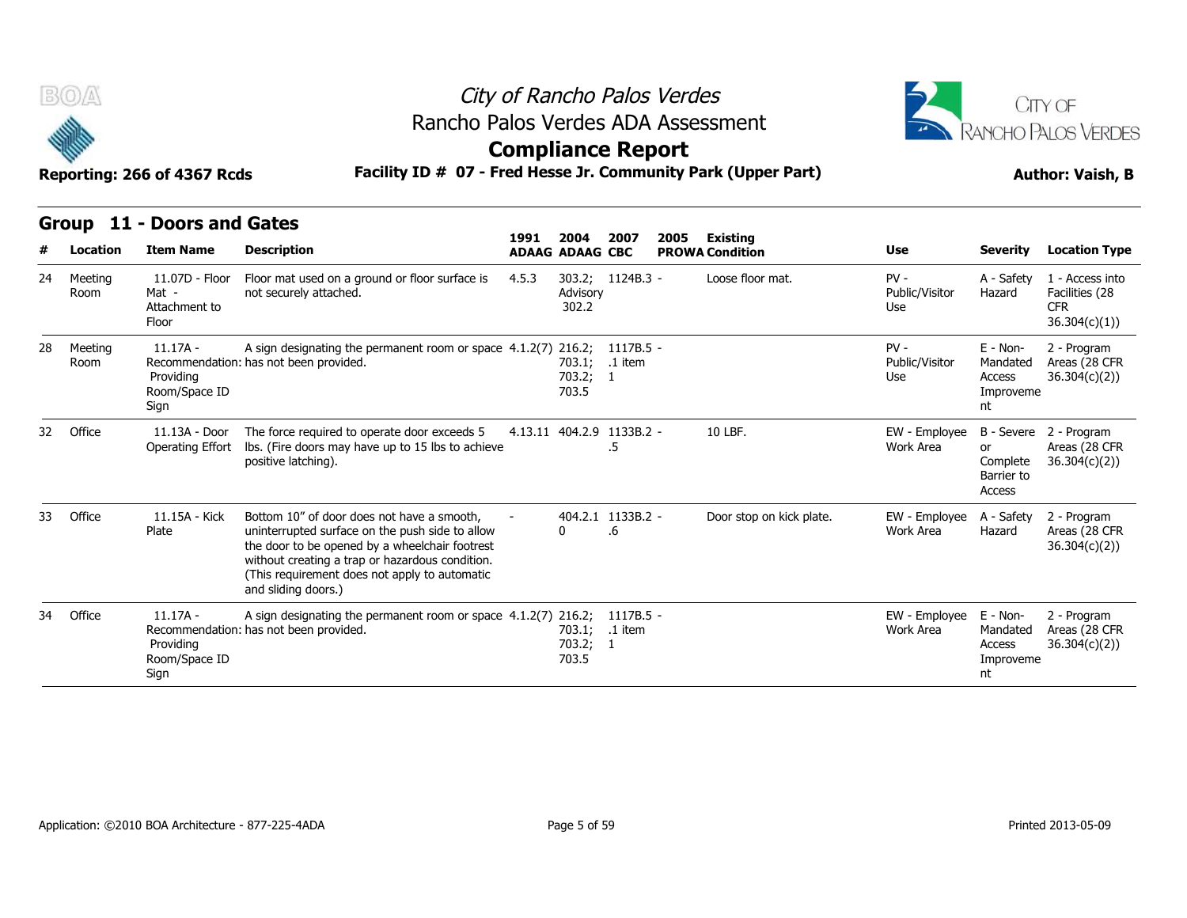# City of Rancho Palos Verdes
## Rancho Palos Verdes ADA Assessment
## Compliance Report

**Reporting: 266 of 4367 Rcds** | **Facility ID # 07 - Fred Hesse Jr. Community Park (Upper Part)** | **Author: Vaish, B**

## Group 11 - Doors and Gates

| # | Location | Item Name | Description | 1991 ADAAG | 2004 ADAAG | 2007 CBC | 2005 PROWA | Existing Condition | Use | Severity | Location Type |
|---|---|---|---|---|---|---|---|---|---|---|---|
| 24 | Meeting Room | 11.07D - Floor Mat - Attachment to Floor | Floor mat used on a ground or floor surface is not securely attached. | 4.5.3 | 303.2; Advisory 302.2 | 1124B.3 | - | Loose floor mat. | PV - Public/Visitor Use | A - Safety Hazard | 1 - Access into Facilities (28 CFR 36.304(c)(1)) |
| 28 | Meeting Room | 11.17A - Recommendation: Providing Room/Space ID Sign | A sign designating the permanent room or space has not been provided. | 4.1.2(7) | 216.2; 703.1; 703.2; 703.5 | 1117B.5 .1 item 1 | - | | PV - Public/Visitor Use | E - Non-Mandated Access Improvement | 2 - Program Areas (28 CFR 36.304(c)(2)) |
| 32 | Office | 11.13A - Door Operating Effort | The force required to operate door exceeds 5 lbs. (Fire doors may have up to 15 lbs to achieve positive latching). | 4.13.11 | 404.2.9 | 1133B.2 .5 | - | 10 LBF. | EW - Employee Work Area | B - Severe or Complete Barrier to Access | 2 - Program Areas (28 CFR 36.304(c)(2)) |
| 33 | Office | 11.15A - Kick Plate | Bottom 10" of door does not have a smooth, uninterrupted surface on the push side to allow the door to be opened by a wheelchair footrest without creating a trap or hazardous condition. (This requirement does not apply to automatic and sliding doors.) | - | 404.2.10 | 1133B.2 .6 | - | Door stop on kick plate. | EW - Employee Work Area | A - Safety Hazard | 2 - Program Areas (28 CFR 36.304(c)(2)) |
| 34 | Office | 11.17A - Recommendation: Providing Room/Space ID Sign | A sign designating the permanent room or space has not been provided. | 4.1.2(7) | 216.2; 703.1; 703.2; 703.5 | 1117B.5 .1 item 1 | - | | EW - Employee Work Area | E - Non-Mandated Access Improvement | 2 - Program Areas (28 CFR 36.304(c)(2)) |

Application: ©2010 BOA Architecture - 877-225-4ADA | Printed 2013-05-09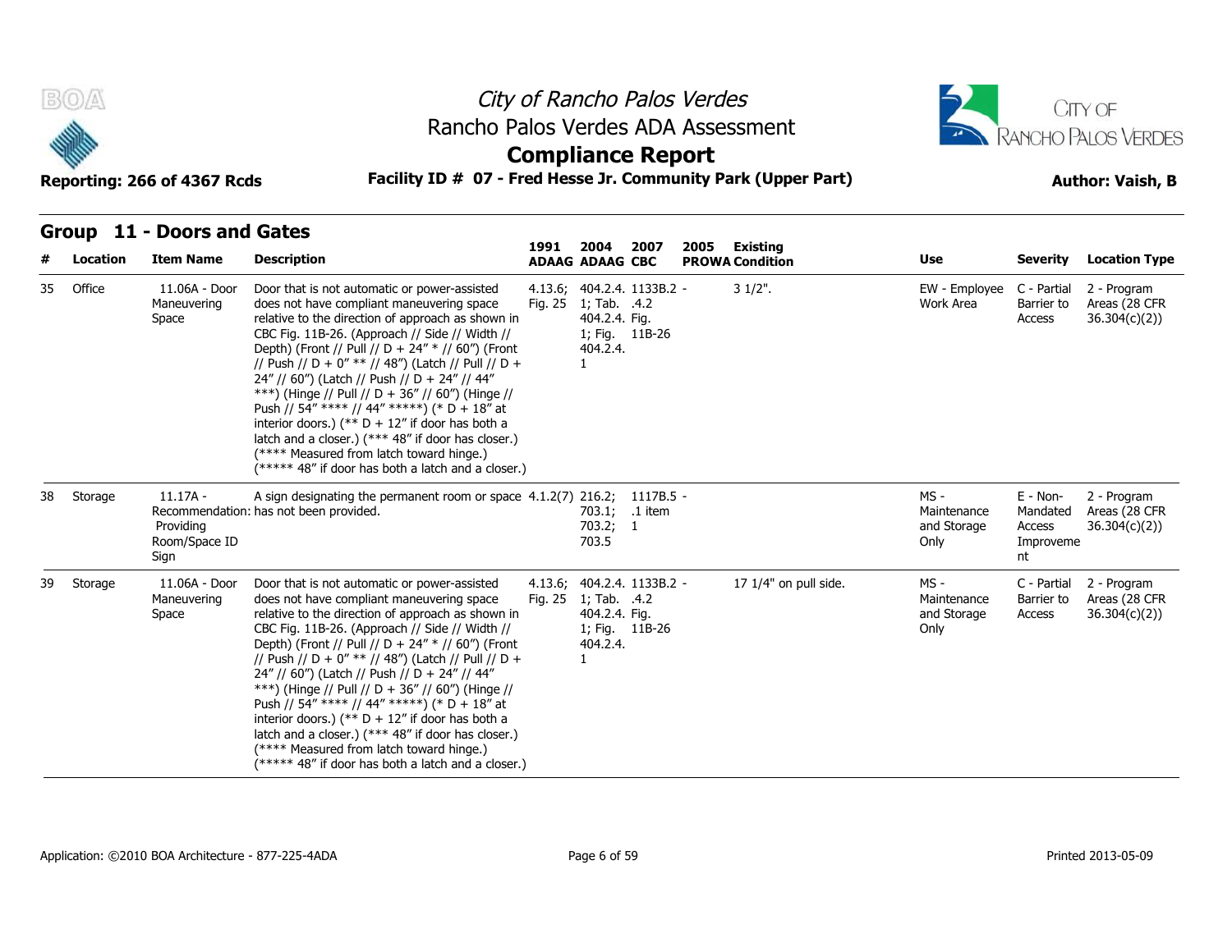# City of Rancho Palos Verdes
## Rancho Palos Verdes ADA Assessment
## Compliance Report

**Reporting: 266 of 4367 Rcds** | **Facility ID # 07 - Fred Hesse Jr. Community Park (Upper Part)** | **Author: Vaish, B**

## Group 11 - Doors and Gates

| # | Location | Item Name | Description | 1991 ADAAG | 2004 ADAAG | 2007 CBC | 2005 PROWA | Existing Condition | Use | Severity | Location Type |
|---|---|---|---|---|---|---|---|---|---|---|---|
| 35 | Office | 11.06A - Door Maneuvering Space | Door that is not automatic or power-assisted does not have compliant maneuvering space relative to the direction of approach as shown in CBC Fig. 11B-26. (Approach // Side // Width // Depth) (Front // Pull // D + 24" * // 60") (Front // Push // D + 0" ** // 48") (Latch // Pull // D + 24" // 60") (Latch // Push // D + 24" // 44" ***) (Hinge // Pull // D + 36" // 60") (Hinge // Push // 54" **** // 44" *****) (* D + 18" at interior doors.) (** D + 12" if door has both a latch and a closer.) (*** 48" if door has closer.) (**** Measured from latch toward hinge.) (***** 48" if door has both a latch and a closer.) | 4.13.6; Fig. 25 | 404.2.4. 1; Tab. 404.2.4. 1; Fig. 404.2.4. 1 | 1133B.2 .4.2 Fig. 11B-26 | - | 3 1/2". | EW - Employee Work Area | C - Partial Barrier to Access | 2 - Program Areas (28 CFR 36.304(c)(2)) |
| 38 | Storage | 11.17A - Recommendation: Providing Room/Space ID Sign | A sign designating the permanent room or space has not been provided. | 4.1.2(7) | 216.2; 703.1; 703.2; 703.5 | 1117B.5 .1 item 1 | - | | MS - Maintenance and Storage Only | E - Non-Mandated Access Improvement | 2 - Program Areas (28 CFR 36.304(c)(2)) |
| 39 | Storage | 11.06A - Door Maneuvering Space | Door that is not automatic or power-assisted does not have compliant maneuvering space relative to the direction of approach as shown in CBC Fig. 11B-26. (Approach // Side // Width // Depth) (Front // Pull // D + 24" * // 60") (Front // Push // D + 0" ** // 48") (Latch // Pull // D + 24" // 60") (Latch // Push // D + 24" // 44" ***) (Hinge // Pull // D + 36" // 60") (Hinge // Push // 54" **** // 44" *****) (* D + 18" at interior doors.) (** D + 12" if door has both a latch and a closer.) (*** 48" if door has closer.) (**** Measured from latch toward hinge.) (***** 48" if door has both a latch and a closer.) | 4.13.6; Fig. 25 | 404.2.4. 1; Tab. 404.2.4. 1; Fig. 404.2.4. 1 | 1133B.2 .4.2 Fig. 11B-26 | - | 17 1/4" on pull side. | MS - Maintenance and Storage Only | C - Partial Barrier to Access | 2 - Program Areas (28 CFR 36.304(c)(2)) |

Application: ©2010 BOA Architecture - 877-225-4ADA | Printed 2013-05-09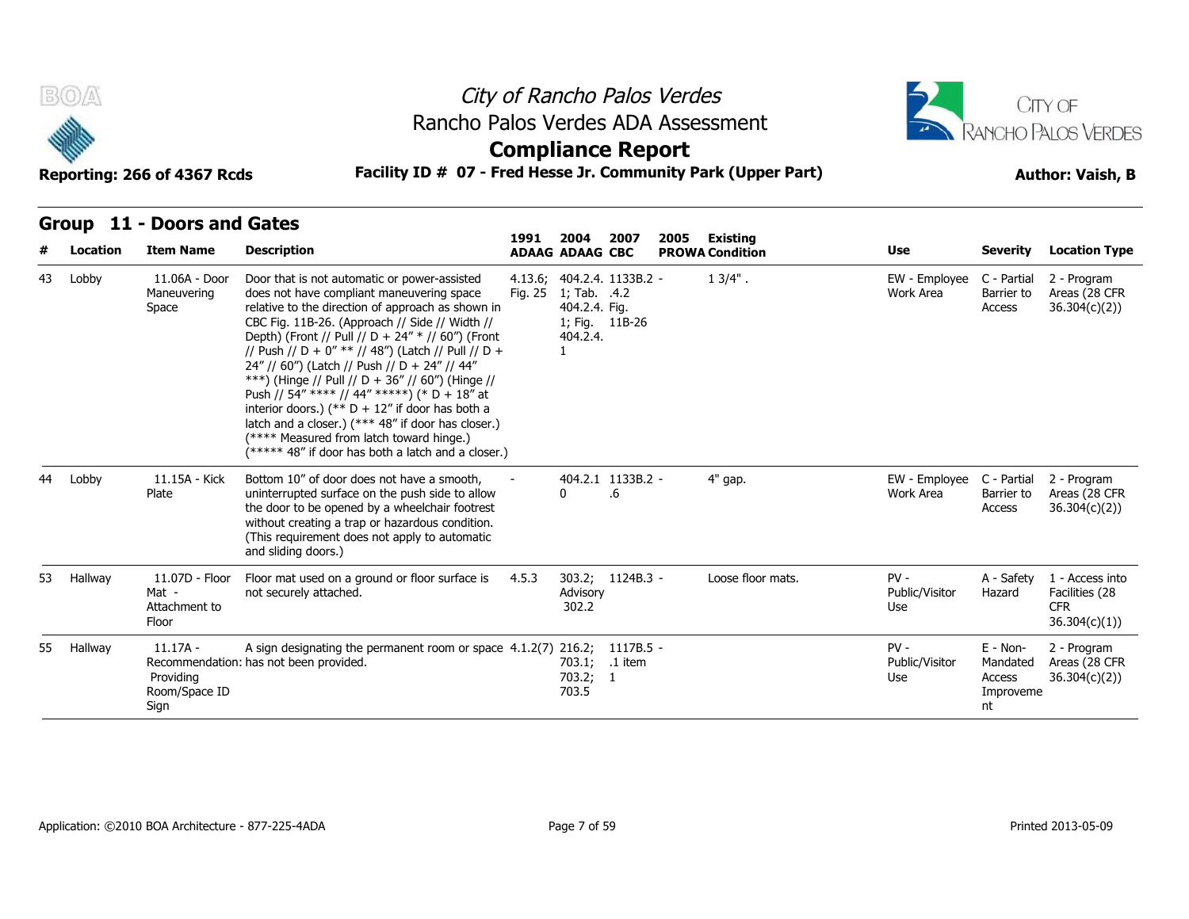## Group 11 - Doors and Gates

| # | Location | Item Name | Description | 1991 ADAAG | 2004 ADAAG | 2007 CBC | 2005 PROWA | Existing Condition | Use | Severity | Location Type |
|---|---|---|---|---|---|---|---|---|---|---|---|
| 43 | Lobby | 11.06A - Door Maneuvering Space | Door that is not automatic or power-assisted does not have compliant maneuvering space relative to the direction of approach as shown in CBC Fig. 11B-26. (Approach // Side // Width // Depth) (Front // Pull // D + 24" * // 60") (Front // Push // D + 0" ** // 48") (Latch // Pull // D + 24" // 60") (Latch // Push // D + 24" // 44" ***) (Hinge // Pull // D + 36" // 60") (Hinge // Push // 54" **** // 44" *****) (* D + 18" at interior doors.) (** D + 12" if door has both a latch and a closer.) (*** 48" if door has closer.) (**** Measured from latch toward hinge.) (***** 48" if door has both a latch and a closer.) | 4.13.6; Fig. 25 | 404.2.4. 1; Tab. 404.2.4. 1; Fig. 404.2.4. 1 | 1133B.2 .4.2 Fig. 11B-26 | - | 1 3/4" . | EW - Employee Work Area | C - Partial Barrier to Access | 2 - Program Areas (28 CFR 36.304(c)(2)) |
| 44 | Lobby | 11.15A - Kick Plate | Bottom 10" of door does not have a smooth, uninterrupted surface on the push side to allow the door to be opened by a wheelchair footrest without creating a trap or hazardous condition. (This requirement does not apply to automatic and sliding doors.) | - | 404.2.1 0 | 1133B.2 .6 | - | 4" gap. | EW - Employee Work Area | C - Partial Barrier to Access | 2 - Program Areas (28 CFR 36.304(c)(2)) |
| 53 | Hallway | 11.07D - Floor Mat - Attachment to Floor | Floor mat used on a ground or floor surface is not securely attached. | 4.5.3 | 303.2; Advisory 302.2 | 1124B.3 | - | Loose floor mats. | PV - Public/Visitor Use | A - Safety Hazard | 1 - Access into Facilities (28 CFR 36.304(c)(1)) |
| 55 | Hallway | 11.17A - Recommendation: Providing Room/Space ID Sign | A sign designating the permanent room or space has not been provided. | 4.1.2(7) | 216.2; 703.1; 703.2; 703.5 | 1117B.5 .1 item 1 | - | | PV - Public/Visitor Use | E - Non-Mandated Access Improvement | 2 - Program Areas (28 CFR 36.304(c)(2)) |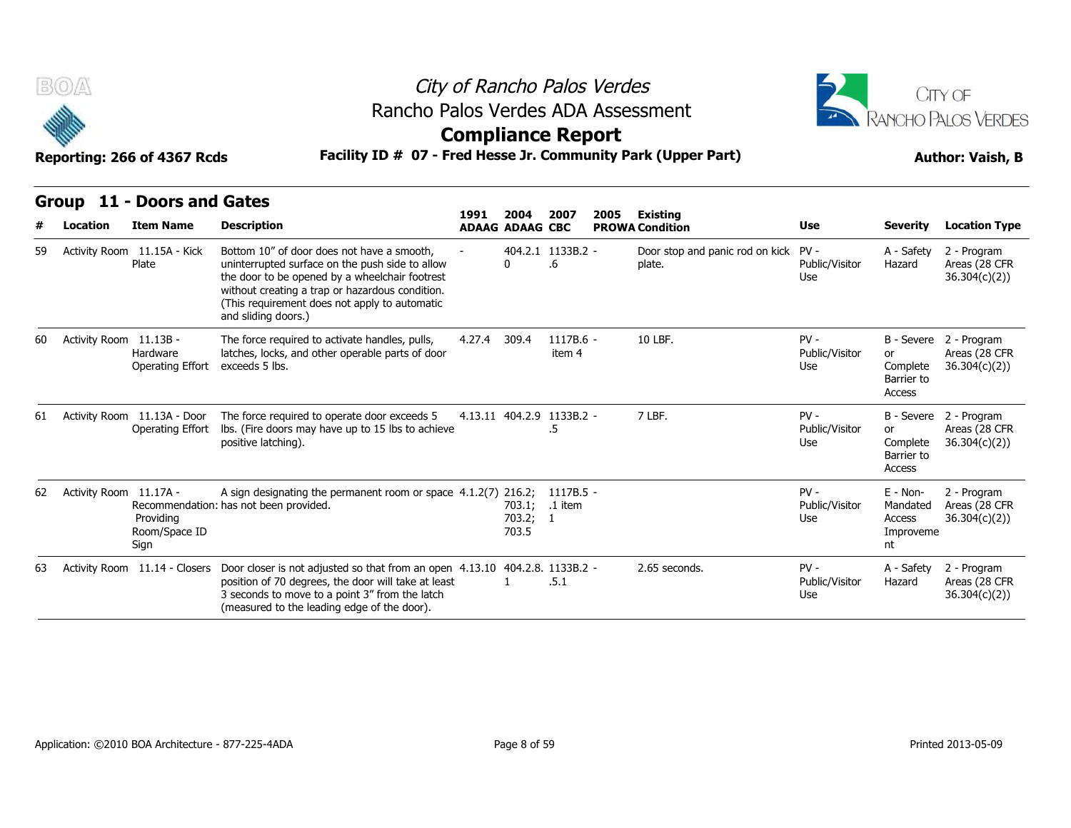# City of Rancho Palos Verdes
## Rancho Palos Verdes ADA Assessment
## Compliance Report

Reporting: 266 of 4367 Rcds

**Facility ID # 07 - Fred Hesse Jr. Community Park (Upper Part)**

Author: Vaish, B

## Group 11 - Doors and Gates

| # | Location | Item Name | Description | 1991 ADAAG | 2004 ADAAG | 2007 CBC | 2005 PROWA | Existing Condition | Use | Severity | Location Type |
|---|---|---|---|---|---|---|---|---|---|---|---|
| 59 | Activity Room | 11.15A - Kick Plate | Bottom 10" of door does not have a smooth, uninterrupted surface on the push side to allow the door to be opened by a wheelchair footrest without creating a trap or hazardous condition. (This requirement does not apply to automatic and sliding doors.) | - | 404.2.10 | 1133B.2 - .6 | | Door stop and panic rod on kick plate. | PV - Public/Visitor Use | A - Safety Hazard | 2 - Program Areas (28 CFR 36.304(c)(2)) |
| 60 | Activity Room | 11.13B - Hardware Operating Effort | The force required to activate handles, pulls, latches, locks, and other operable parts of door exceeds 5 lbs. | 4.27.4 | 309.4 | 1117B.6 - item 4 | | 10 LBF. | PV - Public/Visitor Use | B - Severe or Complete Barrier to Access | 2 - Program Areas (28 CFR 36.304(c)(2)) |
| 61 | Activity Room | 11.13A - Door Operating Effort | The force required to operate door exceeds 5 lbs. (Fire doors may have up to 15 lbs to achieve positive latching). | 4.13.11 | 404.2.9 | 1133B.2 - .5 | | 7 LBF. | PV - Public/Visitor Use | B - Severe or Complete Barrier to Access | 2 - Program Areas (28 CFR 36.304(c)(2)) |
| 62 | Activity Room | 11.17A - Recommendation: Providing Room/Space ID Sign | A sign designating the permanent room or space has not been provided. | 4.1.2(7) | 216.2; 703.1; 703.2; 703.5 | 1117B.5 - .1 item 1 | | | PV - Public/Visitor Use | E - Non-Mandated Access Improvement | 2 - Program Areas (28 CFR 36.304(c)(2)) |
| 63 | Activity Room | 11.14 - Closers | Door closer is not adjusted so that from an open position of 70 degrees, the door will take at least 3 seconds to move to a point 3" from the latch (measured to the leading edge of the door). | 4.13.10 | 404.2.8.1 | 1133B.2 - .5.1 | | 2.65 seconds. | PV - Public/Visitor Use | A - Safety Hazard | 2 - Program Areas (28 CFR 36.304(c)(2)) |

Application: ©2010 BOA Architecture - 877-225-4ADA

Printed 2013-05-09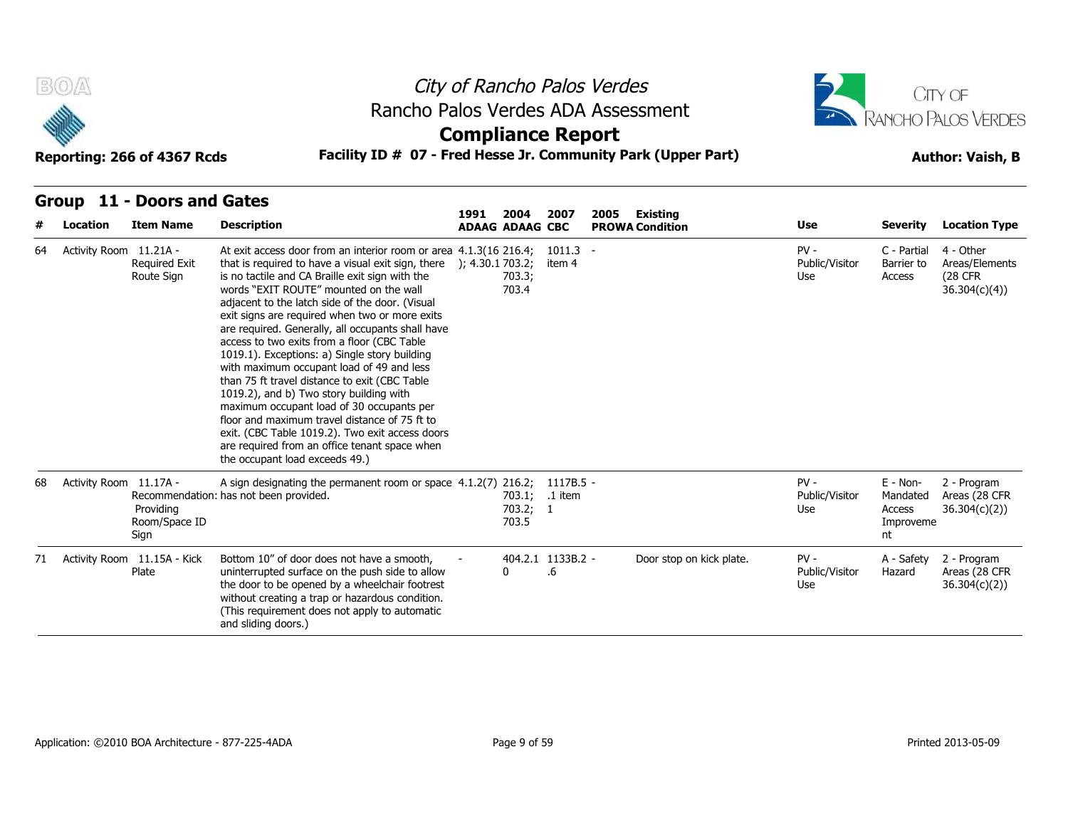# City of Rancho Palos Verdes

## Rancho Palos Verdes ADA Assessment

## Compliance Report

**Reporting: 266 of 4367 Rcds** **Facility ID # 07 - Fred Hesse Jr. Community Park (Upper Part)** **Author: Vaish, B**

### Group 11 - Doors and Gates

| # | Location | Item Name | Description | 1991 ADAAG | 2004 ADAAG | 2007 CBC | 2005 PROWA | Existing Condition | Use | Severity | Location Type |
|---|---|---|---|---|---|---|---|---|---|---|---|
| 64 | Activity Room | 11.21A - Required Exit Route Sign | At exit access door from an interior room or area that is required to have a visual exit sign, there is no tactile and CA Braille exit sign with the words "EXIT ROUTE" mounted on the wall adjacent to the latch side of the door. (Visual exit signs are required when two or more exits are required. Generally, all occupants shall have access to two exits from a floor (CBC Table 1019.1). Exceptions: a) Single story building with maximum occupant load of 49 and less than 75 ft travel distance to exit (CBC Table 1019.2), and b) Two story building with maximum occupant load of 30 occupants per floor and maximum travel distance of 75 ft to exit. (CBC Table 1019.2). Two exit access doors are required from an office tenant space when the occupant load exceeds 49.) | 4.1.3(16); 4.30.1 | 216.4; 703.2; 703.3; 703.4 | 1011.3 item 4 | - | | PV - Public/Visitor Use | C - Partial Barrier to Access | 4 - Other Areas/Elements (28 CFR 36.304(c)(4)) |
| 68 | Activity Room | 11.17A - Recommendation: Providing Room/Space ID Sign | A sign designating the permanent room or space has not been provided. | 4.1.2(7) | 216.2; 703.1; 703.2; 703.5 | 1117B.5.1 item 1 | - | | PV - Public/Visitor Use | E - Non-Mandated Access Improvement | 2 - Program Areas (28 CFR 36.304(c)(2)) |
| 71 | Activity Room | 11.15A - Kick Plate | Bottom 10" of door does not have a smooth, uninterrupted surface on the push side to allow the door to be opened by a wheelchair footrest without creating a trap or hazardous condition. (This requirement does not apply to automatic and sliding doors.) | - | 404.2.10 | 1133B.2.6 | - | Door stop on kick plate. | PV - Public/Visitor Use | A - Safety Hazard | 2 - Program Areas (28 CFR 36.304(c)(2)) |

Application: ©2010 BOA Architecture - 877-225-4ADA

Printed 2013-05-09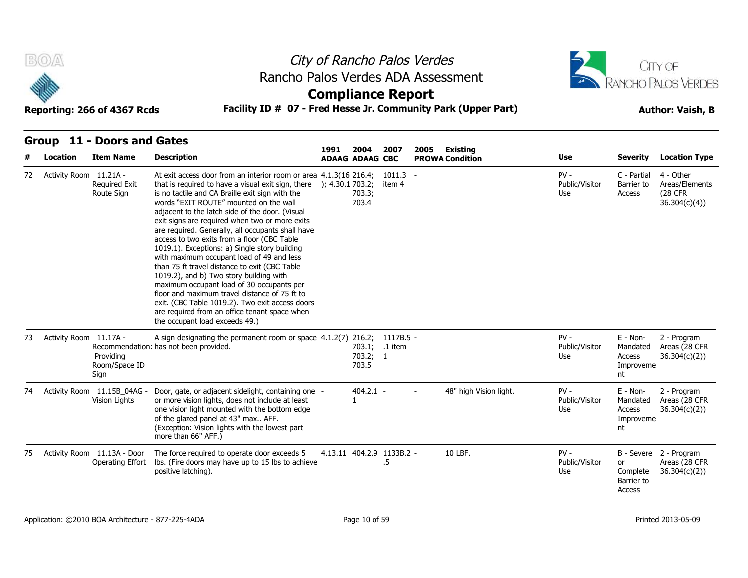## Group 11 - Doors and Gates

| # | Location | Item Name | Description | 1991 ADAAG | 2004 ADAAG | 2007 CBC | 2005 PROWA | Existing Condition | Use | Severity | Location Type |
|---|---|---|---|---|---|---|---|---|---|---|---|
| 72 | Activity Room | 11.21A - Required Exit Route Sign | At exit access door from an interior room or area that is required to have a visual exit sign, there is no tactile and CA Braille exit sign with the words "EXIT ROUTE" mounted on the wall adjacent to the latch side of the door. (Visual exit signs are required when two or more exits are required. Generally, all occupants shall have access to two exits from a floor (CBC Table 1019.1). Exceptions: a) Single story building with maximum occupant load of 49 and less than 75 ft travel distance to exit (CBC Table 1019.2), and b) Two story building with maximum occupant load of 30 occupants per floor and maximum travel distance of 75 ft to exit. (CBC Table 1019.2). Two exit access doors are required from an office tenant space when the occupant load exceeds 49.) | 4.1.3(16); 4.30.1 | 216.4; 703.2; 703.3; 703.4 | 1011.3 item 4 | - | | PV - Public/Visitor Use | C - Partial Barrier to Access | 4 - Other Areas/Elements (28 CFR 36.304(c)(4)) |
| 73 | Activity Room | 11.17A - Recommendation: Providing Room/Space ID Sign | A sign designating the permanent room or space has not been provided. | 4.1.2(7) | 216.2; 703.1; 703.2; 703.5 | 1117B.5.1 item 1 | - | | PV - Public/Visitor Use | E - Non-Mandated Access Improvement | 2 - Program Areas (28 CFR 36.304(c)(2)) |
| 74 | Activity Room | 11.15B_04AG - Vision Lights | Door, gate, or adjacent sidelight, containing one or more vision lights, does not include at least one vision light mounted with the bottom edge of the glazed panel at 43" max.. AFF. (Exception: Vision lights with the lowest part more than 66" AFF.) | - | 404.2.1 1 | - | - | 48" high Vision light. | PV - Public/Visitor Use | E - Non-Mandated Access Improvement | 2 - Program Areas (28 CFR 36.304(c)(2)) |
| 75 | Activity Room | 11.13A - Door Operating Effort | The force required to operate door exceeds 5 lbs. (Fire doors may have up to 15 lbs to achieve positive latching). | 4.13.11 | 404.2.9 | 1133B.2.5 | - | 10 LBF. | PV - Public/Visitor Use | B - Severe or Complete Barrier to Access | 2 - Program Areas (28 CFR 36.304(c)(2)) |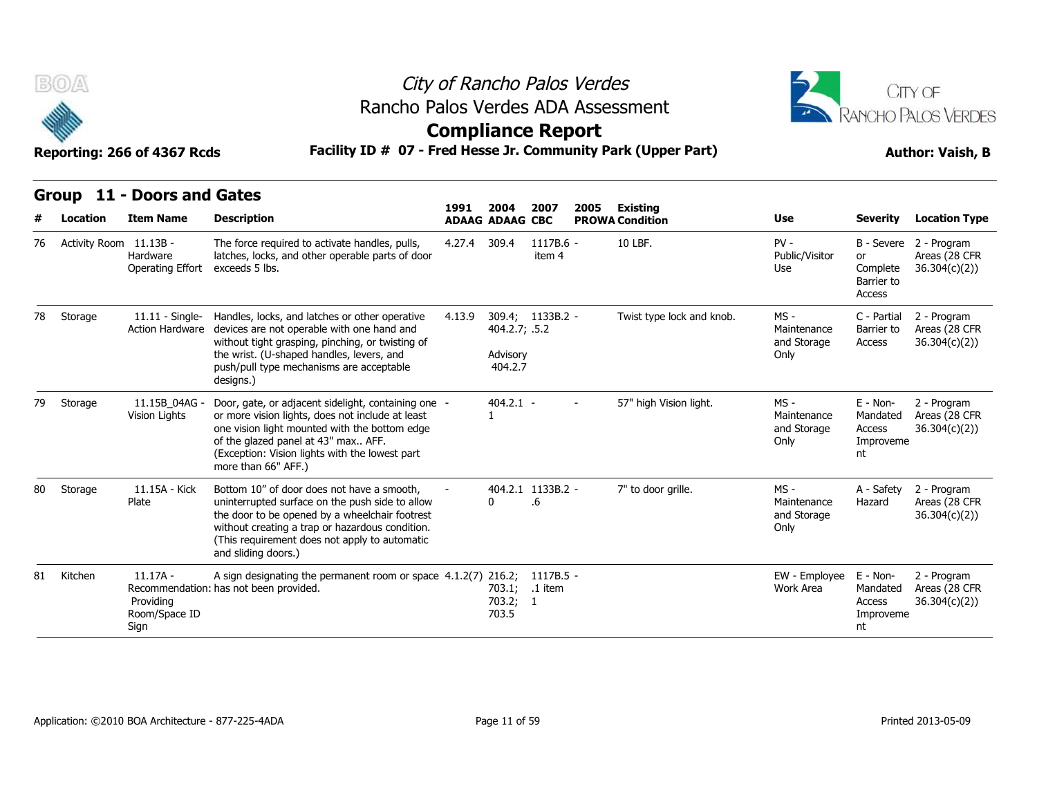# City of Rancho Palos Verdes
## Rancho Palos Verdes ADA Assessment
## Compliance Report

**Reporting: 266 of 4367 Rcds** | **Facility ID # 07 - Fred Hesse Jr. Community Park (Upper Part)** | **Author: Vaish, B**

## Group 11 - Doors and Gates

| # | Location | Item Name | Description | 1991 ADAAG | 2004 ADAAG | 2007 CBC | 2005 PROWA | Existing Condition | Use | Severity | Location Type |
|---|---|---|---|---|---|---|---|---|---|---|---|
| 76 | Activity Room | 11.13B - Hardware Operating Effort | The force required to activate handles, pulls, latches, locks, and other operable parts of door exceeds 5 lbs. | 4.27.4 | 309.4 | 1117B.6 - item 4 | | 10 LBF. | PV - Public/Visitor Use | B - Severe or Complete Barrier to Access | 2 - Program Areas (28 CFR 36.304(c)(2)) |
| 78 | Storage | 11.11 - Single-Action Hardware | Handles, locks, and latches or other operative devices are not operable with one hand and without tight grasping, pinching, or twisting of the wrist. (U-shaped handles, levers, and push/pull type mechanisms are acceptable designs.) | 4.13.9 | 309.4; 404.2.7; Advisory 404.2.7 | 1133B.2 - .5.2 | | Twist type lock and knob. | MS - Maintenance and Storage Only | C - Partial Barrier to Access | 2 - Program Areas (28 CFR 36.304(c)(2)) |
| 79 | Storage | 11.15B_04AG - Vision Lights | Door, gate, or adjacent sidelight, containing one or more vision lights, does not include at least one vision light mounted with the bottom edge of the glazed panel at 43" max.. AFF. (Exception: Vision lights with the lowest part more than 66" AFF.) | - | 404.2.1 - 1 | - | | 57" high Vision light. | MS - Maintenance and Storage Only | E - Non-Mandated Access Improvement | 2 - Program Areas (28 CFR 36.304(c)(2)) |
| 80 | Storage | 11.15A - Kick Plate | Bottom 10" of door does not have a smooth, uninterrupted surface on the push side to allow the door to be opened by a wheelchair footrest without creating a trap or hazardous condition. (This requirement does not apply to automatic and sliding doors.) | - | 404.2.10 | 1133B.2 - .6 | | 7" to door grille. | MS - Maintenance and Storage Only | A - Safety Hazard | 2 - Program Areas (28 CFR 36.304(c)(2)) |
| 81 | Kitchen | 11.17A - Recommendation: Providing Room/Space ID Sign | A sign designating the permanent room or space has not been provided. | 4.1.2(7) | 216.2; 703.1; 703.2; 703.5 | 1117B.5 - .1 item 1 | | | EW - Employee Work Area | E - Non-Mandated Access Improvement | 2 - Program Areas (28 CFR 36.304(c)(2)) |

Application: ©2010 BOA Architecture - 877-225-4ADA | Printed 2013-05-09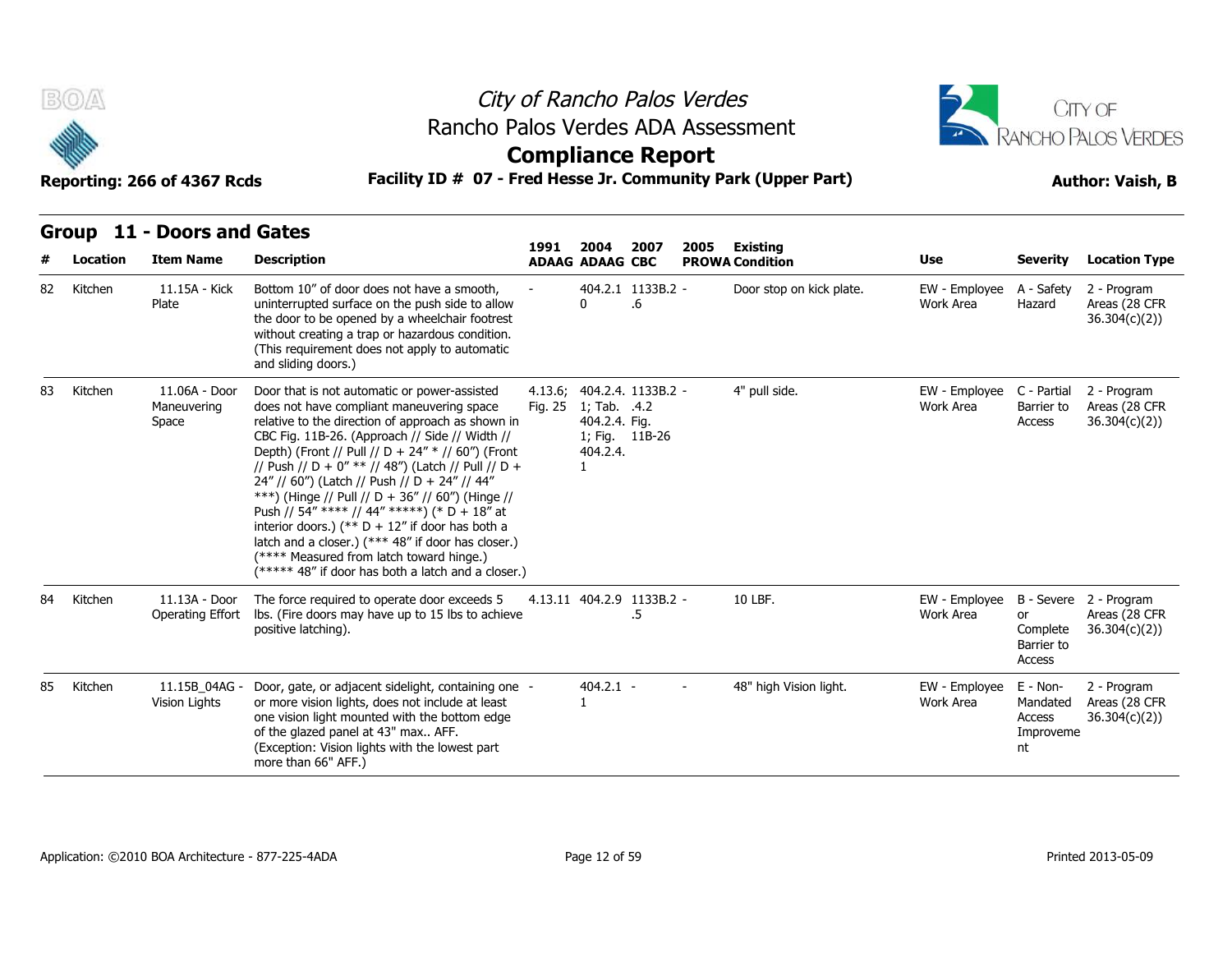# City of Rancho Palos Verdes
## Rancho Palos Verdes ADA Assessment
## Compliance Report

**Reporting: 266 of 4367 Rcds** | **Facility ID # 07 - Fred Hesse Jr. Community Park (Upper Part)** | **Author: Vaish, B**

## Group 11 - Doors and Gates

| # | Location | Item Name | Description | 1991 ADAAG | 2004 ADAAG | 2007 CBC | 2005 PROWA | Existing Condition | Use | Severity | Location Type |
|---|---|---|---|---|---|---|---|---|---|---|---|
| 82 | Kitchen | 11.15A - Kick Plate | Bottom 10" of door does not have a smooth, uninterrupted surface on the push side to allow the door to be opened by a wheelchair footrest without creating a trap or hazardous condition. (This requirement does not apply to automatic and sliding doors.) | - | 404.2.10 | 1133B.2.6 | - | Door stop on kick plate. | EW - Employee Work Area | A - Safety Hazard | 2 - Program Areas (28 CFR 36.304(c)(2)) |
| 83 | Kitchen | 11.06A - Door Maneuvering Space | Door that is not automatic or power-assisted does not have compliant maneuvering space relative to the direction of approach as shown in CBC Fig. 11B-26. (Approach // Side // Width // Depth) (Front // Pull // D + 24" * // 60") (Front // Push // D + 0" ** // 48") (Latch // Pull // D + 24" // 60") (Latch // Push // D + 24" // 44" ***) (Hinge // Pull // D + 36" // 60") (Hinge // Push // 54" **** // 44" *****) (* D + 18" at interior doors.) (** D + 12" if door has both a latch and a closer.) (*** 48" if door has closer.) (**** Measured from latch toward hinge.) (***** 48" if door has both a latch and a closer.) | 4.13.6; Fig. 25 | 404.2.4.1; Tab. 404.2.4.1; Fig. 404.2.4.1 | 1133B.2.4.2 Fig. 11B-26 | - | 4" pull side. | EW - Employee Work Area | C - Partial Barrier to Access | 2 - Program Areas (28 CFR 36.304(c)(2)) |
| 84 | Kitchen | 11.13A - Door Operating Effort | The force required to operate door exceeds 5 lbs. (Fire doors may have up to 15 lbs to achieve positive latching). | 4.13.11 | 404.2.9 | 1133B.2.5 | - | 10 LBF. | EW - Employee Work Area | B - Severe or Complete Barrier to Access | 2 - Program Areas (28 CFR 36.304(c)(2)) |
| 85 | Kitchen | 11.15B_04AG - Vision Lights | Door, gate, or adjacent sidelight, containing one or more vision lights, does not include at least one vision light mounted with the bottom edge of the glazed panel at 43" max.. AFF. (Exception: Vision lights with the lowest part more than 66" AFF.) | - | 404.2.11 | - | - | 48" high Vision light. | EW - Employee Work Area | E - Non-Mandated Access Improvement | 2 - Program Areas (28 CFR 36.304(c)(2)) |

Application: ©2010 BOA Architecture - 877-225-4ADA | Printed 2013-05-09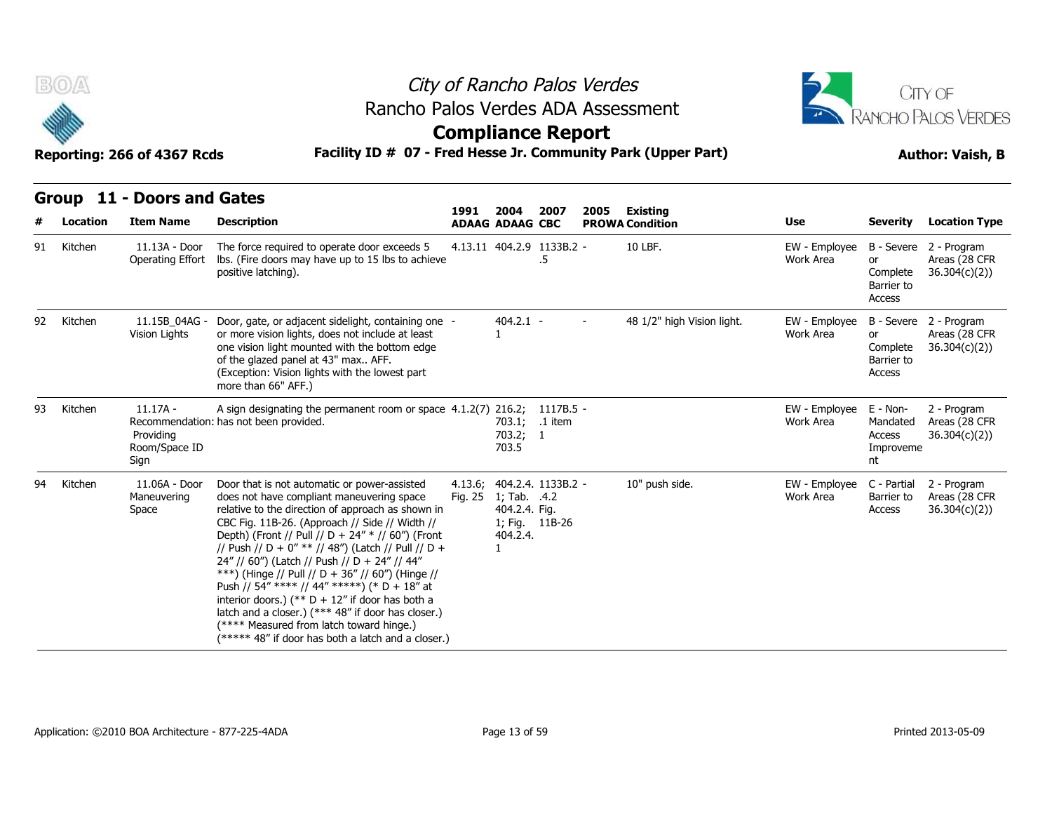# City of Rancho Palos Verdes
## Rancho Palos Verdes ADA Assessment
## Compliance Report

**Reporting: 266 of 4367 Rcds** | **Facility ID # 07 - Fred Hesse Jr. Community Park (Upper Part)** | **Author: Vaish, B**

### Group 11 - Doors and Gates

| # | Location | Item Name | Description | 1991 ADAAG | 2004 ADAAG | 2007 CBC | 2005 PROWA | Existing Condition | Use | Severity | Location Type |
|---|---|---|---|---|---|---|---|---|---|---|---|
| 91 | Kitchen | 11.13A - Door Operating Effort | The force required to operate door exceeds 5 lbs. (Fire doors may have up to 15 lbs to achieve positive latching). | 4.13.11 | 404.2.9 | 1133B.2 .5 | - | 10 LBF. | EW - Employee Work Area | B - Severe or Complete Barrier to Access | 2 - Program Areas (28 CFR 36.304(c)(2)) |
| 92 | Kitchen | 11.15B_04AG - Vision Lights | Door, gate, or adjacent sidelight, containing one or more vision lights, does not include at least one vision light mounted with the bottom edge of the glazed panel at 43" max.. AFF. (Exception: Vision lights with the lowest part more than 66" AFF.) | - | 404.2.1 1 | - | - | 48 1/2" high Vision light. | EW - Employee Work Area | B - Severe or Complete Barrier to Access | 2 - Program Areas (28 CFR 36.304(c)(2)) |
| 93 | Kitchen | 11.17A - Recommendation: Providing Room/Space ID Sign | A sign designating the permanent room or space has not been provided. | 4.1.2(7) | 216.2; 703.1; 703.2; 703.5 | 1117B.5 .1 item 1 | - | | EW - Employee Work Area | E - Non-Mandated Access Improvement | 2 - Program Areas (28 CFR 36.304(c)(2)) |
| 94 | Kitchen | 11.06A - Door Maneuvering Space | Door that is not automatic or power-assisted does not have compliant maneuvering space relative to the direction of approach as shown in CBC Fig. 11B-26. (Approach // Side // Width // Depth) (Front // Pull // D + 24" * // 60") (Front // Push // D + 0" ** // 48") (Latch // Pull // D + 24" // 60") (Latch // Push // D + 24" // 44" ***) (Hinge // Pull // D + 36" // 60") (Hinge // Push // 54" **** // 44" *****) (* D + 18" at interior doors.) (** D + 12" if door has both a latch and a closer.) (*** 48" if door has closer.) (**** Measured from latch toward hinge.) (***** 48" if door has both a latch and a closer.) | 4.13.6; Fig. 25 | 404.2.4. 1; Tab. 404.2.4. 1; Fig. 404.2.4. 1 | 1133B.2 .4.2 Fig. 11B-26 | - | 10" push side. | EW - Employee Work Area | C - Partial Barrier to Access | 2 - Program Areas (28 CFR 36.304(c)(2)) |

Application: ©2010 BOA Architecture - 877-225-4ADA | Printed 2013-05-09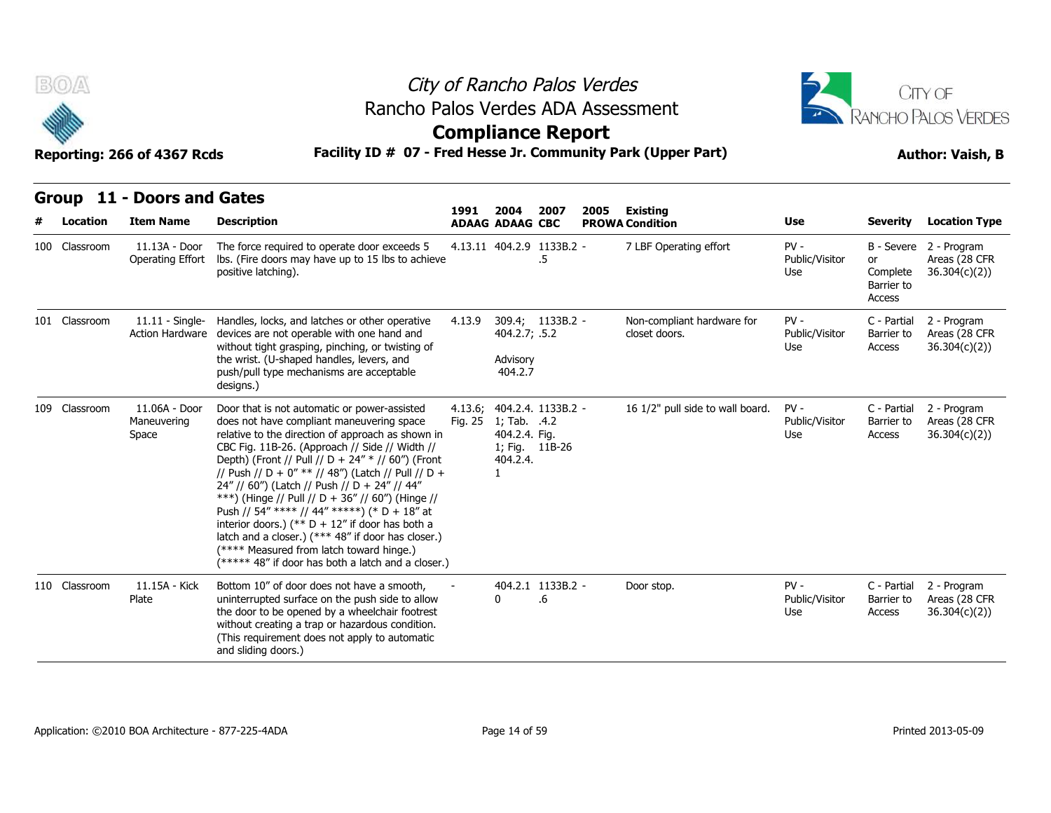# City of Rancho Palos Verdes
## Rancho Palos Verdes ADA Assessment
## Compliance Report

**Reporting: 266 of 4367 Rcds** | **Facility ID # 07 - Fred Hesse Jr. Community Park (Upper Part)** | **Author: Vaish, B**

### Group 11 - Doors and Gates

| # | Location | Item Name | Description | 1991 ADAAG | 2004 ADAAG | 2007 CBC | 2005 PROWA | Existing Condition | Use | Severity | Location Type |
|---|---|---|---|---|---|---|---|---|---|---|---|
| 100 | Classroom | 11.13A - Door Operating Effort | The force required to operate door exceeds 5 lbs. (Fire doors may have up to 15 lbs to achieve positive latching). | 4.13.11 | 404.2.9 | 1133B.2 - .5 | | 7 LBF Operating effort | PV - Public/Visitor Use | B - Severe or Complete Barrier to Access | 2 - Program Areas (28 CFR 36.304(c)(2)) |
| 101 | Classroom | 11.11 - Single-Action Hardware | Handles, locks, and latches or other operative devices are not operable with one hand and without tight grasping, pinching, or twisting of the wrist. (U-shaped handles, levers, and push/pull type mechanisms are acceptable designs.) | 4.13.9 | 309.4; 404.2.7; Advisory 404.2.7 | 1133B.2 - .5.2 | | Non-compliant hardware for closet doors. | PV - Public/Visitor Use | C - Partial Barrier to Access | 2 - Program Areas (28 CFR 36.304(c)(2)) |
| 109 | Classroom | 11.06A - Door Maneuvering Space | Door that is not automatic or power-assisted does not have compliant maneuvering space relative to the direction of approach as shown in CBC Fig. 11B-26. (Approach // Side // Width // Depth) (Front // Pull // D + 24" * // 60") (Front // Push // D + 0" ** // 48") (Latch // Pull // D + 24" // 60") (Latch // Push // D + 24" // 44" ***) (Hinge // Pull // D + 36" // 60") (Hinge // Push // 54" **** // 44" *****) (* D + 18" at interior doors.) (** D + 12" if door has both a latch and a closer.) (*** 48" if door has closer.) (**** Measured from latch toward hinge.) (***** 48" if door has both a latch and a closer.) | 4.13.6; Fig. 25 | 404.2.4. 1; Tab. 404.2.4. 1; Fig. 404.2.4. 1 | 1133B.2 - .4.2 Fig. 11B-26 | | 16 1/2" pull side to wall board. | PV - Public/Visitor Use | C - Partial Barrier to Access | 2 - Program Areas (28 CFR 36.304(c)(2)) |
| 110 | Classroom | 11.15A - Kick Plate | Bottom 10" of door does not have a smooth, uninterrupted surface on the push side to allow the door to be opened by a wheelchair footrest without creating a trap or hazardous condition. (This requirement does not apply to automatic and sliding doors.) | - | 404.2.10 | 1133B.2 - .6 | | Door stop. | PV - Public/Visitor Use | C - Partial Barrier to Access | 2 - Program Areas (28 CFR 36.304(c)(2)) |

Application: ©2010 BOA Architecture - 877-225-4ADA | Printed 2013-05-09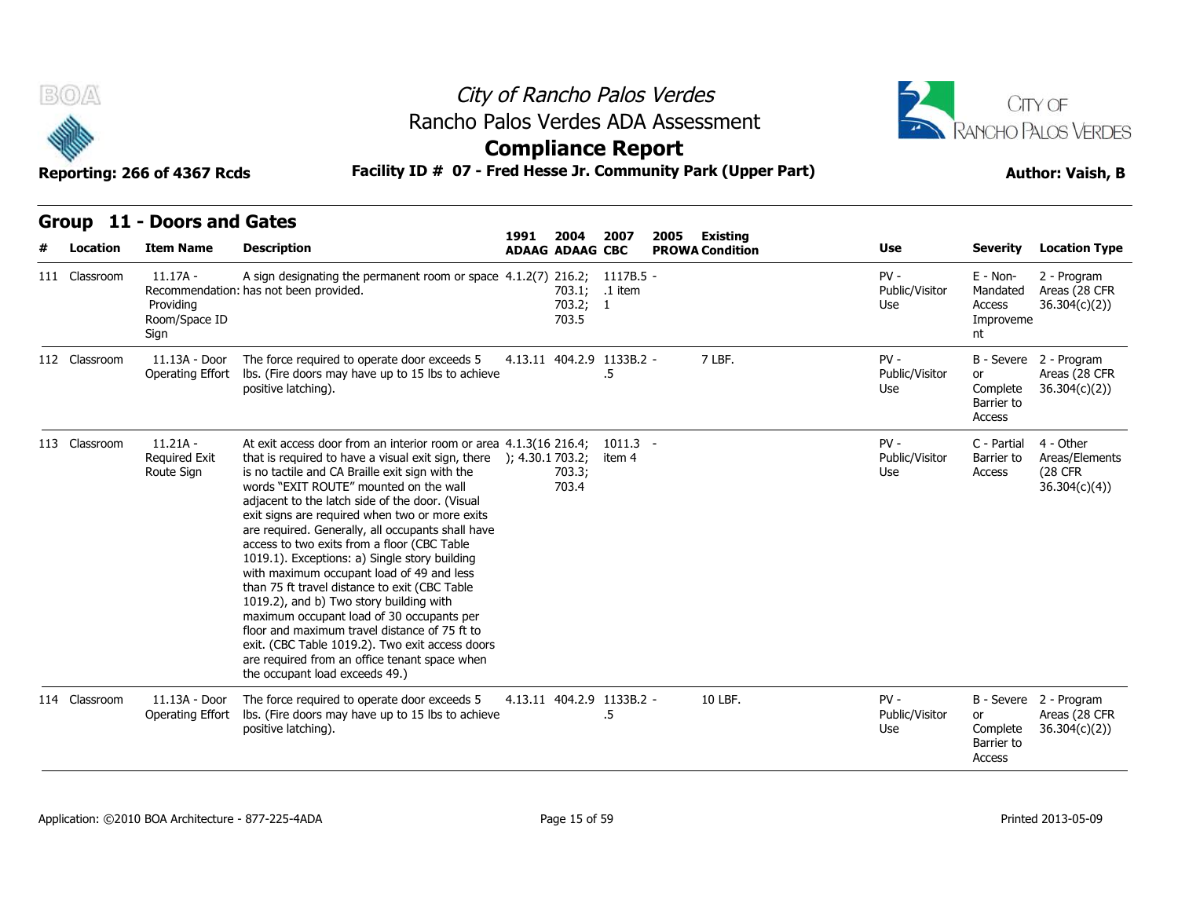# City of Rancho Palos Verdes
## Rancho Palos Verdes ADA Assessment
## Compliance Report

**Reporting: 266 of 4367 Rcds** | **Facility ID # 07 - Fred Hesse Jr. Community Park (Upper Part)** | **Author: Vaish, B**

## Group 11 - Doors and Gates

| # | Location | Item Name | Description | 1991 ADAAG | 2004 ADAAG | 2007 CBC | 2005 PROWA | Existing Condition | Use | Severity | Location Type |
|---|---|---|---|---|---|---|---|---|---|---|---|
| 111 | Classroom | 11.17A - Recommendation: Providing Room/Space ID Sign | A sign designating the permanent room or space has not been provided. | 4.1.2(7) | 216.2; 703.1; 703.2; 703.5 | 1117B.5 .1 item 1 | - | | PV - Public/Visitor Use | E - Non-Mandated Access Improvement | 2 - Program Areas (28 CFR 36.304(c)(2)) |
| 112 | Classroom | 11.13A - Door Operating Effort | The force required to operate door exceeds 5 lbs. (Fire doors may have up to 15 lbs to achieve positive latching). | 4.13.11 | 404.2.9 | 1133B.2 .5 | - | 7 LBF. | PV - Public/Visitor Use | B - Severe or Complete Barrier to Access | 2 - Program Areas (28 CFR 36.304(c)(2)) |
| 113 | Classroom | 11.21A - Required Exit Route Sign | At exit access door from an interior room or area that is required to have a visual exit sign, there is no tactile and CA Braille exit sign with the words "EXIT ROUTE" mounted on the wall adjacent to the latch side of the door. (Visual exit signs are required when two or more exits are required. Generally, all occupants shall have access to two exits from a floor (CBC Table 1019.1). Exceptions: a) Single story building with maximum occupant load of 49 and less than 75 ft travel distance to exit (CBC Table 1019.2), and b) Two story building with maximum occupant load of 30 occupants per floor and maximum travel distance of 75 ft to exit. (CBC Table 1019.2). Two exit access doors are required from an office tenant space when the occupant load exceeds 49.) | 4.1.3(16); 4.30.1 | 216.4; 703.2; 703.3; 703.4 | 1011.3 item 4 | - | | PV - Public/Visitor Use | C - Partial Barrier to Access | 4 - Other Areas/Elements (28 CFR 36.304(c)(4)) |
| 114 | Classroom | 11.13A - Door Operating Effort | The force required to operate door exceeds 5 lbs. (Fire doors may have up to 15 lbs to achieve positive latching). | 4.13.11 | 404.2.9 | 1133B.2 .5 | - | 10 LBF. | PV - Public/Visitor Use | B - Severe or Complete Barrier to Access | 2 - Program Areas (28 CFR 36.304(c)(2)) |

Application: ©2010 BOA Architecture - 877-225-4ADA | Printed 2013-05-09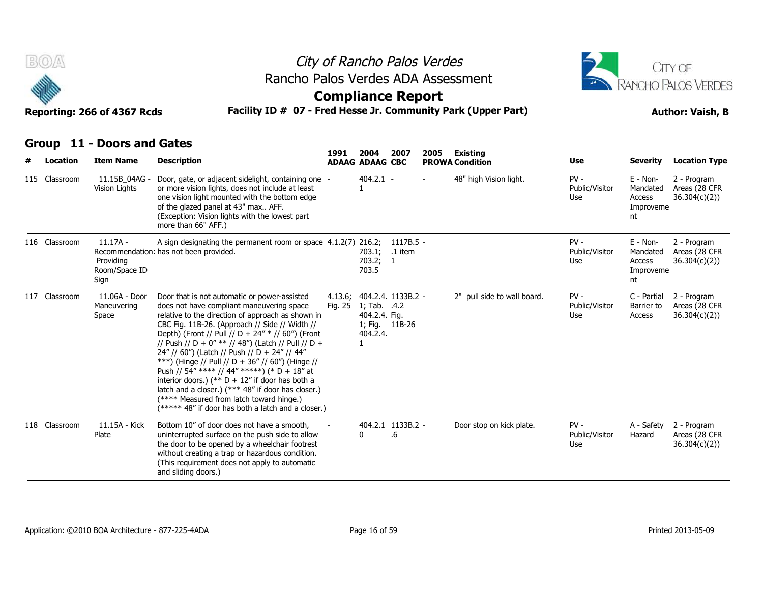# City of Rancho Palos Verdes

## Rancho Palos Verdes ADA Assessment

## Compliance Report

**Reporting: 266 of 4367 Rcds** | **Facility ID # 07 - Fred Hesse Jr. Community Park (Upper Part)** | **Author: Vaish, B**

### Group 11 - Doors and Gates

| # | Location | Item Name | Description | 1991 ADAAG | 2004 ADAAG | 2007 CBC | 2005 PROWA | Existing Condition | Use | Severity | Location Type |
|---|---|---|---|---|---|---|---|---|---|---|---|
| 115 | Classroom | 11.15B_04AG - Vision Lights | Door, gate, or adjacent sidelight, containing one or more vision lights, does not include at least one vision light mounted with the bottom edge of the glazed panel at 43" max.. AFF. (Exception: Vision lights with the lowest part more than 66" AFF.) | - | 404.2.1 - 1 | - | - | 48" high Vision light. | PV - Public/Visitor Use | E - Non-Mandated Access Improvement | 2 - Program Areas (28 CFR 36.304(c)(2)) |
| 116 | Classroom | 11.17A - Recommendation: Providing Room/Space ID Sign | A sign designating the permanent room or space has not been provided. | 4.1.2(7) | 216.2; 703.1; 703.2; 703.5 | 1117B.5 .1 item 1 | - | | PV - Public/Visitor Use | E - Non-Mandated Access Improvement | 2 - Program Areas (28 CFR 36.304(c)(2)) |
| 117 | Classroom | 11.06A - Door Maneuvering Space | Door that is not automatic or power-assisted does not have compliant maneuvering space relative to the direction of approach as shown in CBC Fig. 11B-26. (Approach // Side // Width // Depth) (Front // Pull // D + 24" * // 60") (Front // Push // D + 0" ** // 48") (Latch // Pull // D + 24" // 60") (Latch // Push // D + 24" // 44" ***) (Hinge // Pull // D + 36" // 60") (Hinge // Push // 54" **** // 44" *****) (* D + 18" at interior doors.) (** D + 12" if door has both a latch and a closer.) (*** 48" if door has closer.) (**** Measured from latch toward hinge.) (***** 48" if door has both a latch and a closer.) | 4.13.6; Fig. 25 | 404.2.4. 1; Tab. 404.2.4. 1; Fig. 404.2.4. 1 | 1133B.2 .4.2 Fig. 11B-26 | - | 2" pull side to wall board. | PV - Public/Visitor Use | C - Partial Barrier to Access | 2 - Program Areas (28 CFR 36.304(c)(2)) |
| 118 | Classroom | 11.15A - Kick Plate | Bottom 10" of door does not have a smooth, uninterrupted surface on the push side to allow the door to be opened by a wheelchair footrest without creating a trap or hazardous condition. (This requirement does not apply to automatic and sliding doors.) | - | 404.2.1 0 | 1133B.2 .6 | - | Door stop on kick plate. | PV - Public/Visitor Use | A - Safety Hazard | 2 - Program Areas (28 CFR 36.304(c)(2)) |

Application: ©2010 BOA Architecture - 877-225-4ADA | Printed 2013-05-09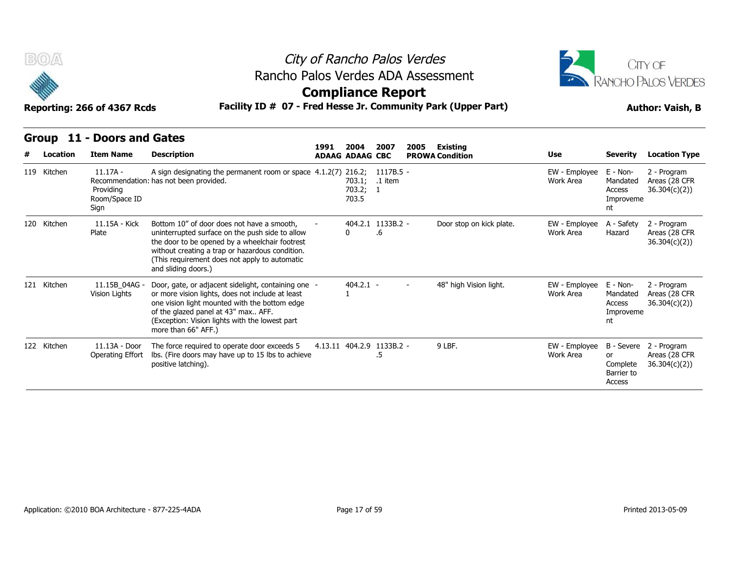# City of Rancho Palos Verdes
## Rancho Palos Verdes ADA Assessment
## Compliance Report

**Reporting: 266 of 4367 Rcds** — **Facility ID # 07 - Fred Hesse Jr. Community Park (Upper Part)** — **Author: Vaish, B**

### Group 11 - Doors and Gates

| # | Location | Item Name | Description | 1991 ADAAG | 2004 ADAAG | 2007 CBC | 2005 PROWA | Existing Condition | Use | Severity | Location Type |
|---|---|---|---|---|---|---|---|---|---|---|---|
| 119 | Kitchen | 11.17A - Recommendation: Providing Room/Space ID Sign | A sign designating the permanent room or space has not been provided. | 4.1.2(7) | 216.2; 703.1; 703.2; 703.5 | 1117B.5.1 item 1 | - | | EW - Employee Work Area | E - Non-Mandated Access Improvement | 2 - Program Areas (28 CFR 36.304(c)(2)) |
| 120 | Kitchen | 11.15A - Kick Plate | Bottom 10" of door does not have a smooth, uninterrupted surface on the push side to allow the door to be opened by a wheelchair footrest without creating a trap or hazardous condition. (This requirement does not apply to automatic and sliding doors.) | - | 404.2.10 | 1133B.2.6 | - | Door stop on kick plate. | EW - Employee Work Area | A - Safety Hazard | 2 - Program Areas (28 CFR 36.304(c)(2)) |
| 121 | Kitchen | 11.15B_04AG - Vision Lights | Door, gate, or adjacent sidelight, containing one or more vision lights, does not include at least one vision light mounted with the bottom edge of the glazed panel at 43" max.. AFF. (Exception: Vision lights with the lowest part more than 66" AFF.) | - | 404.2.11 | - | - | 48" high Vision light. | EW - Employee Work Area | E - Non-Mandated Access Improvement | 2 - Program Areas (28 CFR 36.304(c)(2)) |
| 122 | Kitchen | 11.13A - Door Operating Effort | The force required to operate door exceeds 5 lbs. (Fire doors may have up to 15 lbs to achieve positive latching). | 4.13.11 | 404.2.9 | 1133B.2.5 | - | 9 LBF. | EW - Employee Work Area | B - Severe or Complete Barrier to Access | 2 - Program Areas (28 CFR 36.304(c)(2)) |

Application: ©2010 BOA Architecture - 877-225-4ADA — Printed 2013-05-09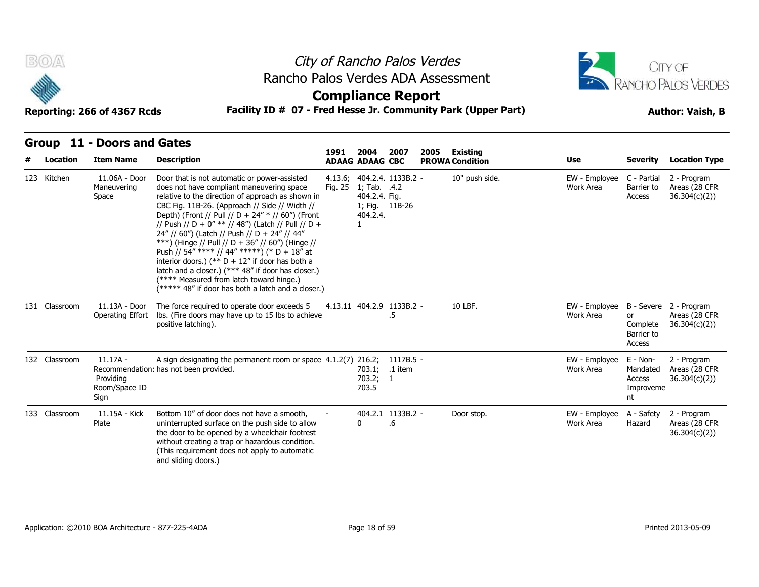## Group 11 - Doors and Gates

| # | Location | Item Name | Description | 1991 ADAAG | 2004 ADAAG | 2007 CBC | 2005 PROWA | Existing Condition | Use | Severity | Location Type |
|---|---|---|---|---|---|---|---|---|---|---|---|
| 123 | Kitchen | 11.06A - Door Maneuvering Space | Door that is not automatic or power-assisted does not have compliant maneuvering space relative to the direction of approach as shown in CBC Fig. 11B-26. (Approach // Side // Width // Depth) (Front // Pull // D + 24" * // 60") (Front // Push // D + 0" ** // 48") (Latch // Pull // D + 24" // 60") (Latch // Push // D + 24" // 44" ***) (Hinge // Pull // D + 36" // 60") (Hinge // Push // 54" **** // 44" *****) (* D + 18" at interior doors.) (** D + 12" if door has both a latch and a closer.) (*** 48" if door has closer.) (**** Measured from latch toward hinge.) (***** 48" if door has both a latch and a closer.) | 4.13.6; Fig. 25 | 404.2.4.1; Tab. 404.2.4. 1; Fig. 404.2.4. 1 | 1133B.2.4.2 Fig. 11B-26 | - | 10" push side. | EW - Employee Work Area | C - Partial Barrier to Access | 2 - Program Areas (28 CFR 36.304(c)(2)) |
| 131 | Classroom | 11.13A - Door Operating Effort | The force required to operate door exceeds 5 lbs. (Fire doors may have up to 15 lbs to achieve positive latching). | 4.13.11 | 404.2.9 | 1133B.2.5 | - | 10 LBF. | EW - Employee Work Area | B - Severe or Complete Barrier to Access | 2 - Program Areas (28 CFR 36.304(c)(2)) |
| 132 | Classroom | 11.17A - Recommendation: Providing Room/Space ID Sign | A sign designating the permanent room or space has not been provided. | 4.1.2(7) | 216.2; 703.1; 703.2; 703.5 | 1117B.5.1 item 1 | - | | EW - Employee Work Area | E - Non-Mandated Access Improvement | 2 - Program Areas (28 CFR 36.304(c)(2)) |
| 133 | Classroom | 11.15A - Kick Plate | Bottom 10" of door does not have a smooth, uninterrupted surface on the push side to allow the door to be opened by a wheelchair footrest without creating a trap or hazardous condition. (This requirement does not apply to automatic and sliding doors.) | - | 404.2.10 | 1133B.2.6 | - | Door stop. | EW - Employee Work Area | A - Safety Hazard | 2 - Program Areas (28 CFR 36.304(c)(2)) |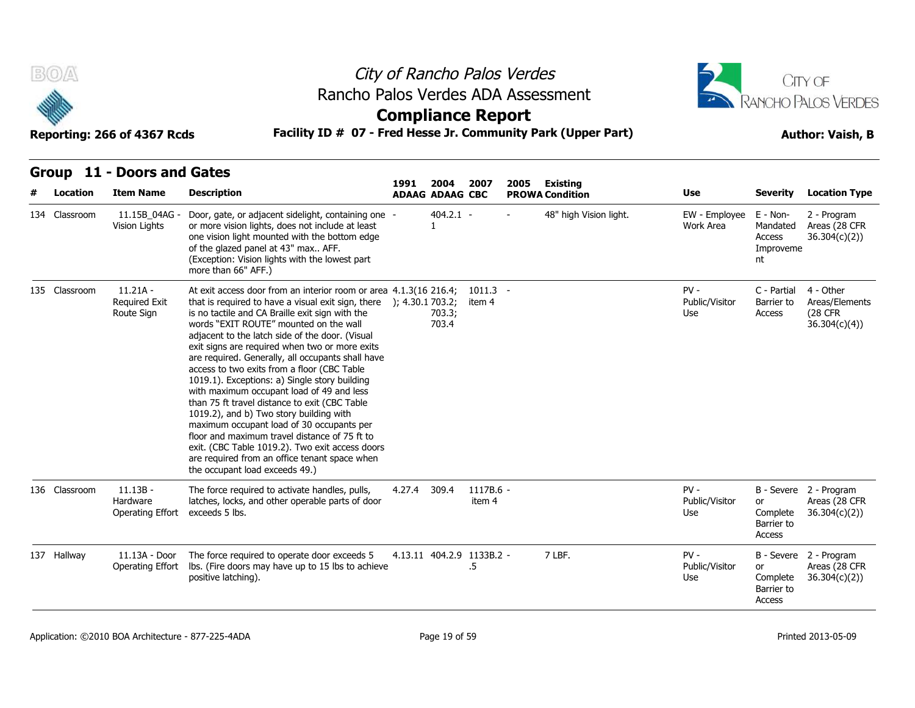# City of Rancho Palos Verdes

## Rancho Palos Verdes ADA Assessment

## Compliance Report

**Reporting: 266 of 4367 Rcds** | **Facility ID # 07 - Fred Hesse Jr. Community Park (Upper Part)** | **Author: Vaish, B**

### Group 11 - Doors and Gates

| # | Location | Item Name | Description | 1991 ADAAG | 2004 ADAAG | 2007 CBC | 2005 PROWA | Existing Condition | Use | Severity | Location Type |
|---|---|---|---|---|---|---|---|---|---|---|---|
| 134 | Classroom | 11.15B_04AG - Vision Lights | Door, gate, or adjacent sidelight, containing one or more vision lights, does not include at least one vision light mounted with the bottom edge of the glazed panel at 43" max.. AFF. (Exception: Vision lights with the lowest part more than 66" AFF.) | - | 404.2.1 - 1 | - | - | 48" high Vision light. | EW - Employee Work Area | E - Non-Mandated Access Improvement | 2 - Program Areas (28 CFR 36.304(c)(2)) |
| 135 | Classroom | 11.21A - Required Exit Route Sign | At exit access door from an interior room or area that is required to have a visual exit sign, there is no tactile and CA Braille exit sign with the words "EXIT ROUTE" mounted on the wall adjacent to the latch side of the door. (Visual exit signs are required when two or more exits are required. Generally, all occupants shall have access to two exits from a floor (CBC Table 1019.1). Exceptions: a) Single story building with maximum occupant load of 49 and less than 75 ft travel distance to exit (CBC Table 1019.2), and b) Two story building with maximum occupant load of 30 occupants per floor and maximum travel distance of 75 ft to exit. (CBC Table 1019.2). Two exit access doors are required from an office tenant space when the occupant load exceeds 49.) | 4.1.3(16); 4.30.1 | 216.4; 703.2; 703.3; 703.4 | 1011.3 item 4 | - | | PV - Public/Visitor Use | C - Partial Barrier to Access | 4 - Other Areas/Elements (28 CFR 36.304(c)(4)) |
| 136 | Classroom | 11.13B - Hardware Operating Effort | The force required to activate handles, pulls, latches, locks, and other operable parts of door exceeds 5 lbs. | 4.27.4 | 309.4 | 1117B.6 item 4 | - | | PV - Public/Visitor Use | B - Severe or Complete Barrier to Access | 2 - Program Areas (28 CFR 36.304(c)(2)) |
| 137 | Hallway | 11.13A - Door Operating Effort | The force required to operate door exceeds 5 lbs. (Fire doors may have up to 15 lbs to achieve positive latching). | 4.13.11 | 404.2.9 | 1133B.2.5 | - | 7 LBF. | PV - Public/Visitor Use | B - Severe or Complete Barrier to Access | 2 - Program Areas (28 CFR 36.304(c)(2)) |

Application: ©2010 BOA Architecture - 877-225-4ADA | Printed 2013-05-09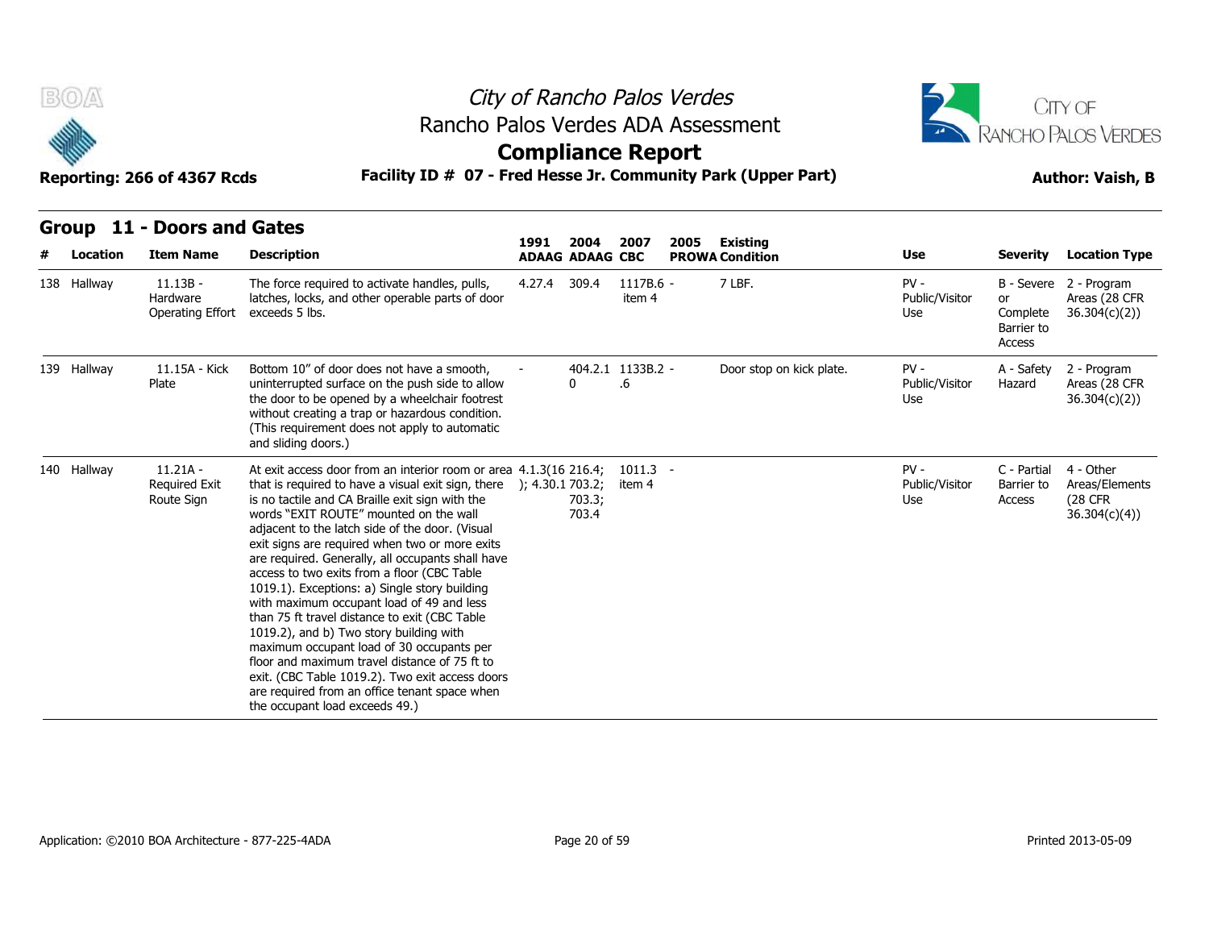# City of Rancho Palos Verdes
## Rancho Palos Verdes ADA Assessment
## Compliance Report

**Reporting: 266 of 4367 Rcds** — **Facility ID # 07 - Fred Hesse Jr. Community Park (Upper Part)** — **Author: Vaish, B**

## Group 11 - Doors and Gates

| # | Location | Item Name | Description | 1991 ADAAG | 2004 ADAAG | 2007 CBC | 2005 PROWA | Existing Condition | Use | Severity | Location Type |
|---|---|---|---|---|---|---|---|---|---|---|---|
| 138 | Hallway | 11.13B - Hardware Operating Effort | The force required to activate handles, pulls, latches, locks, and other operable parts of door exceeds 5 lbs. | 4.27.4 | 309.4 | 1117B.6 - item 4 | | 7 LBF. | PV - Public/Visitor Use | B - Severe or Complete Barrier to Access | 2 - Program Areas (28 CFR 36.304(c)(2)) |
| 139 | Hallway | 11.15A - Kick Plate | Bottom 10" of door does not have a smooth, uninterrupted surface on the push side to allow the door to be opened by a wheelchair footrest without creating a trap or hazardous condition. (This requirement does not apply to automatic and sliding doors.) | - | 404.2.10 | 1133B.2 - .6 | | Door stop on kick plate. | PV - Public/Visitor Use | A - Safety Hazard | 2 - Program Areas (28 CFR 36.304(c)(2)) |
| 140 | Hallway | 11.21A - Required Exit Route Sign | At exit access door from an interior room or area that is required to have a visual exit sign, there is no tactile and CA Braille exit sign with the words "EXIT ROUTE" mounted on the wall adjacent to the latch side of the door. (Visual exit signs are required when two or more exits are required. Generally, all occupants shall have access to two exits from a floor (CBC Table 1019.1). Exceptions: a) Single story building with maximum occupant load of 49 and less than 75 ft travel distance to exit (CBC Table 1019.2), and b) Two story building with maximum occupant load of 30 occupants per floor and maximum travel distance of 75 ft to exit. (CBC Table 1019.2). Two exit access doors are required from an office tenant space when the occupant load exceeds 49.) | 4.1.3(16); 4.30.1 | 216.4; 703.2; 703.3; 703.4 | 1011.3 - item 4 | - | | PV - Public/Visitor Use | C - Partial Barrier to Access | 4 - Other Areas/Elements (28 CFR 36.304(c)(4)) |

Application: ©2010 BOA Architecture - 877-225-4ADA

Printed 2013-05-09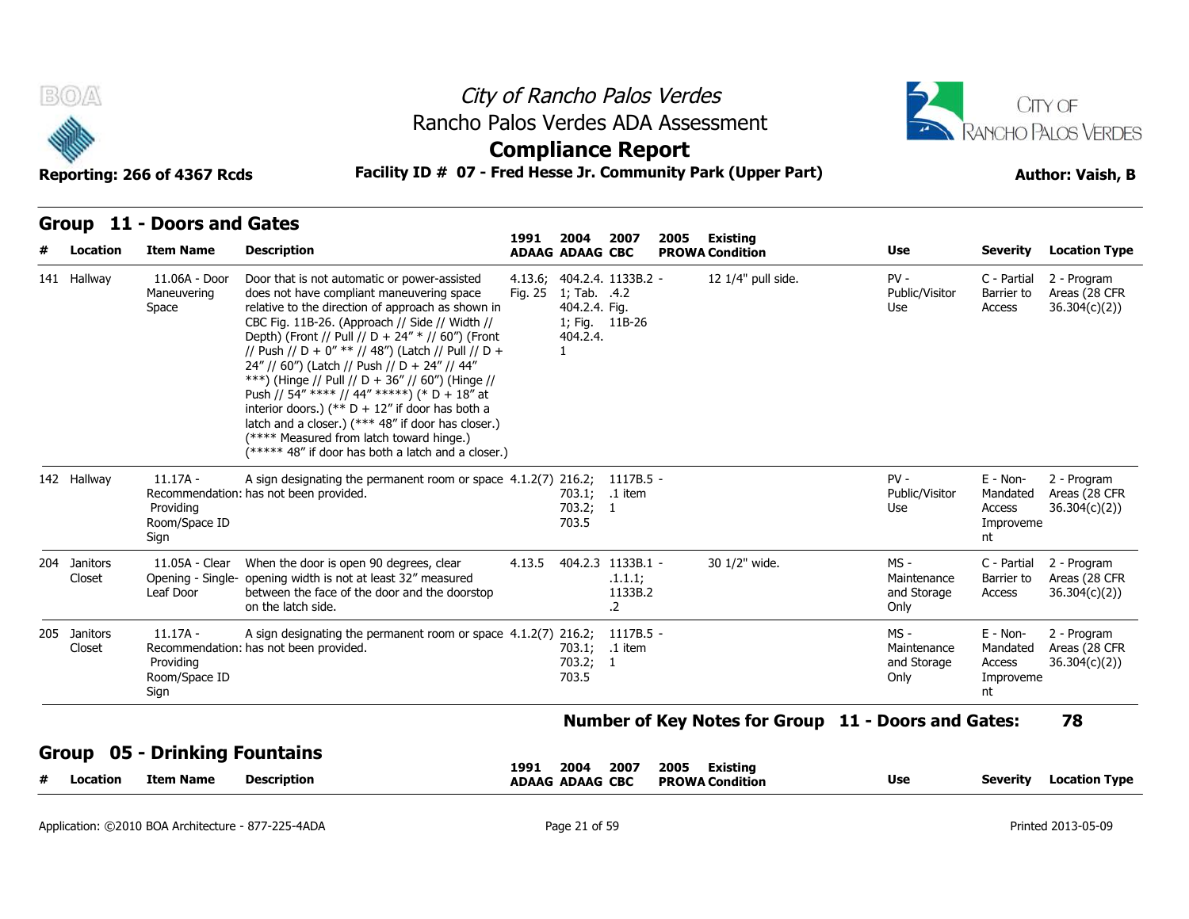## Group 11 - Doors and Gates

| # | Location | Item Name | Description | 1991 ADAAG | 2004 ADAAG | 2007 CBC | 2005 PROWA | Existing Condition | Use | Severity | Location Type |
|---|---|---|---|---|---|---|---|---|---|---|---|
| 141 | Hallway | 11.06A - Door Maneuvering Space | Door that is not automatic or power-assisted does not have compliant maneuvering space relative to the direction of approach as shown in CBC Fig. 11B-26. (Approach // Side // Width // Depth) (Front // Pull // D + 24" * // 60") (Front // Push // D + 0" ** // 48") (Latch // Pull // D + 24" // 60") (Latch // Push // D + 24" // 44" ***) (Hinge // Pull // D + 36" // 60") (Hinge // Push // 54" **** // 44" *****) (* D + 18" at interior doors.) (** D + 12" if door has both a latch and a closer.) (*** 48" if door has closer.) (**** Measured from latch toward hinge.) (***** 48" if door has both a latch and a closer.) | 4.13.6; Fig. 25 | 404.2.4.1; Tab. 404.2.4.1; Fig. 404.2.4.1 | 1133B.2.4.2 Fig. 11B-26 | - | 12 1/4" pull side. | PV - Public/Visitor Use | C - Partial Barrier to Access | 2 - Program Areas (28 CFR 36.304(c)(2)) |
| 142 | Hallway | 11.17A - Recommendation: Providing Room/Space ID Sign | A sign designating the permanent room or space has not been provided. | 4.1.2(7) | 216.2; 703.1; 703.2; 703.5 | 1117B.5.1 item 1 | - | | PV - Public/Visitor Use | E - Non-Mandated Access Improvement | 2 - Program Areas (28 CFR 36.304(c)(2)) |
| 204 | Janitors Closet | 11.05A - Clear Opening - Single-Leaf Door | When the door is open 90 degrees, clear opening width is not at least 32" measured between the face of the door and the doorstop on the latch side. | 4.13.5 | 404.2.3 | 1133B.1.1.1; 1133B.2.2 | - | 30 1/2" wide. | MS - Maintenance and Storage Only | C - Partial Barrier to Access | 2 - Program Areas (28 CFR 36.304(c)(2)) |
| 205 | Janitors Closet | 11.17A - Recommendation: Providing Room/Space ID Sign | A sign designating the permanent room or space has not been provided. | 4.1.2(7) | 216.2; 703.1; 703.2; 703.5 | 1117B.5.1 item 1 | - | | MS - Maintenance and Storage Only | E - Non-Mandated Access Improvement | 2 - Program Areas (28 CFR 36.304(c)(2)) |

**Number of Key Notes for Group 11 - Doors and Gates: 78**

## Group 05 - Drinking Fountains

| # | Location | Item Name | Description | 1991 ADAAG | 2004 ADAAG | 2007 CBC | 2005 PROWA | Existing Condition | Use | Severity | Location Type |
|---|---|---|---|---|---|---|---|---|---|---|---|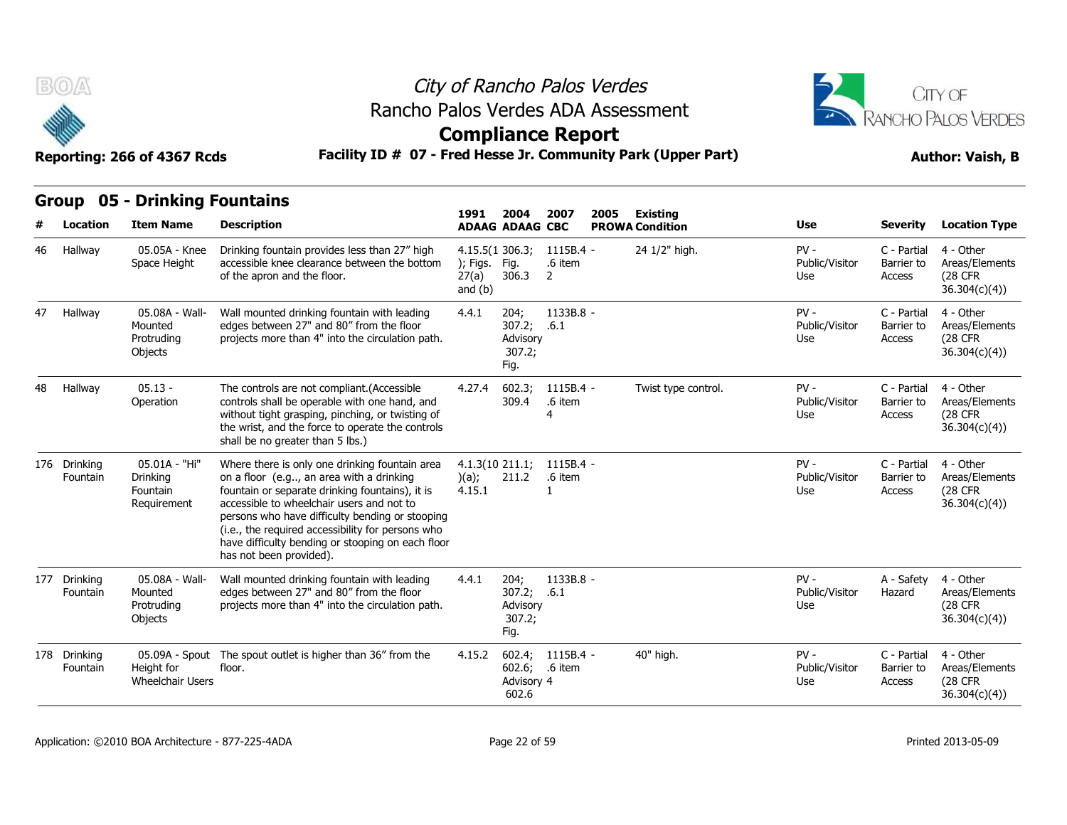City of Rancho Palos Verdes
Rancho Palos Verdes ADA Assessment

# Compliance Report

Reporting: 266 of 4367 Rcds

**Facility ID # 07 - Fred Hesse Jr. Community Park (Upper Part)**

**Author: Vaish, B**

## Group 05 - Drinking Fountains

| # | Location | Item Name | Description | 1991 ADAAG | 2004 ADAAG | 2007 CBC | 2005 PROWA | Existing Condition | Use | Severity | Location Type |
|---|---|---|---|---|---|---|---|---|---|---|---|
| 46 | Hallway | 05.05A - Knee Space Height | Drinking fountain provides less than 27" high accessible knee clearance between the bottom of the apron and the floor. | 4.15.5(1); Figs. 27(a) and (b) | 306.3; Fig. 306.3 | 1115B.4 - .6 item 2 | | 24 1/2" high. | PV - Public/Visitor Use | C - Partial Barrier to Access | 4 - Other Areas/Elements (28 CFR 36.304(c)(4)) |
| 47 | Hallway | 05.08A - Wall-Mounted Protruding Objects | Wall mounted drinking fountain with leading edges between 27" and 80" from the floor projects more than 4" into the circulation path. | 4.4.1 | 204; 307.2; Advisory 307.2; Fig. | 1133B.8 - .6.1 | | | PV - Public/Visitor Use | C - Partial Barrier to Access | 4 - Other Areas/Elements (28 CFR 36.304(c)(4)) |
| 48 | Hallway | 05.13 - Operation | The controls are not compliant.(Accessible controls shall be operable with one hand, and without tight grasping, pinching, or twisting of the wrist, and the force to operate the controls shall be no greater than 5 lbs.) | 4.27.4 | 602.3; 309.4 | 1115B.4 - .6 item 4 | | Twist type control. | PV - Public/Visitor Use | C - Partial Barrier to Access | 4 - Other Areas/Elements (28 CFR 36.304(c)(4)) |
| 176 | Drinking Fountain | 05.01A - "Hi" Drinking Fountain Requirement | Where there is only one drinking fountain area on a floor (e.g.., an area with a drinking fountain or separate drinking fountains), it is accessible to wheelchair users and not to persons who have difficulty bending or stooping (i.e., the required accessibility for persons who have difficulty bending or stooping on each floor has not been provided). | 4.1.3(10)(a); 4.15.1 | 211.1; 211.2 | 1115B.4 - .6 item 1 | | | PV - Public/Visitor Use | C - Partial Barrier to Access | 4 - Other Areas/Elements (28 CFR 36.304(c)(4)) |
| 177 | Drinking Fountain | 05.08A - Wall-Mounted Protruding Objects | Wall mounted drinking fountain with leading edges between 27" and 80" from the floor projects more than 4" into the circulation path. | 4.4.1 | 204; 307.2; Advisory 307.2; Fig. | 1133B.8 - .6.1 | | | PV - Public/Visitor Use | A - Safety Hazard | 4 - Other Areas/Elements (28 CFR 36.304(c)(4)) |
| 178 | Drinking Fountain | 05.09A - Spout Height for Wheelchair Users | The spout outlet is higher than 36" from the floor. | 4.15.2 | 602.4; 602.6; Advisory 602.6 | 1115B.4 - .6 item 4 | | 40" high. | PV - Public/Visitor Use | C - Partial Barrier to Access | 4 - Other Areas/Elements (28 CFR 36.304(c)(4)) |

Application: ©2010 BOA Architecture - 877-225-4ADA

Printed 2013-05-09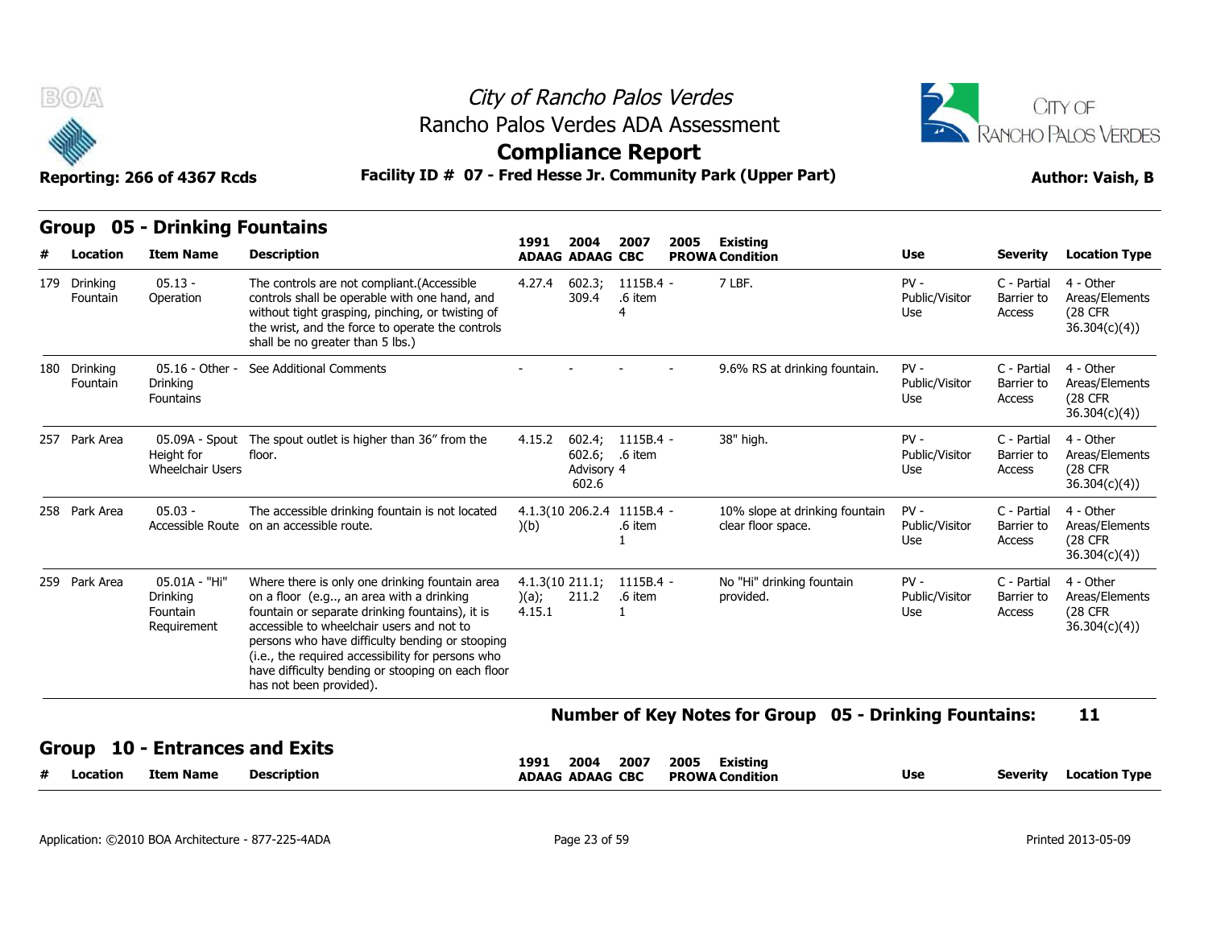## Group 05 - Drinking Fountains

| # | Location | Item Name | Description | 1991 ADAAG | 2004 ADAAG | 2007 CBC | 2005 PROWA | Existing Condition | Use | Severity | Location Type |
|---|---|---|---|---|---|---|---|---|---|---|---|
| 179 | Drinking Fountain | 05.13 - Operation | The controls are not compliant.(Accessible controls shall be operable with one hand, and without tight grasping, pinching, or twisting of the wrist, and the force to operate the controls shall be no greater than 5 lbs.) | 4.27.4 | 602.3; 309.4 | 1115B.4 - .6 item 4 | | 7 LBF. | PV - Public/Visitor Use | C - Partial Barrier to Access | 4 - Other Areas/Elements (28 CFR 36.304(c)(4)) |
| 180 | Drinking Fountain | 05.16 - Other - Drinking Fountains | See Additional Comments | - | - | - | - | 9.6% RS at drinking fountain. | PV - Public/Visitor Use | C - Partial Barrier to Access | 4 - Other Areas/Elements (28 CFR 36.304(c)(4)) |
| 257 | Park Area | 05.09A - Spout Height for Wheelchair Users | The spout outlet is higher than 36" from the floor. | 4.15.2 | 602.4; 602.6; Advisory 602.6 | 1115B.4 - .6 item 4 | | 38" high. | PV - Public/Visitor Use | C - Partial Barrier to Access | 4 - Other Areas/Elements (28 CFR 36.304(c)(4)) |
| 258 | Park Area | 05.03 - Accessible Route | The accessible drinking fountain is not located on an accessible route. | 4.1.3(10)(b) | 206.2.4 | 1115B.4 - .6 item 1 | | 10% slope at drinking fountain clear floor space. | PV - Public/Visitor Use | C - Partial Barrier to Access | 4 - Other Areas/Elements (28 CFR 36.304(c)(4)) |
| 259 | Park Area | 05.01A - "Hi" Drinking Fountain Requirement | Where there is only one drinking fountain area on a floor (e.g.., an area with a drinking fountain or separate drinking fountains), it is accessible to wheelchair users and not to persons who have difficulty bending or stooping (i.e., the required accessibility for persons who have difficulty bending or stooping on each floor has not been provided). | 4.1.3(10)(a); 4.15.1 | 211.1; 211.2 | 1115B.4 - .6 item 1 | | No "Hi" drinking fountain provided. | PV - Public/Visitor Use | C - Partial Barrier to Access | 4 - Other Areas/Elements (28 CFR 36.304(c)(4)) |

**Number of Key Notes for Group 05 - Drinking Fountains: 11**

## Group 10 - Entrances and Exits

| # | Location | Item Name | Description | 1991 ADAAG | 2004 ADAAG | 2007 CBC | 2005 PROWA | Existing Condition | Use | Severity | Location Type |
|---|---|---|---|---|---|---|---|---|---|---|---|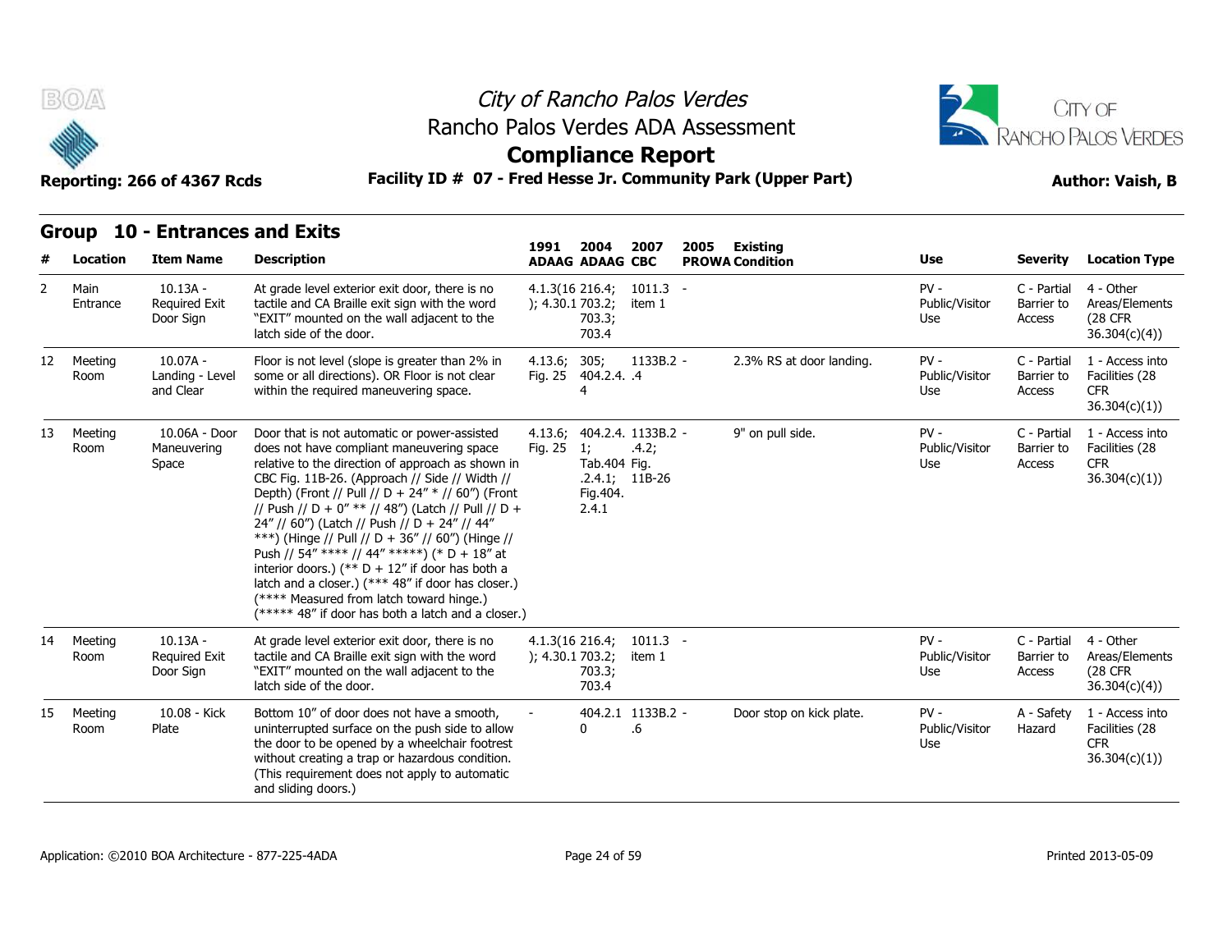# City of Rancho Palos Verdes
## Rancho Palos Verdes ADA Assessment
## Compliance Report

**Reporting: 266 of 4367 Rcds** | **Facility ID # 07 - Fred Hesse Jr. Community Park (Upper Part)** | **Author: Vaish, B**

### Group 10 - Entrances and Exits

| # | Location | Item Name | Description | 1991 ADAAG | 2004 ADAAG | 2007 CBC | 2005 PROWA | Existing Condition | Use | Severity | Location Type |
|---|---|---|---|---|---|---|---|---|---|---|---|
| 2 | Main Entrance | 10.13A - Required Exit Door Sign | At grade level exterior exit door, there is no tactile and CA Braille exit sign with the word "EXIT" mounted on the wall adjacent to the latch side of the door. | 4.1.3(16); 4.30.1 | 216.4; 703.2; 703.3; 703.4 | 1011.3 item 1 | - | | PV - Public/Visitor Use | C - Partial Barrier to Access | 4 - Other Areas/Elements (28 CFR 36.304(c)(4)) |
| 12 | Meeting Room | 10.07A - Landing - Level and Clear | Floor is not level (slope is greater than 2% in some or all directions). OR Floor is not clear within the required maneuvering space. | 4.13.6; Fig. 25 | 305; 404.2.4.4 | 1133B.2.4 | - | 2.3% RS at door landing. | PV - Public/Visitor Use | C - Partial Barrier to Access | 1 - Access into Facilities (28 CFR 36.304(c)(1)) |
| 13 | Meeting Room | 10.06A - Door Maneuvering Space | Door that is not automatic or power-assisted does not have compliant maneuvering space relative to the direction of approach as shown in CBC Fig. 11B-26. (Approach // Side // Width // Depth) (Front // Pull // D + 24" * // 60") (Front // Push // D + 0" ** // 48") (Latch // Pull // D + 24" // 60") (Latch // Push // D + 24" // 44" ***) (Hinge // Pull // D + 36" // 60") (Hinge // Push // 54" **** // 44" *****) (* D + 18" at interior doors.) (** D + 12" if door has both a latch and a closer.) (*** 48" if door has closer.) (**** Measured from latch toward hinge.) (***** 48" if door has both a latch and a closer.) | 4.13.6; Fig. 25 | 404.2.4.1; Tab.404.2.4.1; Fig.404.2.4.1 | 1133B.2.4.2; Fig. 11B-26 | - | 9" on pull side. | PV - Public/Visitor Use | C - Partial Barrier to Access | 1 - Access into Facilities (28 CFR 36.304(c)(1)) |
| 14 | Meeting Room | 10.13A - Required Exit Door Sign | At grade level exterior exit door, there is no tactile and CA Braille exit sign with the word "EXIT" mounted on the wall adjacent to the latch side of the door. | 4.1.3(16); 4.30.1 | 216.4; 703.2; 703.3; 703.4 | 1011.3 item 1 | - | | PV - Public/Visitor Use | C - Partial Barrier to Access | 4 - Other Areas/Elements (28 CFR 36.304(c)(4)) |
| 15 | Meeting Room | 10.08 - Kick Plate | Bottom 10" of door does not have a smooth, uninterrupted surface on the push side to allow the door to be opened by a wheelchair footrest without creating a trap or hazardous condition. (This requirement does not apply to automatic and sliding doors.) | - | 404.2.10 | 1133B.2.6 | - | Door stop on kick plate. | PV - Public/Visitor Use | A - Safety Hazard | 1 - Access into Facilities (28 CFR 36.304(c)(1)) |

Application: ©2010 BOA Architecture - 877-225-4ADA | Printed 2013-05-09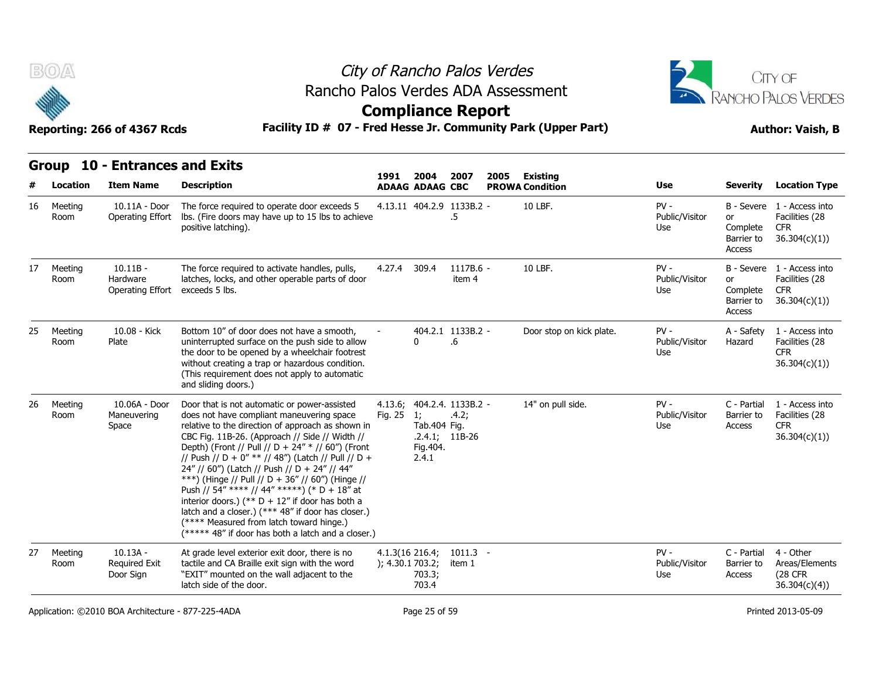# City of Rancho Palos Verdes
## Rancho Palos Verdes ADA Assessment
## Compliance Report

**Reporting: 266 of 4367 Rcds** | **Facility ID # 07 - Fred Hesse Jr. Community Park (Upper Part)** | **Author: Vaish, B**

## Group 10 - Entrances and Exits

| # | Location | Item Name | Description | 1991 ADAAG | 2004 ADAAG | 2007 CBC | 2005 PROWA | Existing Condition | Use | Severity | Location Type |
|---|---|---|---|---|---|---|---|---|---|---|---|
| 16 | Meeting Room | 10.11A - Door Operating Effort | The force required to operate door exceeds 5 lbs. (Fire doors may have up to 15 lbs to achieve positive latching). | 4.13.11 | 404.2.9 | 1133B.2 .5 | - | 10 LBF. | PV - Public/Visitor Use | B - Severe or Complete Barrier to Access | 1 - Access into Facilities (28 CFR 36.304(c)(1)) |
| 17 | Meeting Room | 10.11B - Hardware Operating Effort | The force required to activate handles, pulls, latches, locks, and other operable parts of door exceeds 5 lbs. | 4.27.4 | 309.4 | 1117B.6 item 4 | - | 10 LBF. | PV - Public/Visitor Use | B - Severe or Complete Barrier to Access | 1 - Access into Facilities (28 CFR 36.304(c)(1)) |
| 25 | Meeting Room | 10.08 - Kick Plate | Bottom 10" of door does not have a smooth, uninterrupted surface on the push side to allow the door to be opened by a wheelchair footrest without creating a trap or hazardous condition. (This requirement does not apply to automatic and sliding doors.) | - | 404.2.10 | 1133B.2 .6 | - | Door stop on kick plate. | PV - Public/Visitor Use | A - Safety Hazard | 1 - Access into Facilities (28 CFR 36.304(c)(1)) |
| 26 | Meeting Room | 10.06A - Door Maneuvering Space | Door that is not automatic or power-assisted does not have compliant maneuvering space relative to the direction of approach as shown in CBC Fig. 11B-26. (Approach // Side // Width // Depth) (Front // Pull // D + 24" * // 60") (Front // Push // D + 0" ** // 48") (Latch // Pull // D + 24" // 60") (Latch // Push // D + 24" // 44" ***) (Hinge // Pull // D + 36" // 60") (Hinge // Push // 54" **** // 44" *****) (* D + 18" at interior doors.) (** D + 12" if door has both a latch and a closer.) (*** 48" if door has closer.) (**** Measured from latch toward hinge.) (***** 48" if door has both a latch and a closer.) | 4.13.6; Fig. 25 | 404.2.4.1; Tab.404.2.4.1; Fig.404.2.4.1 | 1133B.2.4.2; Fig. 11B-26 | - | 14" on pull side. | PV - Public/Visitor Use | C - Partial Barrier to Access | 1 - Access into Facilities (28 CFR 36.304(c)(1)) |
| 27 | Meeting Room | 10.13A - Required Exit Door Sign | At grade level exterior exit door, there is no tactile and CA Braille exit sign with the word "EXIT" mounted on the wall adjacent to the latch side of the door. | 4.1.3(16); 4.30.1 | 216.4; 703.2; 703.3; 703.4 | 1011.3 item 1 | - | | PV - Public/Visitor Use | C - Partial Barrier to Access | 4 - Other Areas/Elements (28 CFR 36.304(c)(4)) |

Application: ©2010 BOA Architecture - 877-225-4ADA | Printed 2013-05-09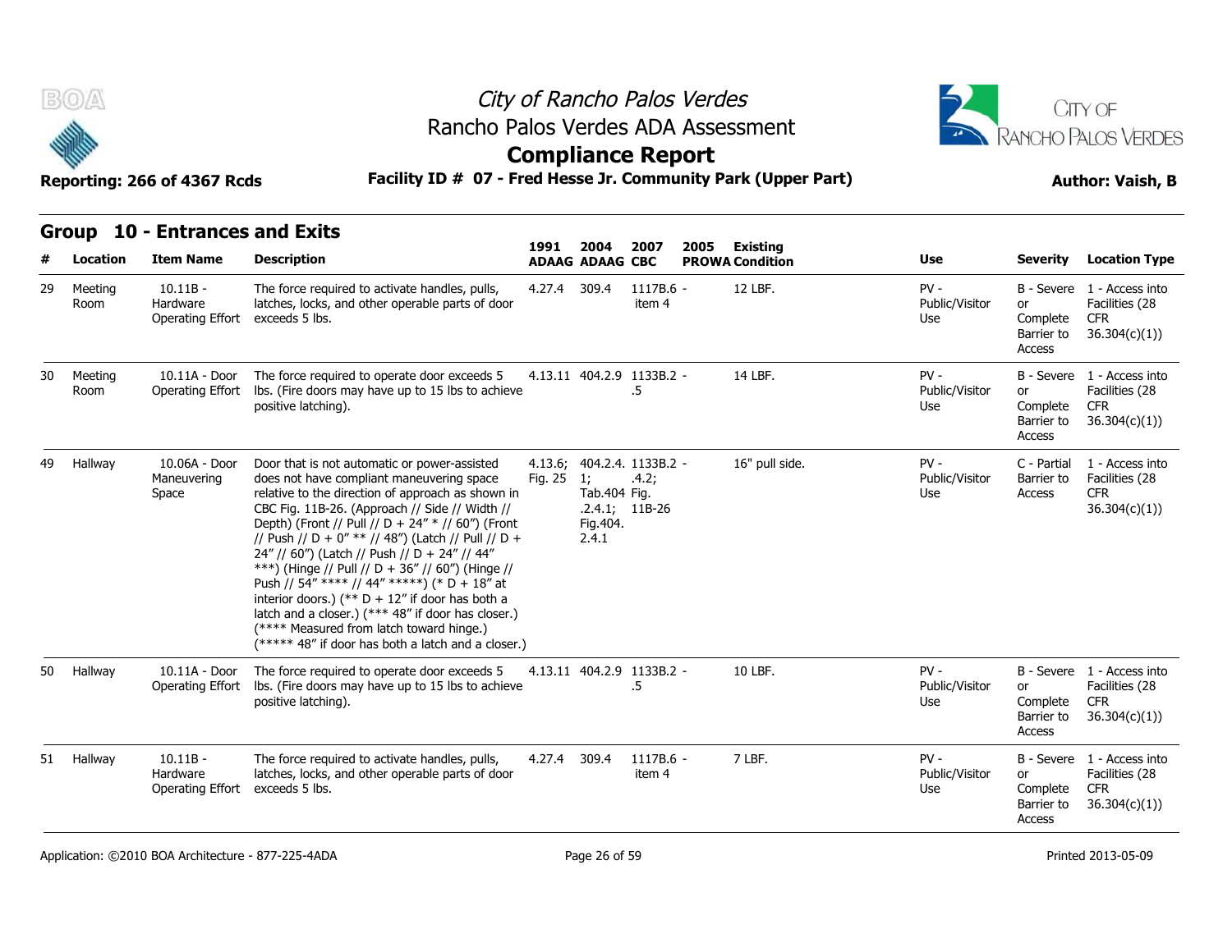# City of Rancho Palos Verdes
## Rancho Palos Verdes ADA Assessment
## Compliance Report

**Reporting: 266 of 4367 Rcds** **Facility ID # 07 - Fred Hesse Jr. Community Park (Upper Part)** **Author: Vaish, B**

## Group 10 - Entrances and Exits

| # | Location | Item Name | Description | 1991 ADAAG | 2004 ADAAG | 2007 CBC | 2005 PROWA | Existing Condition | Use | Severity | Location Type |
|---|---|---|---|---|---|---|---|---|---|---|---|
| 29 | Meeting Room | 10.11B - Hardware Operating Effort | The force required to activate handles, pulls, latches, locks, and other operable parts of door exceeds 5 lbs. | 4.27.4 | 309.4 | 1117B.6 - item 4 | | 12 LBF. | PV - Public/Visitor Use | B - Severe or Complete Barrier to Access | 1 - Access into Facilities (28 CFR 36.304(c)(1)) |
| 30 | Meeting Room | 10.11A - Door Operating Effort | The force required to operate door exceeds 5 lbs. (Fire doors may have up to 15 lbs to achieve positive latching). | 4.13.11 | 404.2.9 | 1133B.2 - .5 | | 14 LBF. | PV - Public/Visitor Use | B - Severe or Complete Barrier to Access | 1 - Access into Facilities (28 CFR 36.304(c)(1)) |
| 49 | Hallway | 10.06A - Door Maneuvering Space | Door that is not automatic or power-assisted does not have compliant maneuvering space relative to the direction of approach as shown in CBC Fig. 11B-26. (Approach // Side // Width // Depth) (Front // Pull // D + 24" * // 60") (Front // Push // D + 0" ** // 48") (Latch // Pull // D + 24" // 60") (Latch // Push // D + 24" // 44" ***) (Hinge // Pull // D + 36" // 60") (Hinge // Push // 54" **** // 44" *****) (* D + 18" at interior doors.) (** D + 12" if door has both a latch and a closer.) (*** 48" if door has closer.) (**** Measured from latch toward hinge.) (***** 48" if door has both a latch and a closer.) | 4.13.6; Fig. 25 | 404.2.4.1; Tab.404.2.4.1; Fig.404.2.4.1 | 1133B.2 - .4.2; Fig. 11B-26 | | 16" pull side. | PV - Public/Visitor Use | C - Partial Barrier to Access | 1 - Access into Facilities (28 CFR 36.304(c)(1)) |
| 50 | Hallway | 10.11A - Door Operating Effort | The force required to operate door exceeds 5 lbs. (Fire doors may have up to 15 lbs to achieve positive latching). | 4.13.11 | 404.2.9 | 1133B.2 - .5 | | 10 LBF. | PV - Public/Visitor Use | B - Severe or Complete Barrier to Access | 1 - Access into Facilities (28 CFR 36.304(c)(1)) |
| 51 | Hallway | 10.11B - Hardware Operating Effort | The force required to activate handles, pulls, latches, locks, and other operable parts of door exceeds 5 lbs. | 4.27.4 | 309.4 | 1117B.6 - item 4 | | 7 LBF. | PV - Public/Visitor Use | B - Severe or Complete Barrier to Access | 1 - Access into Facilities (28 CFR 36.304(c)(1)) |

Application: ©2010 BOA Architecture - 877-225-4ADA Printed 2013-05-09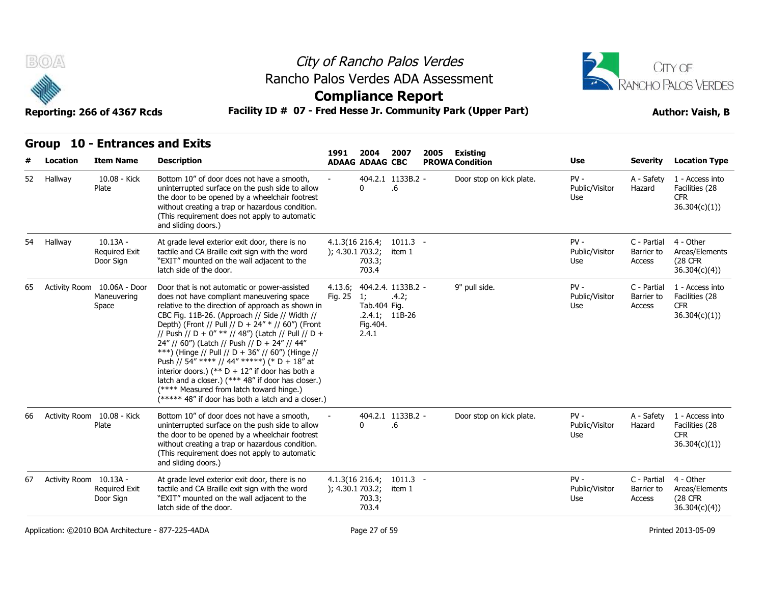# City of Rancho Palos Verdes

## Rancho Palos Verdes ADA Assessment

## Compliance Report

**Reporting: 266 of 4367 Rcds** **Facility ID # 07 - Fred Hesse Jr. Community Park (Upper Part)** **Author: Vaish, B**

## Group 10 - Entrances and Exits

| # | Location | Item Name | Description | 1991 ADAAG | 2004 ADAAG | 2007 CBC | 2005 PROWA | Existing Condition | Use | Severity | Location Type |
|---|---|---|---|---|---|---|---|---|---|---|---|
| 52 | Hallway | 10.08 - Kick Plate | Bottom 10" of door does not have a smooth, uninterrupted surface on the push side to allow the door to be opened by a wheelchair footrest without creating a trap or hazardous condition. (This requirement does not apply to automatic and sliding doors.) | - | 404.2.10 | 1133B.2.6 | - | Door stop on kick plate. | PV - Public/Visitor Use | A - Safety Hazard | 1 - Access into Facilities (28 CFR 36.304(c)(1)) |
| 54 | Hallway | 10.13A - Required Exit Door Sign | At grade level exterior exit door, there is no tactile and CA Braille exit sign with the word "EXIT" mounted on the wall adjacent to the latch side of the door. | 4.1.3(16); 4.30.1 | 216.4; 703.2; 703.3; 703.4 | 1011.3 item 1 | - | | PV - Public/Visitor Use | C - Partial Barrier to Access | 4 - Other Areas/Elements (28 CFR 36.304(c)(4)) |
| 65 | Activity Room | 10.06A - Door Maneuvering Space | Door that is not automatic or power-assisted does not have compliant maneuvering space relative to the direction of approach as shown in CBC Fig. 11B-26. (Approach // Side // Width // Depth) (Front // Pull // D + 24" * // 60") (Front // Push // D + 0" ** // 48") (Latch // Pull // D + 24" // 60") (Latch // Push // D + 24" // 44" ***) (Hinge // Pull // D + 36" // 60") (Hinge // Push // 54" **** // 44" *****) (* D + 18" at interior doors.) (** D + 12" if door has both a latch and a closer.) (*** 48" if door has closer.) (**** Measured from latch toward hinge.) (***** 48" if door has both a latch and a closer.) | 4.13.6; Fig. 25 | 404.2.4.1; Tab.404.2.4.1; Fig.404.2.4.1 | 1133B.2.4.2; Fig. 11B-26 | - | 9" pull side. | PV - Public/Visitor Use | C - Partial Barrier to Access | 1 - Access into Facilities (28 CFR 36.304(c)(1)) |
| 66 | Activity Room | 10.08 - Kick Plate | Bottom 10" of door does not have a smooth, uninterrupted surface on the push side to allow the door to be opened by a wheelchair footrest without creating a trap or hazardous condition. (This requirement does not apply to automatic and sliding doors.) | - | 404.2.10 | 1133B.2.6 | - | Door stop on kick plate. | PV - Public/Visitor Use | A - Safety Hazard | 1 - Access into Facilities (28 CFR 36.304(c)(1)) |
| 67 | Activity Room | 10.13A - Required Exit Door Sign | At grade level exterior exit door, there is no tactile and CA Braille exit sign with the word "EXIT" mounted on the wall adjacent to the latch side of the door. | 4.1.3(16); 4.30.1 | 216.4; 703.2; 703.3; 703.4 | 1011.3 item 1 | - | | PV - Public/Visitor Use | C - Partial Barrier to Access | 4 - Other Areas/Elements (28 CFR 36.304(c)(4)) |

Application: ©2010 BOA Architecture - 877-225-4ADA

Printed 2013-05-09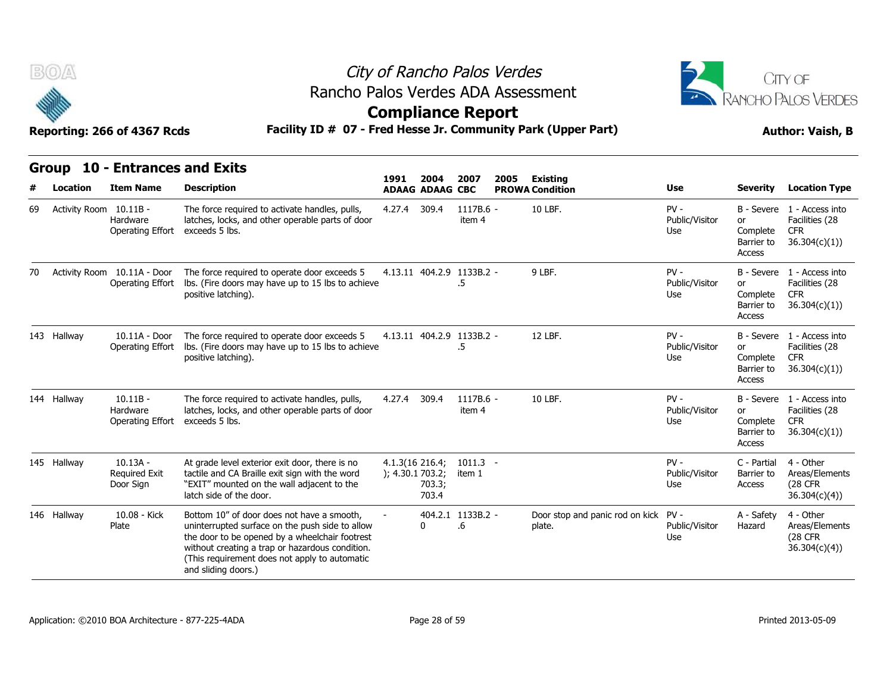# City of Rancho Palos Verdes
## Rancho Palos Verdes ADA Assessment
## Compliance Report

**Reporting: 266 of 4367 Rcds** | **Facility ID # 07 - Fred Hesse Jr. Community Park (Upper Part)** | **Author: Vaish, B**

## Group 10 - Entrances and Exits

| # | Location | Item Name | Description | 1991 ADAAG | 2004 ADAAG | 2007 CBC | 2005 PROWA | Existing Condition | Use | Severity | Location Type |
|---|---|---|---|---|---|---|---|---|---|---|---|
| 69 | Activity Room | 10.11B - Hardware Operating Effort | The force required to activate handles, pulls, latches, locks, and other operable parts of door exceeds 5 lbs. | 4.27.4 | 309.4 | 1117B.6 - item 4 | | 10 LBF. | PV - Public/Visitor Use | B - Severe or Complete Barrier to Access | 1 - Access into Facilities (28 CFR 36.304(c)(1)) |
| 70 | Activity Room | 10.11A - Door Operating Effort | The force required to operate door exceeds 5 lbs. (Fire doors may have up to 15 lbs to achieve positive latching). | 4.13.11 | 404.2.9 | 1133B.2 - .5 | | 9 LBF. | PV - Public/Visitor Use | B - Severe or Complete Barrier to Access | 1 - Access into Facilities (28 CFR 36.304(c)(1)) |
| 143 | Hallway | 10.11A - Door Operating Effort | The force required to operate door exceeds 5 lbs. (Fire doors may have up to 15 lbs to achieve positive latching). | 4.13.11 | 404.2.9 | 1133B.2 - .5 | | 12 LBF. | PV - Public/Visitor Use | B - Severe or Complete Barrier to Access | 1 - Access into Facilities (28 CFR 36.304(c)(1)) |
| 144 | Hallway | 10.11B - Hardware Operating Effort | The force required to activate handles, pulls, latches, locks, and other operable parts of door exceeds 5 lbs. | 4.27.4 | 309.4 | 1117B.6 - item 4 | | 10 LBF. | PV - Public/Visitor Use | B - Severe or Complete Barrier to Access | 1 - Access into Facilities (28 CFR 36.304(c)(1)) |
| 145 | Hallway | 10.13A - Required Exit Door Sign | At grade level exterior exit door, there is no tactile and CA Braille exit sign with the word "EXIT" mounted on the wall adjacent to the latch side of the door. | 4.1.3(16); 4.30.1 | 216.4; 703.2; 703.3; 703.4 | 1011.3 item 1 | - | | PV - Public/Visitor Use | C - Partial Barrier to Access | 4 - Other Areas/Elements (28 CFR 36.304(c)(4)) |
| 146 | Hallway | 10.08 - Kick Plate | Bottom 10" of door does not have a smooth, uninterrupted surface on the push side to allow the door to be opened by a wheelchair footrest without creating a trap or hazardous condition. (This requirement does not apply to automatic and sliding doors.) | - | 404.2.10 | 1133B.2 - .6 | | Door stop and panic rod on kick plate. | PV - Public/Visitor Use | A - Safety Hazard | 4 - Other Areas/Elements (28 CFR 36.304(c)(4)) |

Application: ©2010 BOA Architecture - 877-225-4ADA

Printed 2013-05-09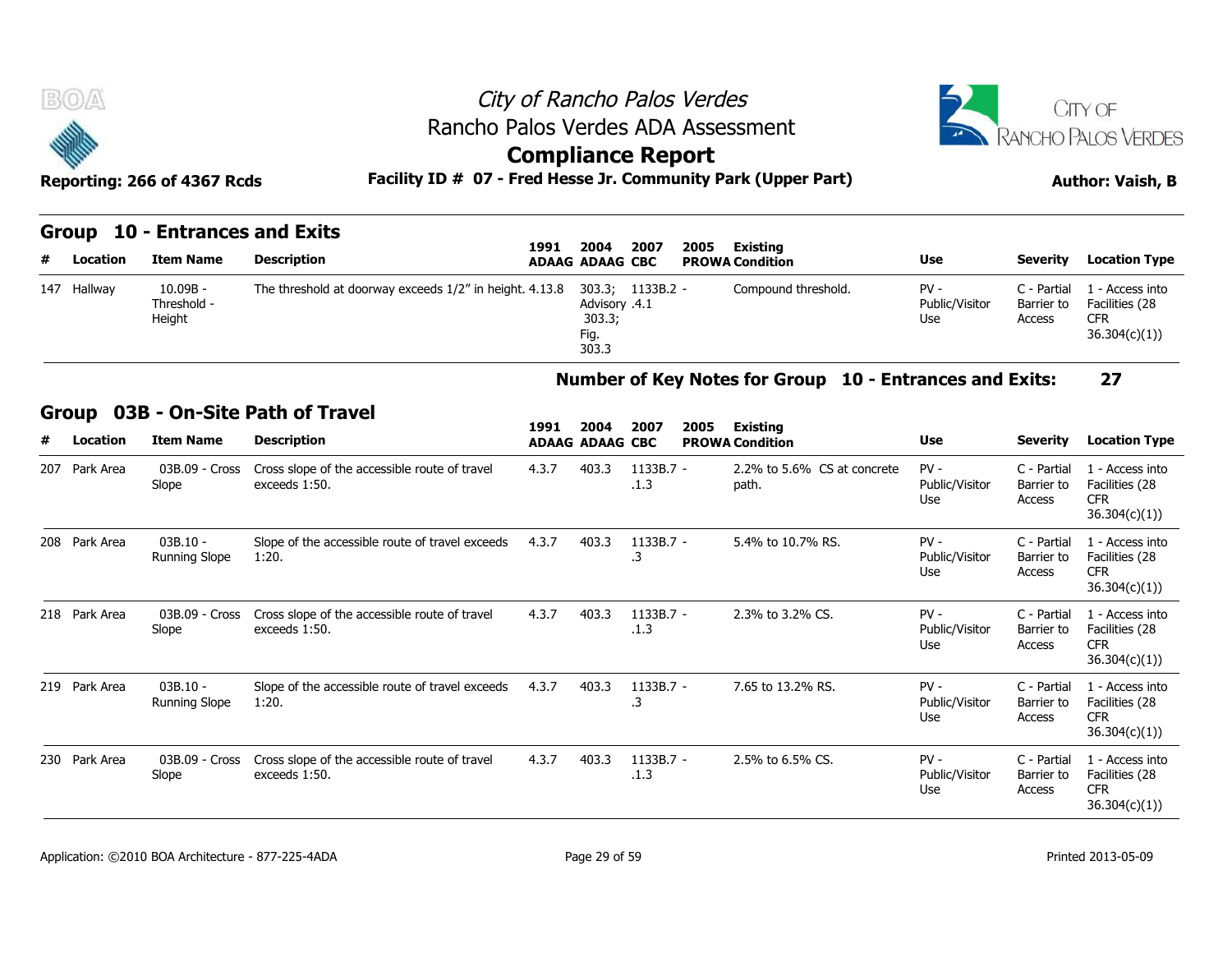# City of Rancho Palos Verdes
## Rancho Palos Verdes ADA Assessment
## Compliance Report

**Reporting: 266 of 4367 Rcds** | **Facility ID # 07 - Fred Hesse Jr. Community Park (Upper Part)** | **Author: Vaish, B**

### Group 10 - Entrances and Exits

| # | Location | Item Name | Description | 1991 ADAAG | 2004 ADAAG | 2007 CBC | 2005 PROWA | Existing Condition | Use | Severity | Location Type |
|---|---|---|---|---|---|---|---|---|---|---|---|
| 147 | Hallway | 10.09B - Threshold - Height | The threshold at doorway exceeds 1/2" in height. | 4.13.8 | 303.3; Advisory 303.3; Fig. 303.3 | 1133B.2 - .4.1 | | Compound threshold. | PV - Public/Visitor Use | C - Partial Barrier to Access | 1 - Access into Facilities (28 CFR 36.304(c)(1)) |

**Number of Key Notes for Group 10 - Entrances and Exits: 27**

### Group 03B - On-Site Path of Travel

| # | Location | Item Name | Description | 1991 ADAAG | 2004 ADAAG | 2007 CBC | 2005 PROWA | Existing Condition | Use | Severity | Location Type |
|---|---|---|---|---|---|---|---|---|---|---|---|
| 207 | Park Area | 03B.09 - Cross Slope | Cross slope of the accessible route of travel exceeds 1:50. | 4.3.7 | 403.3 | 1133B.7 - .1.3 | | 2.2% to 5.6% CS at concrete path. | PV - Public/Visitor Use | C - Partial Barrier to Access | 1 - Access into Facilities (28 CFR 36.304(c)(1)) |
| 208 | Park Area | 03B.10 - Running Slope | Slope of the accessible route of travel exceeds 1:20. | 4.3.7 | 403.3 | 1133B.7 - .3 | | 5.4% to 10.7% RS. | PV - Public/Visitor Use | C - Partial Barrier to Access | 1 - Access into Facilities (28 CFR 36.304(c)(1)) |
| 218 | Park Area | 03B.09 - Cross Slope | Cross slope of the accessible route of travel exceeds 1:50. | 4.3.7 | 403.3 | 1133B.7 - .1.3 | | 2.3% to 3.2% CS. | PV - Public/Visitor Use | C - Partial Barrier to Access | 1 - Access into Facilities (28 CFR 36.304(c)(1)) |
| 219 | Park Area | 03B.10 - Running Slope | Slope of the accessible route of travel exceeds 1:20. | 4.3.7 | 403.3 | 1133B.7 - .3 | | 7.65 to 13.2% RS. | PV - Public/Visitor Use | C - Partial Barrier to Access | 1 - Access into Facilities (28 CFR 36.304(c)(1)) |
| 230 | Park Area | 03B.09 - Cross Slope | Cross slope of the accessible route of travel exceeds 1:50. | 4.3.7 | 403.3 | 1133B.7 - .1.3 | | 2.5% to 6.5% CS. | PV - Public/Visitor Use | C - Partial Barrier to Access | 1 - Access into Facilities (28 CFR 36.304(c)(1)) |

Application: ©2010 BOA Architecture - 877-225-4ADA | Printed 2013-05-09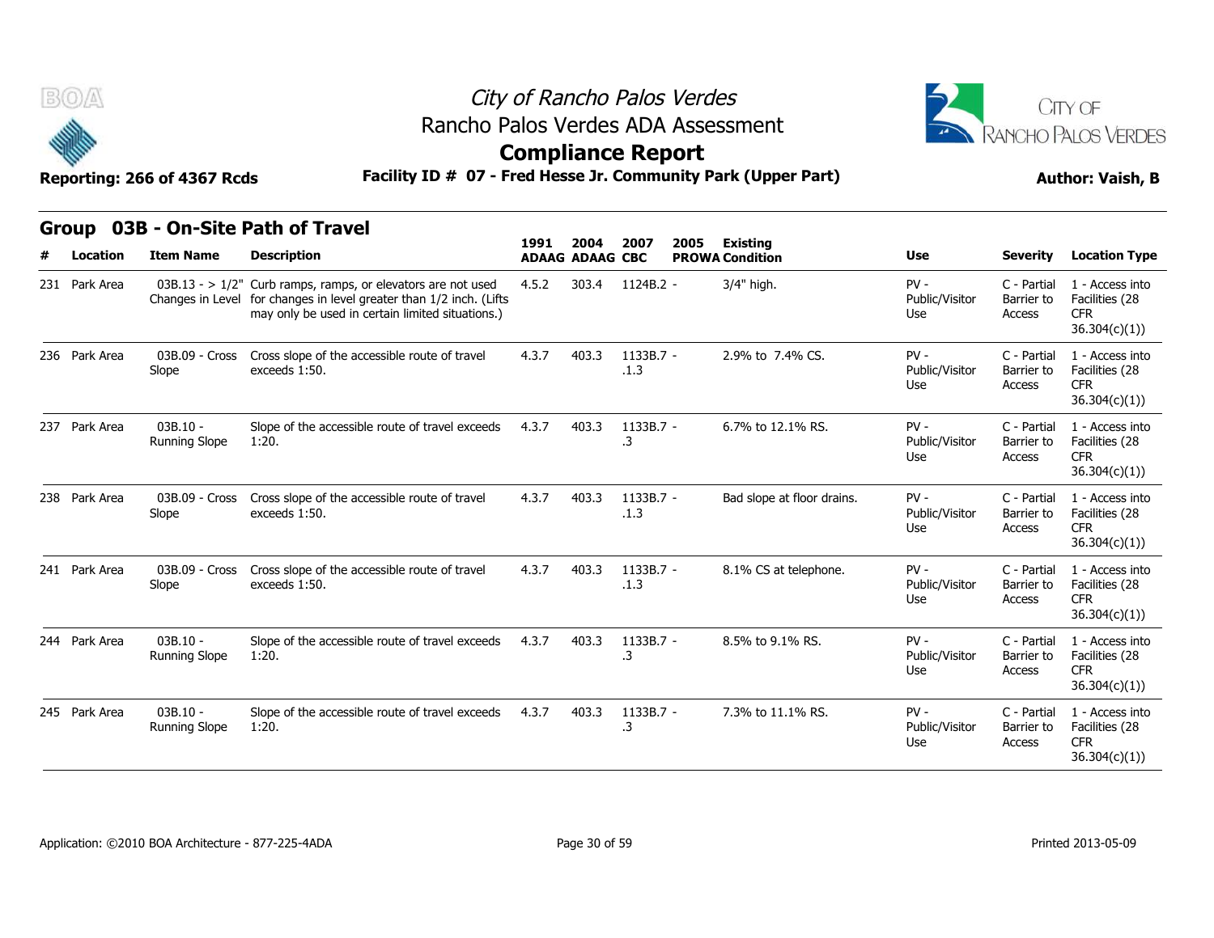City of Rancho Palos Verdes
Rancho Palos Verdes ADA Assessment

# Compliance Report

Reporting: 266 of 4367 Rcds

**Facility ID # 07 - Fred Hesse Jr. Community Park (Upper Part)**

Author: Vaish, B

## Group 03B - On-Site Path of Travel

| # | Location | Item Name | Description | 1991 ADAAG | 2004 ADAAG | 2007 CBC | 2005 PROWA | Existing Condition | Use | Severity | Location Type |
|---|---|---|---|---|---|---|---|---|---|---|---|
| 231 | Park Area | 03B.13 - > 1/2" Changes in Level | Curb ramps, ramps, or elevators are not used for changes in level greater than 1/2 inch. (Lifts may only be used in certain limited situations.) | 4.5.2 | 303.4 | 1124B.2 | - | 3/4" high. | PV - Public/Visitor Use | C - Partial Barrier to Access | 1 - Access into Facilities (28 CFR 36.304(c)(1)) |
| 236 | Park Area | 03B.09 - Cross Slope | Cross slope of the accessible route of travel exceeds 1:50. | 4.3.7 | 403.3 | 1133B.7 .1.3 | - | 2.9% to 7.4% CS. | PV - Public/Visitor Use | C - Partial Barrier to Access | 1 - Access into Facilities (28 CFR 36.304(c)(1)) |
| 237 | Park Area | 03B.10 - Running Slope | Slope of the accessible route of travel exceeds 1:20. | 4.3.7 | 403.3 | 1133B.7 .3 | - | 6.7% to 12.1% RS. | PV - Public/Visitor Use | C - Partial Barrier to Access | 1 - Access into Facilities (28 CFR 36.304(c)(1)) |
| 238 | Park Area | 03B.09 - Cross Slope | Cross slope of the accessible route of travel exceeds 1:50. | 4.3.7 | 403.3 | 1133B.7 .1.3 | - | Bad slope at floor drains. | PV - Public/Visitor Use | C - Partial Barrier to Access | 1 - Access into Facilities (28 CFR 36.304(c)(1)) |
| 241 | Park Area | 03B.09 - Cross Slope | Cross slope of the accessible route of travel exceeds 1:50. | 4.3.7 | 403.3 | 1133B.7 .1.3 | - | 8.1% CS at telephone. | PV - Public/Visitor Use | C - Partial Barrier to Access | 1 - Access into Facilities (28 CFR 36.304(c)(1)) |
| 244 | Park Area | 03B.10 - Running Slope | Slope of the accessible route of travel exceeds 1:20. | 4.3.7 | 403.3 | 1133B.7 .3 | - | 8.5% to 9.1% RS. | PV - Public/Visitor Use | C - Partial Barrier to Access | 1 - Access into Facilities (28 CFR 36.304(c)(1)) |
| 245 | Park Area | 03B.10 - Running Slope | Slope of the accessible route of travel exceeds 1:20. | 4.3.7 | 403.3 | 1133B.7 .3 | - | 7.3% to 11.1% RS. | PV - Public/Visitor Use | C - Partial Barrier to Access | 1 - Access into Facilities (28 CFR 36.304(c)(1)) |

Application: ©2010 BOA Architecture - 877-225-4ADA

Printed 2013-05-09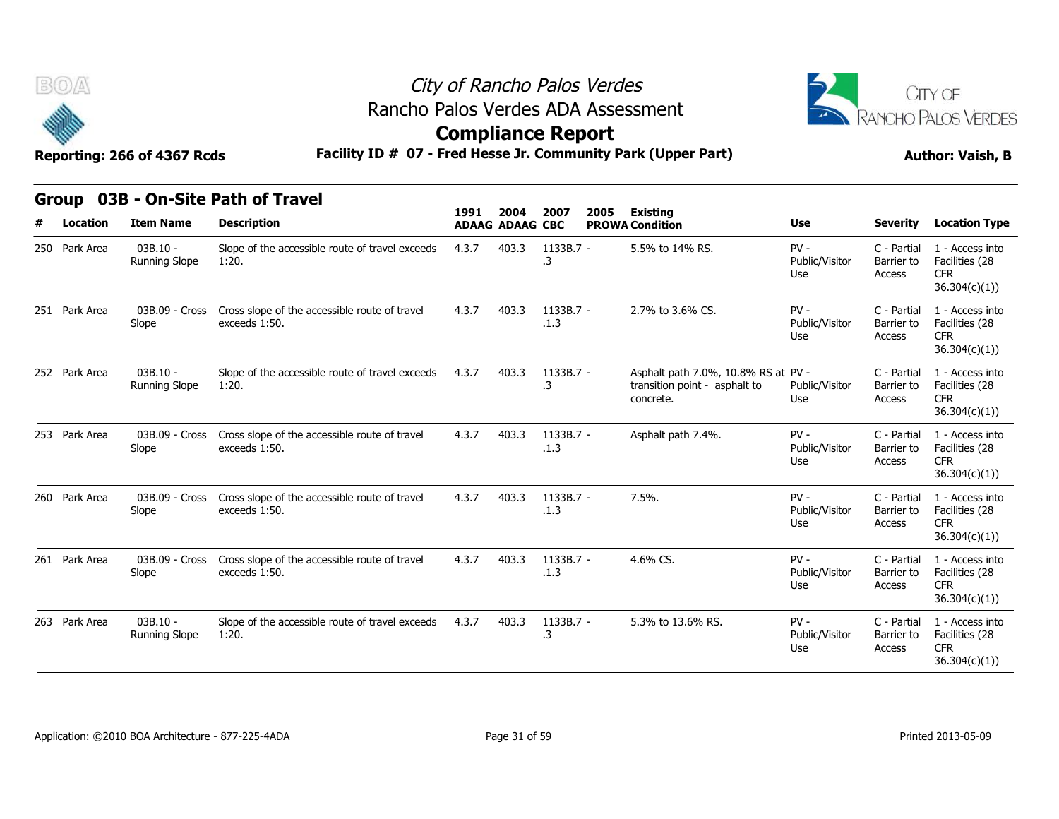# City of Rancho Palos Verdes

## Rancho Palos Verdes ADA Assessment

## Compliance Report

Reporting: 266 of 4367 Rcds

**Facility ID # 07 - Fred Hesse Jr. Community Park (Upper Part)**

Author: Vaish, B

### Group 03B - On-Site Path of Travel

| # | Location | Item Name | Description | 1991 ADAAG | 2004 ADAAG | 2007 CBC | 2005 PROWA | Existing Condition | Use | Severity | Location Type |
|---|---|---|---|---|---|---|---|---|---|---|---|
| 250 | Park Area | 03B.10 - Running Slope | Slope of the accessible route of travel exceeds 1:20. | 4.3.7 | 403.3 | 1133B.7 - .3 | | 5.5% to 14% RS. | PV - Public/Visitor Use | C - Partial Barrier to Access | 1 - Access into Facilities (28 CFR 36.304(c)(1)) |
| 251 | Park Area | 03B.09 - Cross Slope | Cross slope of the accessible route of travel exceeds 1:50. | 4.3.7 | 403.3 | 1133B.7 - .1.3 | | 2.7% to 3.6% CS. | PV - Public/Visitor Use | C - Partial Barrier to Access | 1 - Access into Facilities (28 CFR 36.304(c)(1)) |
| 252 | Park Area | 03B.10 - Running Slope | Slope of the accessible route of travel exceeds 1:20. | 4.3.7 | 403.3 | 1133B.7 - .3 | | Asphalt path 7.0%, 10.8% RS at transition point - asphalt to concrete. | PV - Public/Visitor Use | C - Partial Barrier to Access | 1 - Access into Facilities (28 CFR 36.304(c)(1)) |
| 253 | Park Area | 03B.09 - Cross Slope | Cross slope of the accessible route of travel exceeds 1:50. | 4.3.7 | 403.3 | 1133B.7 - .1.3 | | Asphalt path 7.4%. | PV - Public/Visitor Use | C - Partial Barrier to Access | 1 - Access into Facilities (28 CFR 36.304(c)(1)) |
| 260 | Park Area | 03B.09 - Cross Slope | Cross slope of the accessible route of travel exceeds 1:50. | 4.3.7 | 403.3 | 1133B.7 - .1.3 | | 7.5%. | PV - Public/Visitor Use | C - Partial Barrier to Access | 1 - Access into Facilities (28 CFR 36.304(c)(1)) |
| 261 | Park Area | 03B.09 - Cross Slope | Cross slope of the accessible route of travel exceeds 1:50. | 4.3.7 | 403.3 | 1133B.7 - .1.3 | | 4.6% CS. | PV - Public/Visitor Use | C - Partial Barrier to Access | 1 - Access into Facilities (28 CFR 36.304(c)(1)) |
| 263 | Park Area | 03B.10 - Running Slope | Slope of the accessible route of travel exceeds 1:20. | 4.3.7 | 403.3 | 1133B.7 - .3 | | 5.3% to 13.6% RS. | PV - Public/Visitor Use | C - Partial Barrier to Access | 1 - Access into Facilities (28 CFR 36.304(c)(1)) |

Application: ©2010 BOA Architecture - 877-225-4ADA

Printed 2013-05-09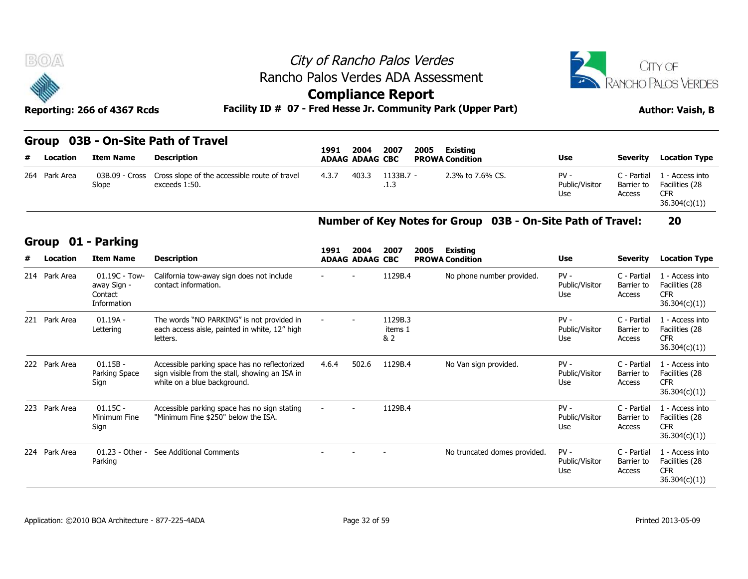City of Rancho Palos Verdes
Rancho Palos Verdes ADA Assessment
**Compliance Report**

Reporting: 266 of 4367 Rcds

**Facility ID # 07 - Fred Hesse Jr. Community Park (Upper Part)**

Author: Vaish, B

## Group 03B - On-Site Path of Travel

| # | Location | Item Name | Description | 1991 ADAAG | 2004 ADAAG | 2007 CBC | 2005 PROWA | Existing Condition | Use | Severity | Location Type |
|---|---|---|---|---|---|---|---|---|---|---|---|
| 264 | Park Area | 03B.09 - Cross Slope | Cross slope of the accessible route of travel exceeds 1:50. | 4.3.7 | 403.3 | 1133B.7 - .1.3 | | 2.3% to 7.6% CS. | PV - Public/Visitor Use | C - Partial Barrier to Access | 1 - Access into Facilities (28 CFR 36.304(c)(1)) |

**Number of Key Notes for Group 03B - On-Site Path of Travel: 20**

## Group 01 - Parking

| # | Location | Item Name | Description | 1991 ADAAG | 2004 ADAAG | 2007 CBC | 2005 PROWA | Existing Condition | Use | Severity | Location Type |
|---|---|---|---|---|---|---|---|---|---|---|---|
| 214 | Park Area | 01.19C - Tow-away Sign - Contact Information | California tow-away sign does not include contact information. | - | - | 1129B.4 | | No phone number provided. | PV - Public/Visitor Use | C - Partial Barrier to Access | 1 - Access into Facilities (28 CFR 36.304(c)(1)) |
| 221 | Park Area | 01.19A - Lettering | The words "NO PARKING" is not provided in each access aisle, painted in white, 12" high letters. | - | - | 1129B.3 items 1 & 2 | | | PV - Public/Visitor Use | C - Partial Barrier to Access | 1 - Access into Facilities (28 CFR 36.304(c)(1)) |
| 222 | Park Area | 01.15B - Parking Space Sign | Accessible parking space has no reflectorized sign visible from the stall, showing an ISA in white on a blue background. | 4.6.4 | 502.6 | 1129B.4 | | No Van sign provided. | PV - Public/Visitor Use | C - Partial Barrier to Access | 1 - Access into Facilities (28 CFR 36.304(c)(1)) |
| 223 | Park Area | 01.15C - Minimum Fine Sign | Accessible parking space has no sign stating "Minimum Fine $250" below the ISA. | - | - | 1129B.4 | | | PV - Public/Visitor Use | C - Partial Barrier to Access | 1 - Access into Facilities (28 CFR 36.304(c)(1)) |
| 224 | Park Area | 01.23 - Other - Parking | See Additional Comments | - | - | - | | No truncated domes provided. | PV - Public/Visitor Use | C - Partial Barrier to Access | 1 - Access into Facilities (28 CFR 36.304(c)(1)) |

Application: ©2010 BOA Architecture - 877-225-4ADA

Printed 2013-05-09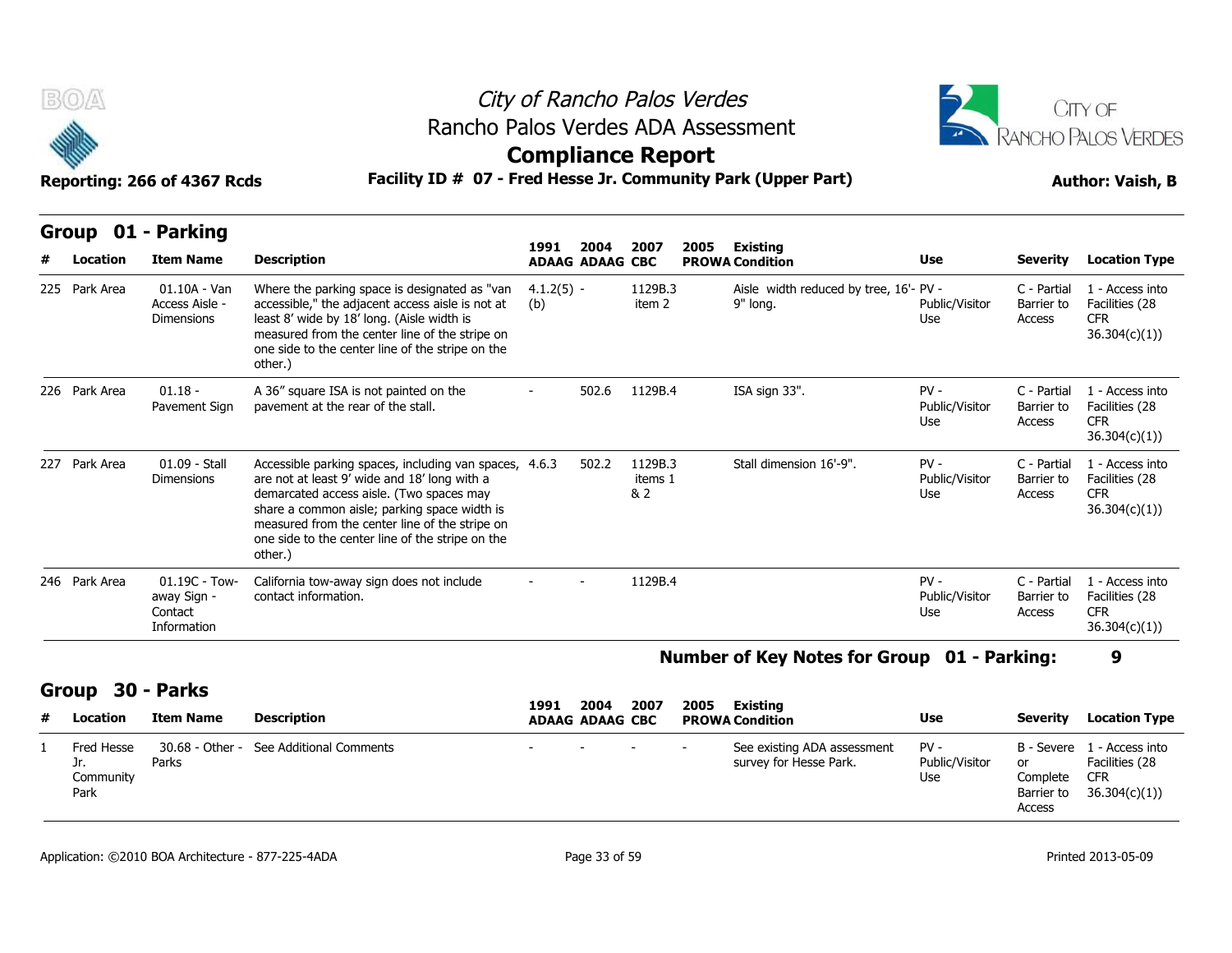# City of Rancho Palos Verdes
## Rancho Palos Verdes ADA Assessment
## Compliance Report

**Reporting: 266 of 4367 Rcds** — **Facility ID # 07 - Fred Hesse Jr. Community Park (Upper Part)** — **Author: Vaish, B**

## Group 01 - Parking

| # | Location | Item Name | Description | 1991 ADAAG | 2004 ADAAG | 2007 CBC | 2005 PROWA | Existing Condition | Use | Severity | Location Type |
|---|---|---|---|---|---|---|---|---|---|---|---|
| 225 | Park Area | 01.10A - Van Access Aisle - Dimensions | Where the parking space is designated as "van accessible," the adjacent access aisle is not at least 8' wide by 18' long. (Aisle width is measured from the center line of the stripe on one side to the center line of the stripe on the other.) | 4.1.2(5)(b) | - | 1129B.3 item 2 | | Aisle width reduced by tree, 16'-9" long. | PV - Public/Visitor Use | C - Partial Barrier to Access | 1 - Access into Facilities (28 CFR 36.304(c)(1)) |
| 226 | Park Area | 01.18 - Pavement Sign | A 36" square ISA is not painted on the pavement at the rear of the stall. | - | 502.6 | 1129B.4 | | ISA sign 33". | PV - Public/Visitor Use | C - Partial Barrier to Access | 1 - Access into Facilities (28 CFR 36.304(c)(1)) |
| 227 | Park Area | 01.09 - Stall Dimensions | Accessible parking spaces, including van spaces, are not at least 9' wide and 18' long with a demarcated access aisle. (Two spaces may share a common aisle; parking space width is measured from the center line of the stripe on one side to the center line of the stripe on the other.) | 4.6.3 | 502.2 | 1129B.3 items 1 & 2 | | Stall dimension 16'-9". | PV - Public/Visitor Use | C - Partial Barrier to Access | 1 - Access into Facilities (28 CFR 36.304(c)(1)) |
| 246 | Park Area | 01.19C - Tow-away Sign - Contact Information | California tow-away sign does not include contact information. | - | - | 1129B.4 | | | PV - Public/Visitor Use | C - Partial Barrier to Access | 1 - Access into Facilities (28 CFR 36.304(c)(1)) |

**Number of Key Notes for Group 01 - Parking: 9**

## Group 30 - Parks

| # | Location | Item Name | Description | 1991 ADAAG | 2004 ADAAG | 2007 CBC | 2005 PROWA | Existing Condition | Use | Severity | Location Type |
|---|---|---|---|---|---|---|---|---|---|---|---|
| 1 | Fred Hesse Jr. Community Park | 30.68 - Other - Parks | See Additional Comments | - | - | - | - | See existing ADA assessment survey for Hesse Park. | PV - Public/Visitor Use | B - Severe or Complete Barrier to Access | 1 - Access into Facilities (28 CFR 36.304(c)(1)) |

Application: ©2010 BOA Architecture - 877-225-4ADA — Printed 2013-05-09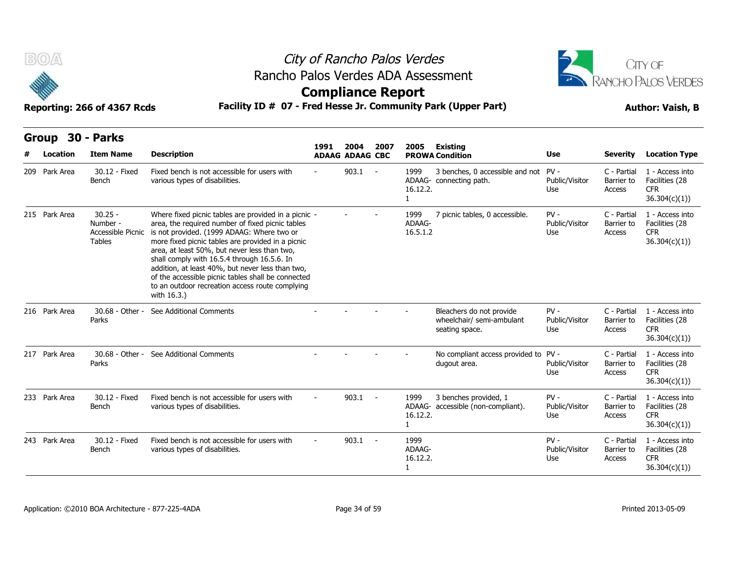# City of Rancho Palos Verdes
## Rancho Palos Verdes ADA Assessment
## Compliance Report

**Reporting: 266 of 4367 Rcds** — **Facility ID # 07 - Fred Hesse Jr. Community Park (Upper Part)** — **Author: Vaish, B**

### Group 30 - Parks

| # | Location | Item Name | Description | 1991 ADAAG | 2004 ADAAG | 2007 CBC | 2005 PROWA | Existing Condition | Use | Severity | Location Type |
|---|---|---|---|---|---|---|---|---|---|---|---|
| 209 | Park Area | 30.12 - Fixed Bench | Fixed bench is not accessible for users with various types of disabilities. | - | 903.1 | - | 1999 ADAAG-16.12.2.1 | 3 benches, 0 accessible and not connecting path. | PV - Public/Visitor Use | C - Partial Barrier to Access | 1 - Access into Facilities (28 CFR 36.304(c)(1)) |
| 215 | Park Area | 30.25 - Number - Accessible Picnic Tables | Where fixed picnic tables are provided in a picnic area, the required number of fixed picnic tables is not provided. (1999 ADAAG: Where two or more fixed picnic tables are provided in a picnic area, at least 50%, but never less than two, shall comply with 16.5.4 through 16.5.6. In addition, at least 40%, but never less than two, of the accessible picnic tables shall be connected to an outdoor recreation access route complying with 16.3.) | - | - | - | 1999 ADAAG-16.5.1.2 | 7 picnic tables, 0 accessible. | PV - Public/Visitor Use | C - Partial Barrier to Access | 1 - Access into Facilities (28 CFR 36.304(c)(1)) |
| 216 | Park Area | 30.68 - Other - Parks | See Additional Comments | - | - | - | - | Bleachers do not provide wheelchair/ semi-ambulant seating space. | PV - Public/Visitor Use | C - Partial Barrier to Access | 1 - Access into Facilities (28 CFR 36.304(c)(1)) |
| 217 | Park Area | 30.68 - Other - Parks | See Additional Comments | - | - | - | - | No compliant access provided to dugout area. | PV - Public/Visitor Use | C - Partial Barrier to Access | 1 - Access into Facilities (28 CFR 36.304(c)(1)) |
| 233 | Park Area | 30.12 - Fixed Bench | Fixed bench is not accessible for users with various types of disabilities. | - | 903.1 | - | 1999 ADAAG-16.12.2.1 | 3 benches provided, 1 accessible (non-compliant). | PV - Public/Visitor Use | C - Partial Barrier to Access | 1 - Access into Facilities (28 CFR 36.304(c)(1)) |
| 243 | Park Area | 30.12 - Fixed Bench | Fixed bench is not accessible for users with various types of disabilities. | - | 903.1 | - | 1999 ADAAG-16.12.2.1 | | PV - Public/Visitor Use | C - Partial Barrier to Access | 1 - Access into Facilities (28 CFR 36.304(c)(1)) |

Application: ©2010 BOA Architecture - 877-225-4ADA — Printed 2013-05-09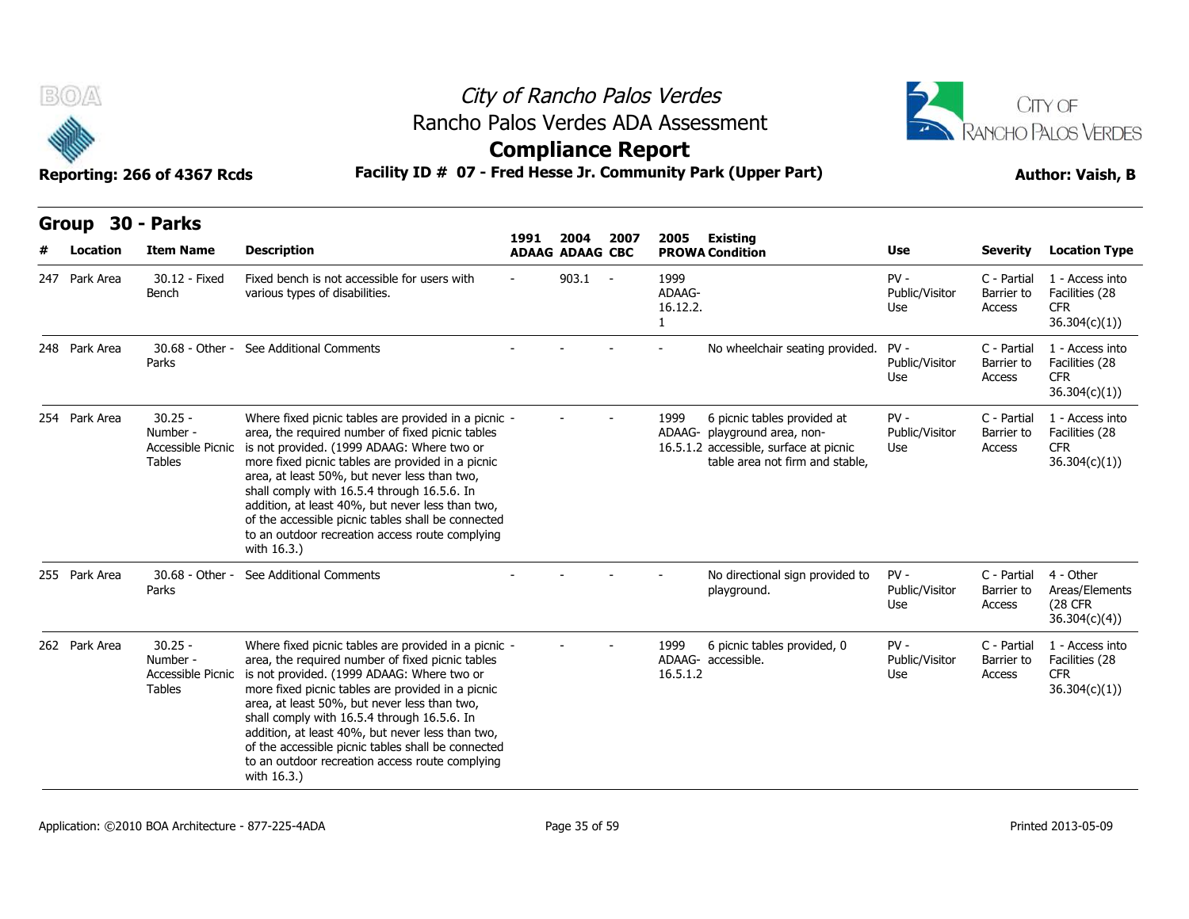# City of Rancho Palos Verdes

## Rancho Palos Verdes ADA Assessment

## Compliance Report

**Reporting: 266 of 4367 Rcds** | **Facility ID # 07 - Fred Hesse Jr. Community Park (Upper Part)** | **Author: Vaish, B**

### Group 30 - Parks

| # | Location | Item Name | Description | 1991 ADAAG | 2004 ADAAG | 2007 CBC | 2005 PROWA | Existing Condition | Use | Severity | Location Type |
|---|---|---|---|---|---|---|---|---|---|---|---|
| 247 | Park Area | 30.12 - Fixed Bench | Fixed bench is not accessible for users with various types of disabilities. | - | 903.1 | - | 1999 ADAAG-16.12.2.1 | | PV - Public/Visitor Use | C - Partial Barrier to Access | 1 - Access into Facilities (28 CFR 36.304(c)(1)) |
| 248 | Park Area | 30.68 - Other - Parks | See Additional Comments | - | - | - | - | No wheelchair seating provided. | PV - Public/Visitor Use | C - Partial Barrier to Access | 1 - Access into Facilities (28 CFR 36.304(c)(1)) |
| 254 | Park Area | 30.25 - Number - Accessible Picnic Tables | Where fixed picnic tables are provided in a picnic area, the required number of fixed picnic tables is not provided. (1999 ADAAG: Where two or more fixed picnic tables are provided in a picnic area, at least 50%, but never less than two, shall comply with 16.5.4 through 16.5.6. In addition, at least 40%, but never less than two, of the accessible picnic tables shall be connected to an outdoor recreation access route complying with 16.3.) | - | - | - | 1999 ADAAG-16.5.1.2 | 6 picnic tables provided at playground area, non-accessible, surface at picnic table area not firm and stable, | PV - Public/Visitor Use | C - Partial Barrier to Access | 1 - Access into Facilities (28 CFR 36.304(c)(1)) |
| 255 | Park Area | 30.68 - Other - Parks | See Additional Comments | - | - | - | - | No directional sign provided to playground. | PV - Public/Visitor Use | C - Partial Barrier to Access | 4 - Other Areas/Elements (28 CFR 36.304(c)(4)) |
| 262 | Park Area | 30.25 - Number - Accessible Picnic Tables | Where fixed picnic tables are provided in a picnic area, the required number of fixed picnic tables is not provided. (1999 ADAAG: Where two or more fixed picnic tables are provided in a picnic area, at least 50%, but never less than two, shall comply with 16.5.4 through 16.5.6. In addition, at least 40%, but never less than two, of the accessible picnic tables shall be connected to an outdoor recreation access route complying with 16.3.) | - | - | - | 1999 ADAAG-16.5.1.2 | 6 picnic tables provided, 0 accessible. | PV - Public/Visitor Use | C - Partial Barrier to Access | 1 - Access into Facilities (28 CFR 36.304(c)(1)) |

Application: ©2010 BOA Architecture - 877-225-4ADA | Printed 2013-05-09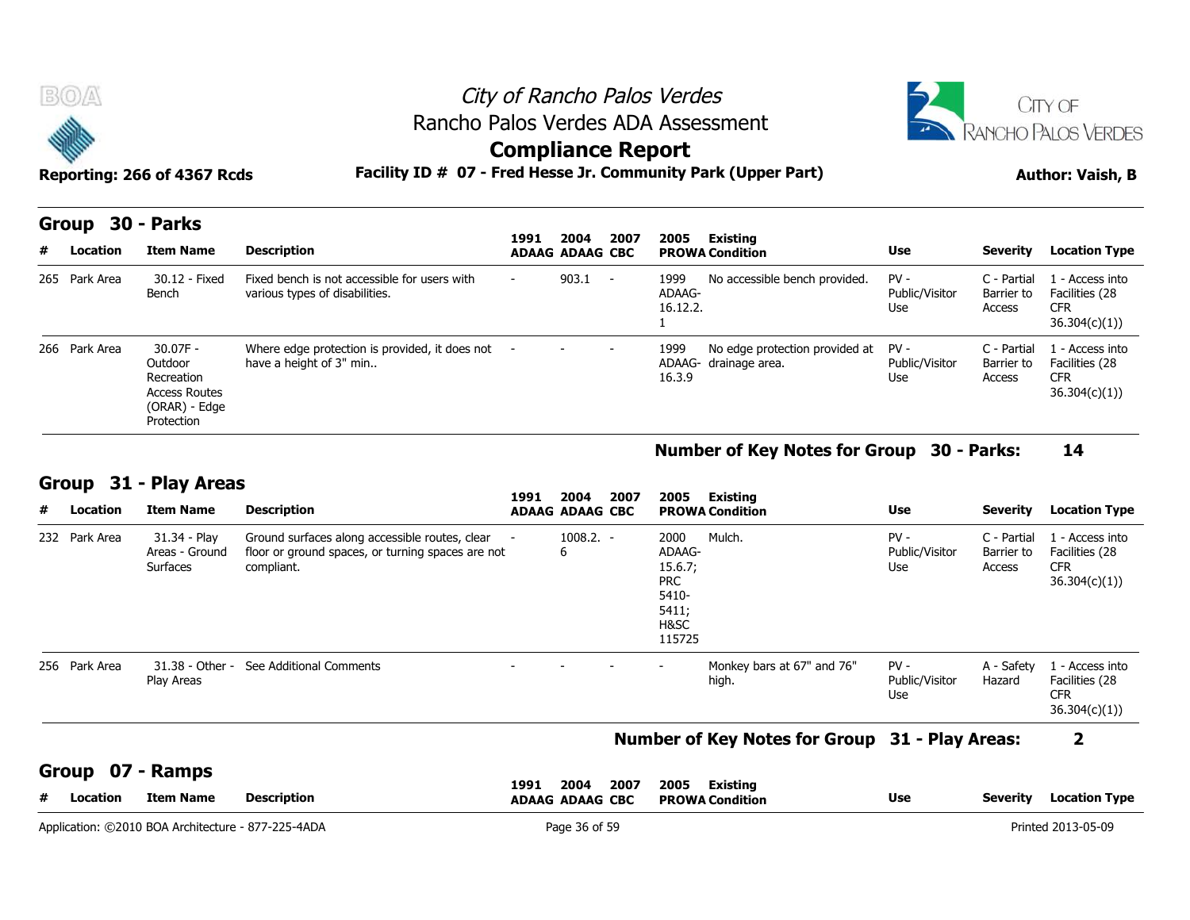# City of Rancho Palos Verdes
## Rancho Palos Verdes ADA Assessment
## Compliance Report

**Reporting: 266 of 4367 Rcds** | **Facility ID # 07 - Fred Hesse Jr. Community Park (Upper Part)** | **Author: Vaish, B**

### Group 30 - Parks

| # | Location | Item Name | Description | 1991 ADAAG | 2004 ADAAG | 2007 CBC | 2005 PROWA | Existing Condition | Use | Severity | Location Type |
|---|---|---|---|---|---|---|---|---|---|---|---|
| 265 | Park Area | 30.12 - Fixed Bench | Fixed bench is not accessible for users with various types of disabilities. | - | 903.1 | - | 1999 ADAAG-16.12.2.1 | No accessible bench provided. | PV - Public/Visitor Use | C - Partial Barrier to Access | 1 - Access into Facilities (28 CFR 36.304(c)(1)) |
| 266 | Park Area | 30.07F - Outdoor Recreation Access Routes (ORAR) - Edge Protection | Where edge protection is provided, it does not have a height of 3" min.. | - | - | - | 1999 ADAAG-16.3.9 | No edge protection provided at drainage area. | PV - Public/Visitor Use | C - Partial Barrier to Access | 1 - Access into Facilities (28 CFR 36.304(c)(1)) |

**Number of Key Notes for Group 30 - Parks: 14**

### Group 31 - Play Areas

| # | Location | Item Name | Description | 1991 ADAAG | 2004 ADAAG | 2007 CBC | 2005 PROWA | Existing Condition | Use | Severity | Location Type |
|---|---|---|---|---|---|---|---|---|---|---|---|
| 232 | Park Area | 31.34 - Play Areas - Ground Surfaces | Ground surfaces along accessible routes, clear floor or ground spaces, or turning spaces are not compliant. | - | 1008.2.6 | - | 2000 ADAAG-15.6.7; PRC 5410-5411; H&SC 115725 | Mulch. | PV - Public/Visitor Use | C - Partial Barrier to Access | 1 - Access into Facilities (28 CFR 36.304(c)(1)) |
| 256 | Park Area | 31.38 - Other - Play Areas | See Additional Comments | - | - | - | - | Monkey bars at 67" and 76" high. | PV - Public/Visitor Use | A - Safety Hazard | 1 - Access into Facilities (28 CFR 36.304(c)(1)) |

**Number of Key Notes for Group 31 - Play Areas: 2**

### Group 07 - Ramps

| # | Location | Item Name | Description | 1991 ADAAG | 2004 ADAAG | 2007 CBC | 2005 PROWA | Existing Condition | Use | Severity | Location Type |
|---|---|---|---|---|---|---|---|---|---|---|---|

Application: ©2010 BOA Architecture - 877-225-4ADA | Printed 2013-05-09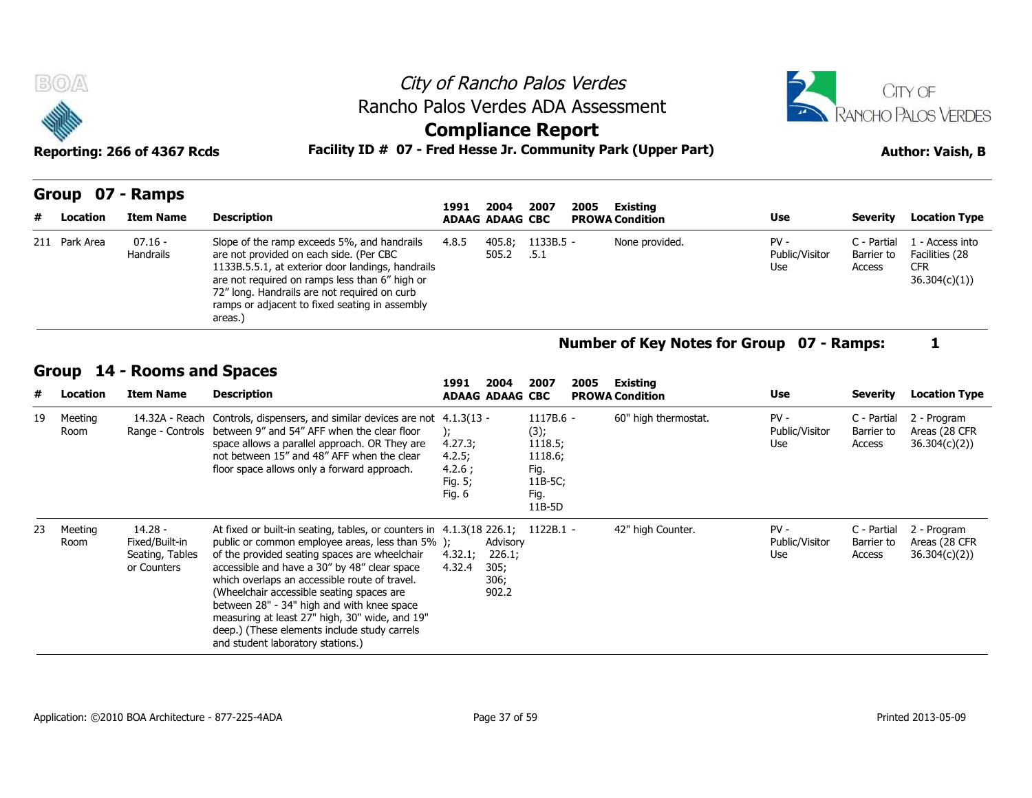# City of Rancho Palos Verdes

## Rancho Palos Verdes ADA Assessment

## Compliance Report

Reporting: 266 of 4367 Rcds

**Facility ID # 07 - Fred Hesse Jr. Community Park (Upper Part)**

**Author: Vaish, B**

### Group 07 - Ramps

| # | Location | Item Name | Description | 1991 ADAAG | 2004 ADAAG | 2007 CBC | 2005 PROWA | Existing Condition | Use | Severity | Location Type |
|---|---|---|---|---|---|---|---|---|---|---|---|
| 211 | Park Area | 07.16 - Handrails | Slope of the ramp exceeds 5%, and handrails are not provided on each side. (Per CBC 1133B.5.5.1, at exterior door landings, handrails are not required on ramps less than 6" high or 72" long. Handrails are not required on curb ramps or adjacent to fixed seating in assembly areas.) | 4.8.5 | 405.8; 505.2 | 1133B.5 - .5.1 | | None provided. | PV - Public/Visitor Use | C - Partial Barrier to Access | 1 - Access into Facilities (28 CFR 36.304(c)(1)) |

**Number of Key Notes for Group 07 - Ramps: 1**

### Group 14 - Rooms and Spaces

| # | Location | Item Name | Description | 1991 ADAAG | 2004 ADAAG | 2007 CBC | 2005 PROWA | Existing Condition | Use | Severity | Location Type |
|---|---|---|---|---|---|---|---|---|---|---|---|
| 19 | Meeting Room | 14.32A - Reach Range - Controls | Controls, dispensers, and similar devices are not between 9" and 54" AFF when the clear floor space allows a parallel approach. OR They are not between 15" and 48" AFF when the clear floor space allows only a forward approach. | 4.1.3(13 - ); 4.27.3; 4.2.5; 4.2.6 ; Fig. 5; Fig. 6 | | 1117B.6 - (3); 1118.5; 1118.6; Fig. 11B-5C; Fig. 11B-5D | | 60" high thermostat. | PV - Public/Visitor Use | C - Partial Barrier to Access | 2 - Program Areas (28 CFR 36.304(c)(2)) |
| 23 | Meeting Room | 14.28 - Fixed/Built-in Seating, Tables or Counters | At fixed or built-in seating, tables, or counters in public or common employee areas, less than 5% of the provided seating spaces are wheelchair accessible and have a 30" by 48" clear space which overlaps an accessible route of travel. (Wheelchair accessible seating spaces are between 28" - 34" high and with knee space measuring at least 27" high, 30" wide, and 19" deep.) (These elements include study carrels and student laboratory stations.) | 4.1.3(18 ); 4.32.1; 4.32.4 | 226.1; Advisory 226.1; 305; 306; 902.2 | 1122B.1 - | | 42" high Counter. | PV - Public/Visitor Use | C - Partial Barrier to Access | 2 - Program Areas (28 CFR 36.304(c)(2)) |

Application: ©2010 BOA Architecture - 877-225-4ADA

Printed 2013-05-09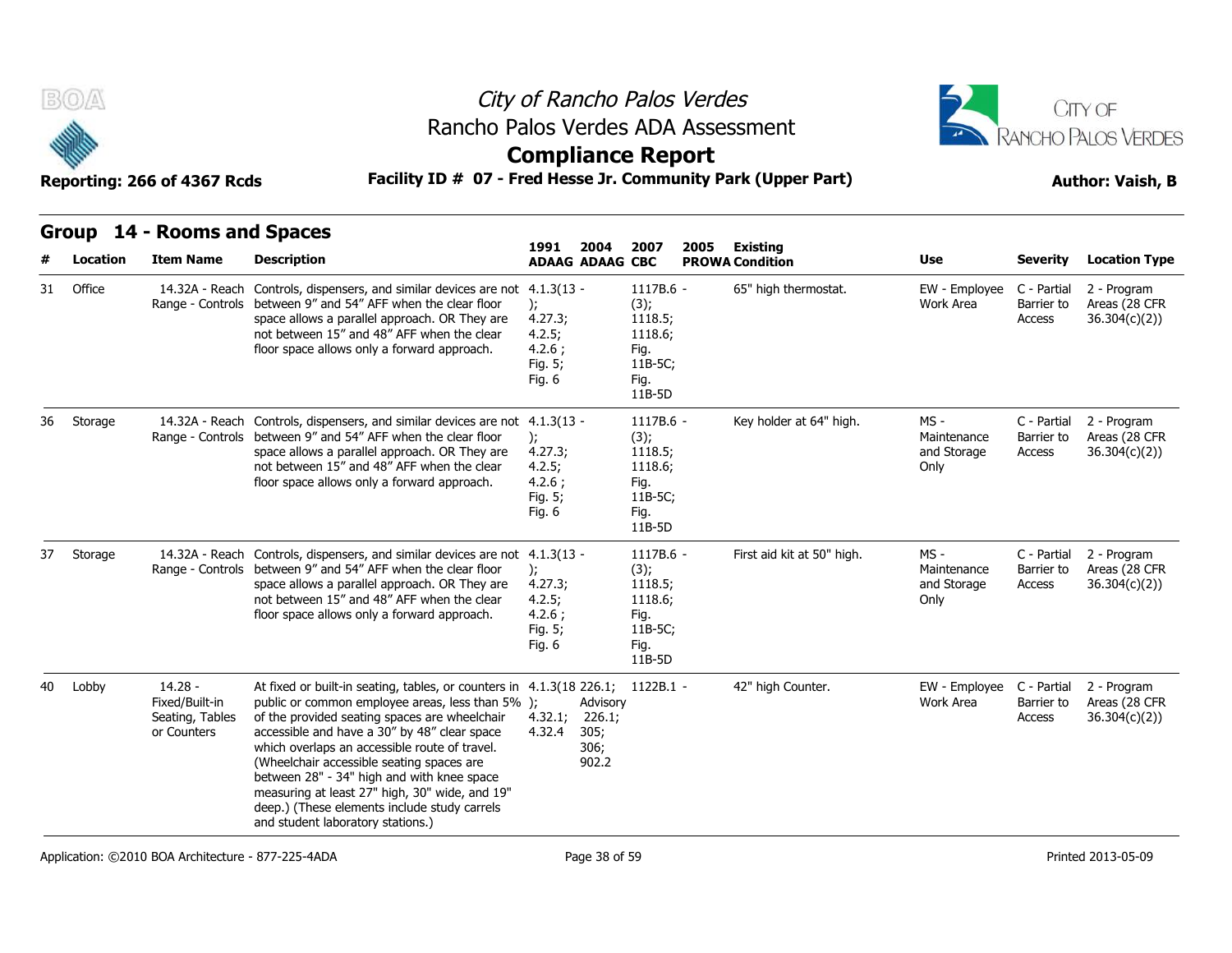# City of Rancho Palos Verdes

## Rancho Palos Verdes ADA Assessment

## Compliance Report

**Reporting: 266 of 4367 Rcds** | **Facility ID # 07 - Fred Hesse Jr. Community Park (Upper Part)** | **Author: Vaish, B**

## Group 14 - Rooms and Spaces

| # | Location | Item Name | Description | 1991 ADAAG | 2004 ADAAG | 2007 CBC | 2005 PROWA | Existing Condition | Use | Severity | Location Type |
|---|---|---|---|---|---|---|---|---|---|---|---|
| 31 | Office | 14.32A - Reach Range - Controls | Controls, dispensers, and similar devices are not between 9" and 54" AFF when the clear floor space allows a parallel approach. OR They are not between 15" and 48" AFF when the clear floor space allows only a forward approach. | 4.1.3(13 - ); 4.27.3; 4.2.5; 4.2.6 ; Fig. 5; Fig. 6 | | 1117B.6 - (3); 1118.5; 1118.6; Fig. 11B-5C; Fig. 11B-5D | | 65" high thermostat. | EW - Employee Work Area | C - Partial Barrier to Access | 2 - Program Areas (28 CFR 36.304(c)(2)) |
| 36 | Storage | 14.32A - Reach Range - Controls | Controls, dispensers, and similar devices are not between 9" and 54" AFF when the clear floor space allows a parallel approach. OR They are not between 15" and 48" AFF when the clear floor space allows only a forward approach. | 4.1.3(13 - ); 4.27.3; 4.2.5; 4.2.6 ; Fig. 5; Fig. 6 | | 1117B.6 - (3); 1118.5; 1118.6; Fig. 11B-5C; Fig. 11B-5D | | Key holder at 64" high. | MS - Maintenance and Storage Only | C - Partial Barrier to Access | 2 - Program Areas (28 CFR 36.304(c)(2)) |
| 37 | Storage | 14.32A - Reach Range - Controls | Controls, dispensers, and similar devices are not between 9" and 54" AFF when the clear floor space allows a parallel approach. OR They are not between 15" and 48" AFF when the clear floor space allows only a forward approach. | 4.1.3(13 - ); 4.27.3; 4.2.5; 4.2.6 ; Fig. 5; Fig. 6 | | 1117B.6 - (3); 1118.5; 1118.6; Fig. 11B-5C; Fig. 11B-5D | | First aid kit at 50" high. | MS - Maintenance and Storage Only | C - Partial Barrier to Access | 2 - Program Areas (28 CFR 36.304(c)(2)) |
| 40 | Lobby | 14.28 - Fixed/Built-in Seating, Tables or Counters | At fixed or built-in seating, tables, or counters in public or common employee areas, less than 5% of the provided seating spaces are wheelchair accessible and have a 30" by 48" clear space which overlaps an accessible route of travel. (Wheelchair accessible seating spaces are between 28" - 34" high and with knee space measuring at least 27" high, 30" wide, and 19" deep.) (These elements include study carrels and student laboratory stations.) | 4.1.3(18 ); 4.32.1; 4.32.4 | 226.1; Advisory 226.1; 305; 306; 902.2 | 1122B.1 - | | 42" high Counter. | EW - Employee Work Area | C - Partial Barrier to Access | 2 - Program Areas (28 CFR 36.304(c)(2)) |

Application: ©2010 BOA Architecture - 877-225-4ADA | Printed 2013-05-09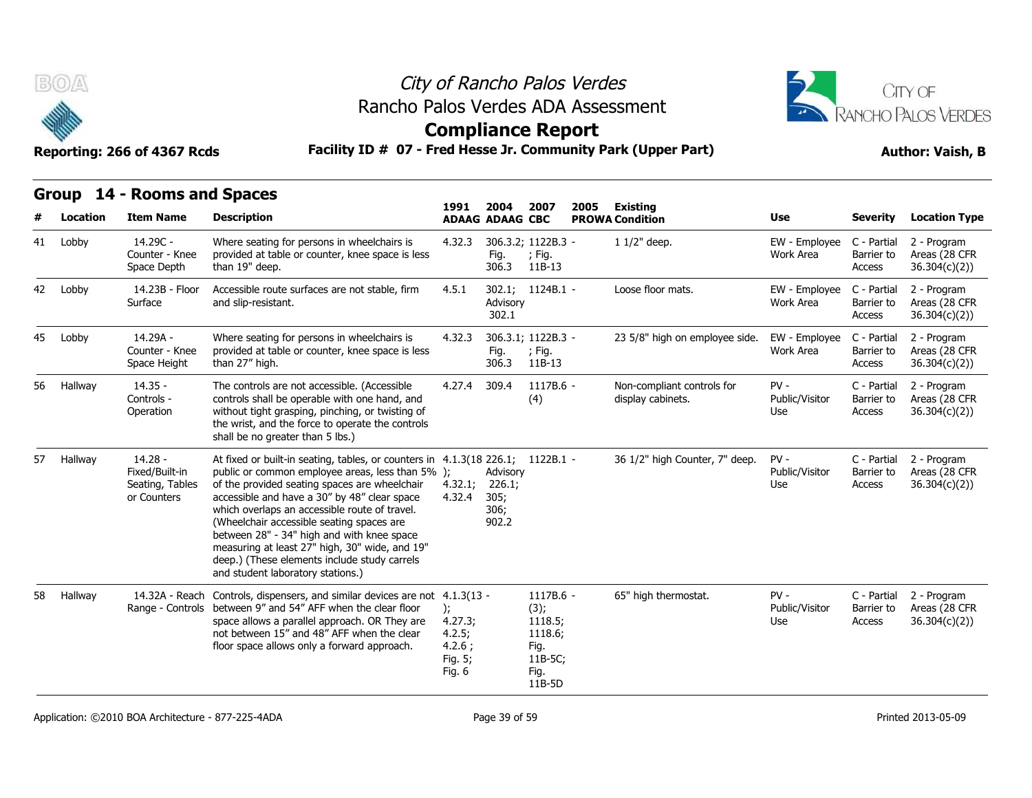# City of Rancho Palos Verdes
## Rancho Palos Verdes ADA Assessment
## Compliance Report

**Reporting: 266 of 4367 Rcds** | **Facility ID # 07 - Fred Hesse Jr. Community Park (Upper Part)** | **Author: Vaish, B**

### Group 14 - Rooms and Spaces

| # | Location | Item Name | Description | 1991 ADAAG | 2004 ADAAG | 2007 CBC | 2005 PROWA | Existing Condition | Use | Severity | Location Type |
|---|---|---|---|---|---|---|---|---|---|---|---|
| 41 | Lobby | 14.29C - Counter - Knee Space Depth | Where seating for persons in wheelchairs is provided at table or counter, knee space is less than 19" deep. | 4.32.3 | 306.3.2; Fig. 306.3 | 1122B.3 - ; Fig. 11B-13 | | 1 1/2" deep. | EW - Employee Work Area | C - Partial Barrier to Access | 2 - Program Areas (28 CFR 36.304(c)(2)) |
| 42 | Lobby | 14.23B - Floor Surface | Accessible route surfaces are not stable, firm and slip-resistant. | 4.5.1 | 302.1; Advisory 302.1 | 1124B.1 - | | Loose floor mats. | EW - Employee Work Area | C - Partial Barrier to Access | 2 - Program Areas (28 CFR 36.304(c)(2)) |
| 45 | Lobby | 14.29A - Counter - Knee Space Height | Where seating for persons in wheelchairs is provided at table or counter, knee space is less than 27" high. | 4.32.3 | 306.3.1; Fig. 306.3 | 1122B.3 - ; Fig. 11B-13 | | 23 5/8" high on employee side. | EW - Employee Work Area | C - Partial Barrier to Access | 2 - Program Areas (28 CFR 36.304(c)(2)) |
| 56 | Hallway | 14.35 - Controls - Operation | The controls are not accessible. (Accessible controls shall be operable with one hand, and without tight grasping, pinching, or twisting of the wrist, and the force to operate the controls shall be no greater than 5 lbs.) | 4.27.4 | 309.4 | 1117B.6 - (4) | | Non-compliant controls for display cabinets. | PV - Public/Visitor Use | C - Partial Barrier to Access | 2 - Program Areas (28 CFR 36.304(c)(2)) |
| 57 | Hallway | 14.28 - Fixed/Built-in Seating, Tables or Counters | At fixed or built-in seating, tables, or counters in public or common employee areas, less than 5% of the provided seating spaces are wheelchair accessible and have a 30" by 48" clear space which overlaps an accessible route of travel. (Wheelchair accessible seating spaces are between 28" - 34" high and with knee space measuring at least 27" high, 30" wide, and 19" deep.) (These elements include study carrels and student laboratory stations.) | 4.1.3(18); 4.32.1; 4.32.4 | 226.1; Advisory 226.1; 305; 306; 902.2 | 1122B.1 - | | 36 1/2" high Counter, 7" deep. | PV - Public/Visitor Use | C - Partial Barrier to Access | 2 - Program Areas (28 CFR 36.304(c)(2)) |
| 58 | Hallway | 14.32A - Reach Range - Controls | Controls, dispensers, and similar devices are not between 9" and 54" AFF when the clear floor space allows a parallel approach. OR They are not between 15" and 48" AFF when the clear floor space allows only a forward approach. | 4.1.3(13); 4.27.3; 4.2.5; 4.2.6 ; Fig. 5; Fig. 6 | - | 1117B.6 - (3); 1118.5; 1118.6; Fig. 11B-5C; Fig. 11B-5D | | 65" high thermostat. | PV - Public/Visitor Use | C - Partial Barrier to Access | 2 - Program Areas (28 CFR 36.304(c)(2)) |

Application: ©2010 BOA Architecture - 877-225-4ADA | Printed 2013-05-09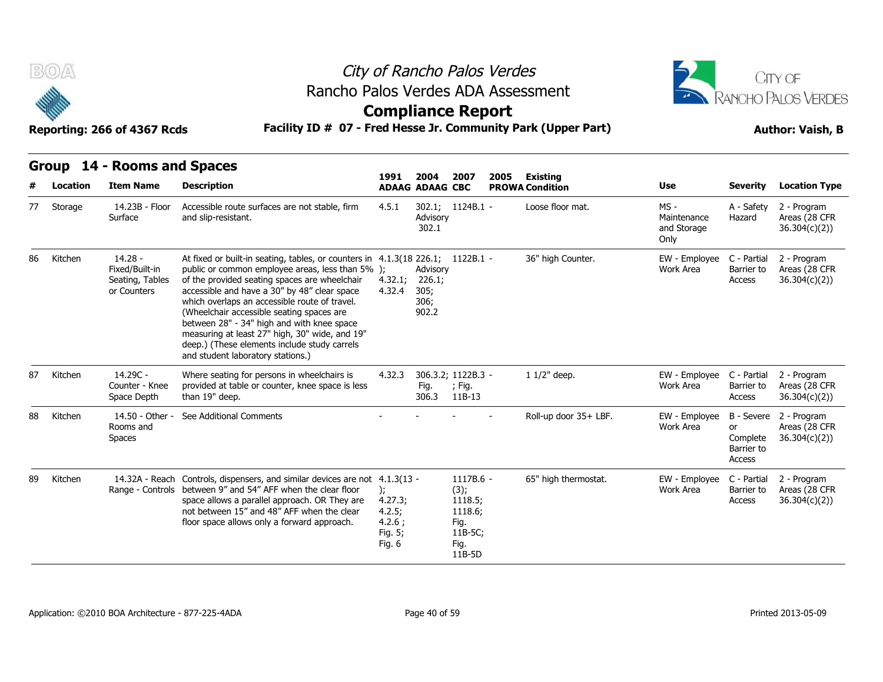# City of Rancho Palos Verdes
## Rancho Palos Verdes ADA Assessment
## Compliance Report

**Reporting: 266 of 4367 Rcds** | **Facility ID # 07 - Fred Hesse Jr. Community Park (Upper Part)** | **Author: Vaish, B**

## Group 14 - Rooms and Spaces

| # | Location | Item Name | Description | 1991 ADAAG | 2004 ADAAG | 2007 CBC | 2005 PROWA | Existing Condition | Use | Severity | Location Type |
|---|---|---|---|---|---|---|---|---|---|---|---|
| 77 | Storage | 14.23B - Floor Surface | Accessible route surfaces are not stable, firm and slip-resistant. | 4.5.1 | 302.1; Advisory 302.1 | 1124B.1 | - | Loose floor mat. | MS - Maintenance and Storage Only | A - Safety Hazard | 2 - Program Areas (28 CFR 36.304(c)(2)) |
| 86 | Kitchen | 14.28 - Fixed/Built-in Seating, Tables or Counters | At fixed or built-in seating, tables, or counters in public or common employee areas, less than 5% of the provided seating spaces are wheelchair accessible and have a 30" by 48" clear space which overlaps an accessible route of travel. (Wheelchair accessible seating spaces are between 28" - 34" high and with knee space measuring at least 27" high, 30" wide, and 19" deep.) (These elements include study carrels and student laboratory stations.) | 4.1.3(18); 4.32.1; 4.32.4 | 226.1; Advisory 226.1; 305; 306; 902.2 | 1122B.1 | - | 36" high Counter. | EW - Employee Work Area | C - Partial Barrier to Access | 2 - Program Areas (28 CFR 36.304(c)(2)) |
| 87 | Kitchen | 14.29C - Counter - Knee Space Depth | Where seating for persons in wheelchairs is provided at table or counter, knee space is less than 19" deep. | 4.32.3 | 306.3.2; Fig. 306.3 | 1122B.3; Fig. 11B-13 | - | 1 1/2" deep. | EW - Employee Work Area | C - Partial Barrier to Access | 2 - Program Areas (28 CFR 36.304(c)(2)) |
| 88 | Kitchen | 14.50 - Other - Rooms and Spaces | See Additional Comments | - | - | - | - | Roll-up door 35+ LBF. | EW - Employee Work Area | B - Severe or Complete Barrier to Access | 2 - Program Areas (28 CFR 36.304(c)(2)) |
| 89 | Kitchen | 14.32A - Reach Range - Controls | Controls, dispensers, and similar devices are not between 9" and 54" AFF when the clear floor space allows a parallel approach. OR They are not between 15" and 48" AFF when the clear floor space allows only a forward approach. | 4.1.3(13); 4.27.3; 4.2.5; 4.2.6; Fig. 5; Fig. 6 | - | 1117B.6 (3); 1118.5; 1118.6; Fig. 11B-5C; Fig. 11B-5D | - | 65" high thermostat. | EW - Employee Work Area | C - Partial Barrier to Access | 2 - Program Areas (28 CFR 36.304(c)(2)) |

Application: ©2010 BOA Architecture - 877-225-4ADA | Printed 2013-05-09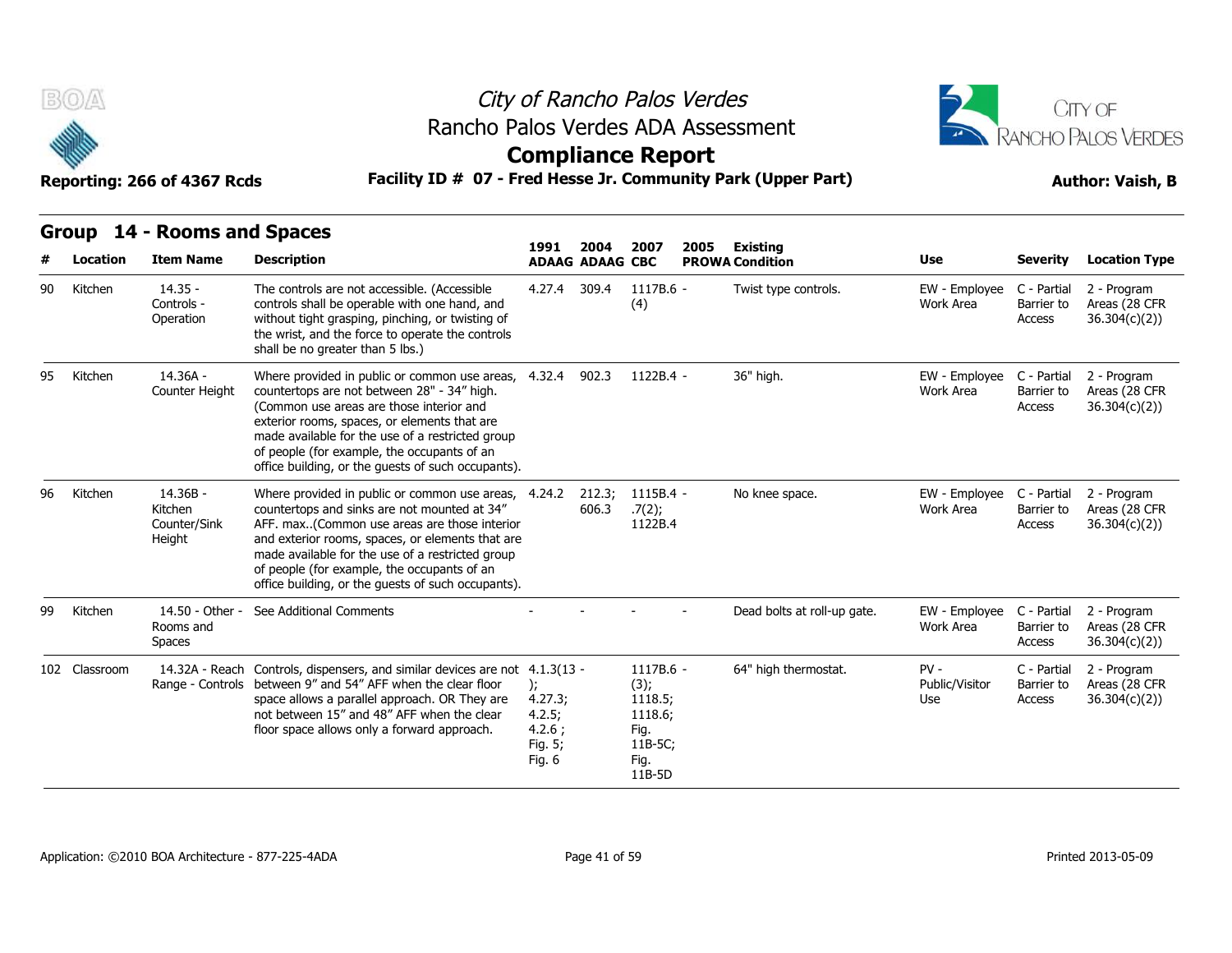# City of Rancho Palos Verdes
## Rancho Palos Verdes ADA Assessment
## Compliance Report

**Reporting: 266 of 4367 Rcds** — **Facility ID # 07 - Fred Hesse Jr. Community Park (Upper Part)** — **Author: Vaish, B**

## Group 14 - Rooms and Spaces

| # | Location | Item Name | Description | 1991 ADAAG | 2004 ADAAG | 2007 CBC | 2005 PROWA | Existing Condition | Use | Severity | Location Type |
|---|---|---|---|---|---|---|---|---|---|---|---|
| 90 | Kitchen | 14.35 - Controls - Operation | The controls are not accessible. (Accessible controls shall be operable with one hand, and without tight grasping, pinching, or twisting of the wrist, and the force to operate the controls shall be no greater than 5 lbs.) | 4.27.4 | 309.4 | 1117B.6 - (4) | | Twist type controls. | EW - Employee Work Area | C - Partial Barrier to Access | 2 - Program Areas (28 CFR 36.304(c)(2)) |
| 95 | Kitchen | 14.36A - Counter Height | Where provided in public or common use areas, countertops are not between 28" - 34" high. (Common use areas are those interior and exterior rooms, spaces, or elements that are made available for the use of a restricted group of people (for example, the occupants of an office building, or the guests of such occupants). | 4.32.4 | 902.3 | 1122B.4 - | | 36" high. | EW - Employee Work Area | C - Partial Barrier to Access | 2 - Program Areas (28 CFR 36.304(c)(2)) |
| 96 | Kitchen | 14.36B - Kitchen Counter/Sink Height | Where provided in public or common use areas, countertops and sinks are not mounted at 34" AFF. max..(Common use areas are those interior and exterior rooms, spaces, or elements that are made available for the use of a restricted group of people (for example, the occupants of an office building, or the guests of such occupants). | 4.24.2 | 212.3; 606.3 | 1115B.4 - .7(2); 1122B.4 | | No knee space. | EW - Employee Work Area | C - Partial Barrier to Access | 2 - Program Areas (28 CFR 36.304(c)(2)) |
| 99 | Kitchen | 14.50 - Other - Rooms and Spaces | See Additional Comments | - | - | - | - | Dead bolts at roll-up gate. | EW - Employee Work Area | C - Partial Barrier to Access | 2 - Program Areas (28 CFR 36.304(c)(2)) |
| 102 | Classroom | 14.32A - Reach Range - Controls | Controls, dispensers, and similar devices are not between 9" and 54" AFF when the clear floor space allows a parallel approach. OR They are not between 15" and 48" AFF when the clear floor space allows only a forward approach. | 4.1.3(13 - ); 4.27.3; 4.2.5; 4.2.6 ; Fig. 5; Fig. 6 | | 1117B.6 - (3); 1118.5; 1118.6; Fig. 11B-5C; Fig. 11B-5D | | 64" high thermostat. | PV - Public/Visitor Use | C - Partial Barrier to Access | 2 - Program Areas (28 CFR 36.304(c)(2)) |

Application: ©2010 BOA Architecture - 877-225-4ADA — Printed 2013-05-09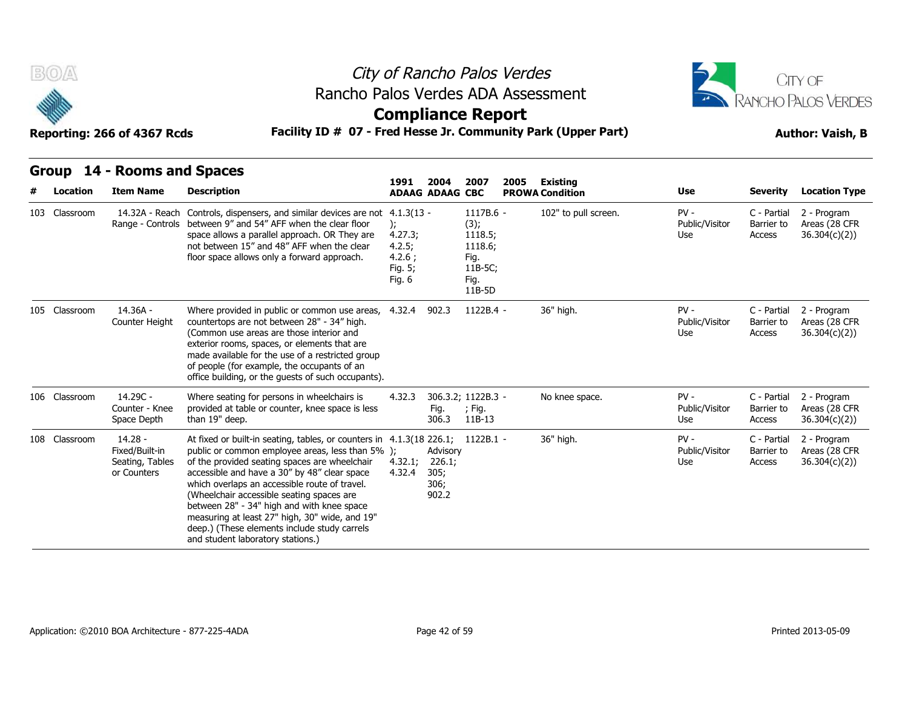# City of Rancho Palos Verdes
## Rancho Palos Verdes ADA Assessment
## Compliance Report

Reporting: 266 of 4367 Rcds

**Facility ID # 07 - Fred Hesse Jr. Community Park (Upper Part)**

Author: Vaish, B

## Group 14 - Rooms and Spaces

| # | Location | Item Name | Description | 1991 ADAAG | 2004 ADAAG | 2007 CBC | 2005 PROWA | Existing Condition | Use | Severity | Location Type |
|---|---|---|---|---|---|---|---|---|---|---|---|
| 103 | Classroom | 14.32A - Reach Range - Controls | Controls, dispensers, and similar devices are not between 9" and 54" AFF when the clear floor space allows a parallel approach. OR They are not between 15" and 48" AFF when the clear floor space allows only a forward approach. | 4.1.3(13 - ); 4.27.3; 4.2.5; 4.2.6 ; Fig. 5; Fig. 6 | | 1117B.6 - (3); 1118.5; 1118.6; Fig. 11B-5C; Fig. 11B-5D | | 102" to pull screen. | PV - Public/Visitor Use | C - Partial Barrier to Access | 2 - Program Areas (28 CFR 36.304(c)(2)) |
| 105 | Classroom | 14.36A - Counter Height | Where provided in public or common use areas, countertops are not between 28" - 34" high. (Common use areas are those interior and exterior rooms, spaces, or elements that are made available for the use of a restricted group of people (for example, the occupants of an office building, or the guests of such occupants). | 4.32.4 | 902.3 | 1122B.4 - | | 36" high. | PV - Public/Visitor Use | C - Partial Barrier to Access | 2 - Program Areas (28 CFR 36.304(c)(2)) |
| 106 | Classroom | 14.29C - Counter - Knee Space Depth | Where seating for persons in wheelchairs is provided at table or counter, knee space is less than 19" deep. | 4.32.3 | 306.3.2; Fig. 306.3 | 1122B.3 - ; Fig. 11B-13 | | No knee space. | PV - Public/Visitor Use | C - Partial Barrier to Access | 2 - Program Areas (28 CFR 36.304(c)(2)) |
| 108 | Classroom | 14.28 - Fixed/Built-in Seating, Tables or Counters | At fixed or built-in seating, tables, or counters in public or common employee areas, less than 5% of the provided seating spaces are wheelchair accessible and have a 30" by 48" clear space which overlaps an accessible route of travel. (Wheelchair accessible seating spaces are between 28" - 34" high and with knee space measuring at least 27" high, 30" wide, and 19" deep.) (These elements include study carrels and student laboratory stations.) | 4.1.3(18 ); 4.32.1; 4.32.4 | 226.1; Advisory 226.1; 305; 306; 902.2 | 1122B.1 - | | 36" high. | PV - Public/Visitor Use | C - Partial Barrier to Access | 2 - Program Areas (28 CFR 36.304(c)(2)) |

Application: ©2010 BOA Architecture - 877-225-4ADA

Printed 2013-05-09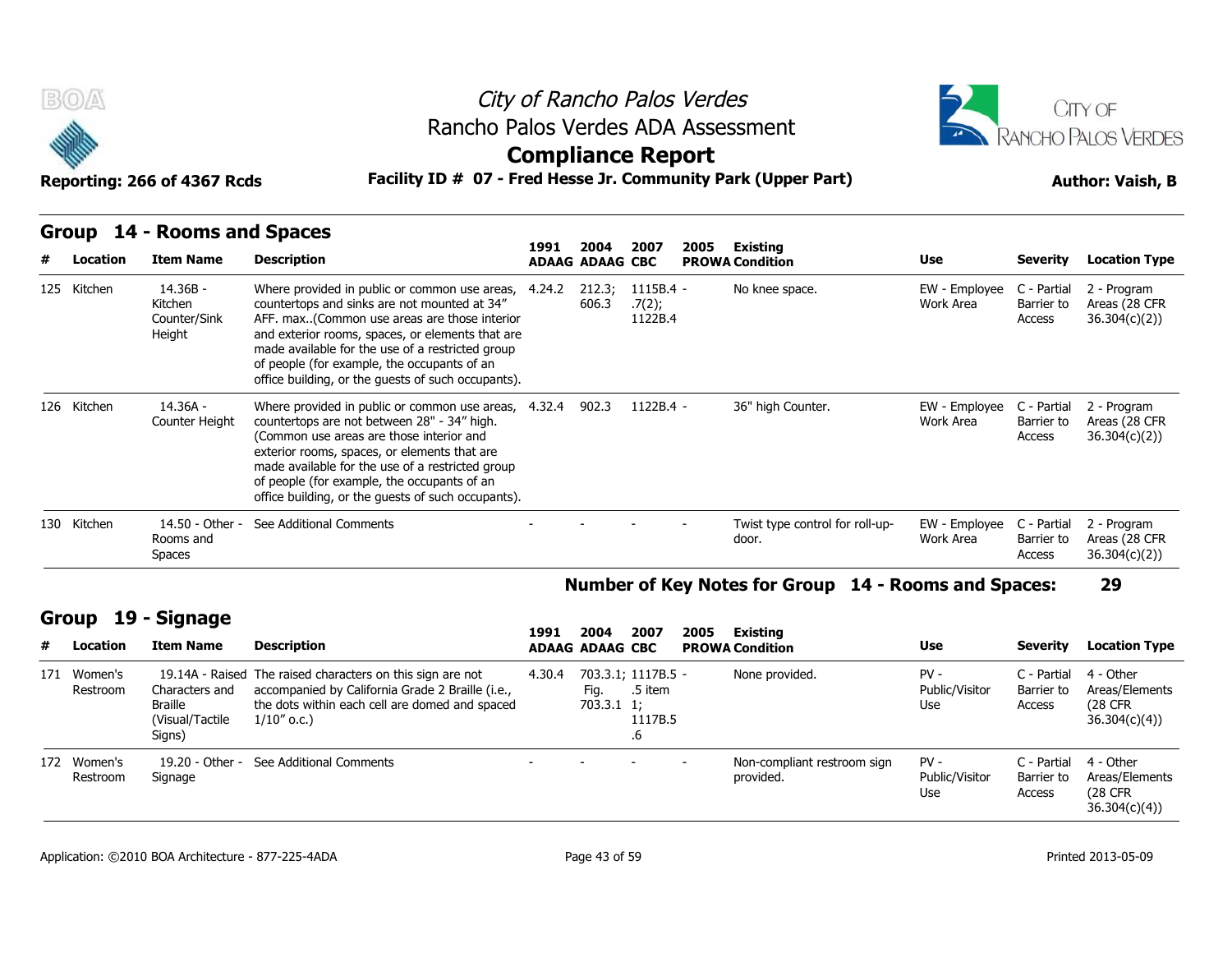# City of Rancho Palos Verdes
## Rancho Palos Verdes ADA Assessment
## Compliance Report

**Reporting: 266 of 4367 Rcds** | **Facility ID # 07 - Fred Hesse Jr. Community Park (Upper Part)** | **Author: Vaish, B**

## Group 14 - Rooms and Spaces

| # | Location | Item Name | Description | 1991 ADAAG | 2004 ADAAG | 2007 CBC | 2005 PROWA | Existing Condition | Use | Severity | Location Type |
|---|---|---|---|---|---|---|---|---|---|---|---|
| 125 | Kitchen | 14.36B - Kitchen Counter/Sink Height | Where provided in public or common use areas, countertops and sinks are not mounted at 34" AFF. max..(Common use areas are those interior and exterior rooms, spaces, or elements that are made available for the use of a restricted group of people (for example, the occupants of an office building, or the guests of such occupants). | 4.24.2 | 212.3; 606.3 | 1115B.4 - .7(2); 1122B.4 | | No knee space. | EW - Employee Work Area | C - Partial Barrier to Access | 2 - Program Areas (28 CFR 36.304(c)(2)) |
| 126 | Kitchen | 14.36A - Counter Height | Where provided in public or common use areas, countertops are not between 28" - 34" high. (Common use areas are those interior and exterior rooms, spaces, or elements that are made available for the use of a restricted group of people (for example, the occupants of an office building, or the guests of such occupants). | 4.32.4 | 902.3 | 1122B.4 - | | 36" high Counter. | EW - Employee Work Area | C - Partial Barrier to Access | 2 - Program Areas (28 CFR 36.304(c)(2)) |
| 130 | Kitchen | 14.50 - Other - Rooms and Spaces | See Additional Comments | - | - | - | - | Twist type control for roll-up-door. | EW - Employee Work Area | C - Partial Barrier to Access | 2 - Program Areas (28 CFR 36.304(c)(2)) |

**Number of Key Notes for Group 14 - Rooms and Spaces: 29**

## Group 19 - Signage

| # | Location | Item Name | Description | 1991 ADAAG | 2004 ADAAG | 2007 CBC | 2005 PROWA | Existing Condition | Use | Severity | Location Type |
|---|---|---|---|---|---|---|---|---|---|---|---|
| 171 | Women's Restroom | 19.14A - Raised Characters and Braille (Visual/Tactile Signs) | The raised characters on this sign are not accompanied by California Grade 2 Braille (i.e., the dots within each cell are domed and spaced 1/10" o.c.) | 4.30.4 | 703.3.1; Fig. 703.3.1 | 1117B.5 - .5 item 1; 1117B.5 .6 | | None provided. | PV - Public/Visitor Use | C - Partial Barrier to Access | 4 - Other Areas/Elements (28 CFR 36.304(c)(4)) |
| 172 | Women's Restroom | 19.20 - Other - Signage | See Additional Comments | - | - | - | - | Non-compliant restroom sign provided. | PV - Public/Visitor Use | C - Partial Barrier to Access | 4 - Other Areas/Elements (28 CFR 36.304(c)(4)) |

Application: ©2010 BOA Architecture - 877-225-4ADA | Printed 2013-05-09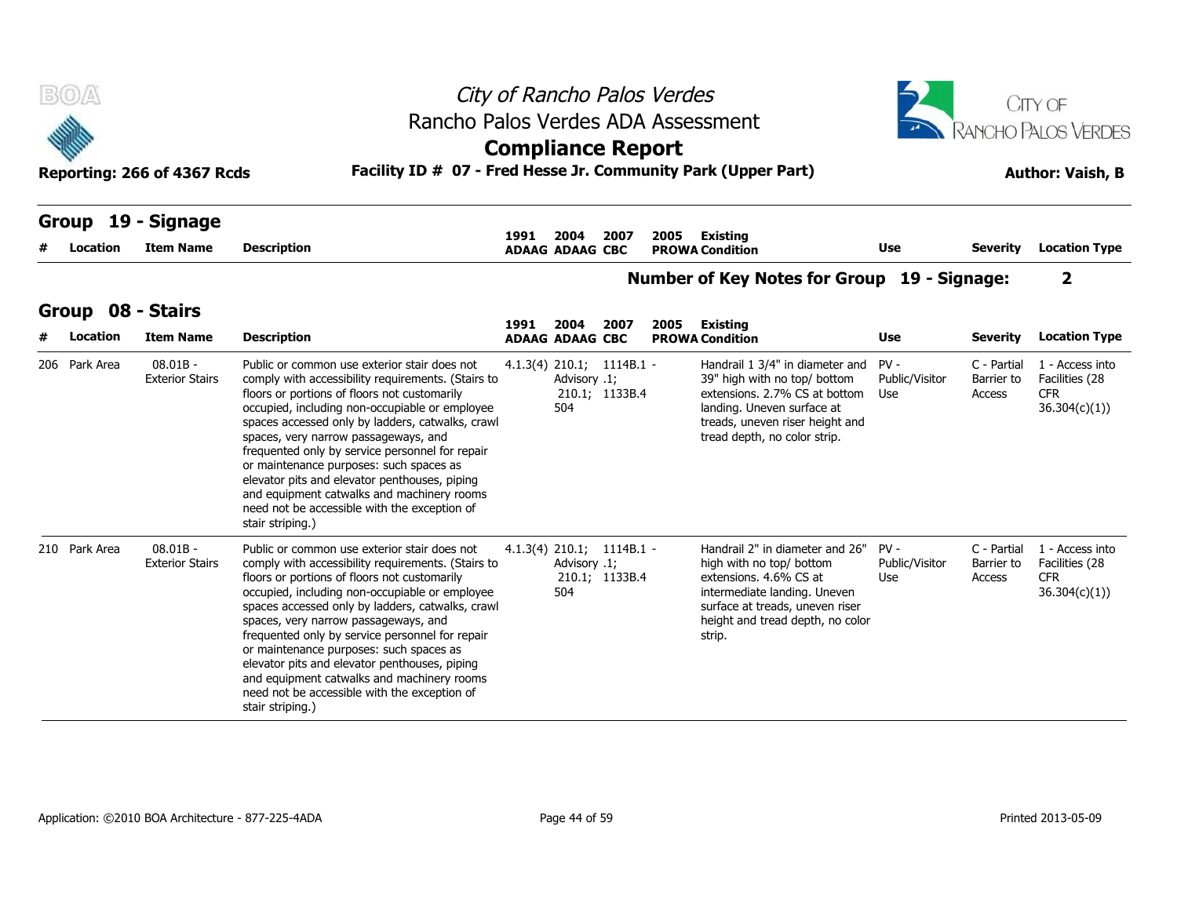# City of Rancho Palos Verdes
## Rancho Palos Verdes ADA Assessment
## Compliance Report

**Reporting: 266 of 4367 Rcds** — **Facility ID # 07 - Fred Hesse Jr. Community Park (Upper Part)** — **Author: Vaish, B**

### Group 19 - Signage

| # | Location | Item Name | Description | 1991 ADAAG | 2004 ADAAG | 2007 CBC | 2005 PROWA | Existing Condition | Use | Severity | Location Type |
|---|---|---|---|---|---|---|---|---|---|---|---|

**Number of Key Notes for Group 19 - Signage: 2**

### Group 08 - Stairs

| # | Location | Item Name | Description | 1991 ADAAG | 2004 ADAAG | 2007 CBC | 2005 PROWA | Existing Condition | Use | Severity | Location Type |
|---|---|---|---|---|---|---|---|---|---|---|---|
| 206 | Park Area | 08.01B - Exterior Stairs | Public or common use exterior stair does not comply with accessibility requirements. (Stairs to floors or portions of floors not customarily occupied, including non-occupiable or employee spaces accessed only by ladders, catwalks, crawl spaces, very narrow passageways, and frequented only by service personnel for repair or maintenance purposes: such spaces as elevator pits and elevator penthouses, piping and equipment catwalks and machinery rooms need not be accessible with the exception of stair striping.) | 4.1.3(4) | 210.1; Advisory 210.1; 504 | 1114B.1 - .1; 1133B.4 | | Handrail 1 3/4" in diameter and 39" high with no top/ bottom extensions. 2.7% CS at bottom landing. Uneven surface at treads, uneven riser height and tread depth, no color strip. | PV - Public/Visitor Use | C - Partial Barrier to Access | 1 - Access into Facilities (28 CFR 36.304(c)(1)) |
| 210 | Park Area | 08.01B - Exterior Stairs | Public or common use exterior stair does not comply with accessibility requirements. (Stairs to floors or portions of floors not customarily occupied, including non-occupiable or employee spaces accessed only by ladders, catwalks, crawl spaces, very narrow passageways, and frequented only by service personnel for repair or maintenance purposes: such spaces as elevator pits and elevator penthouses, piping and equipment catwalks and machinery rooms need not be accessible with the exception of stair striping.) | 4.1.3(4) | 210.1; Advisory 210.1; 504 | 1114B.1 - .1; 1133B.4 | | Handrail 2" in diameter and 26" high with no top/ bottom extensions. 4.6% CS at intermediate landing. Uneven surface at treads, uneven riser height and tread depth, no color strip. | PV - Public/Visitor Use | C - Partial Barrier to Access | 1 - Access into Facilities (28 CFR 36.304(c)(1)) |

Application: ©2010 BOA Architecture - 877-225-4ADA — Printed 2013-05-09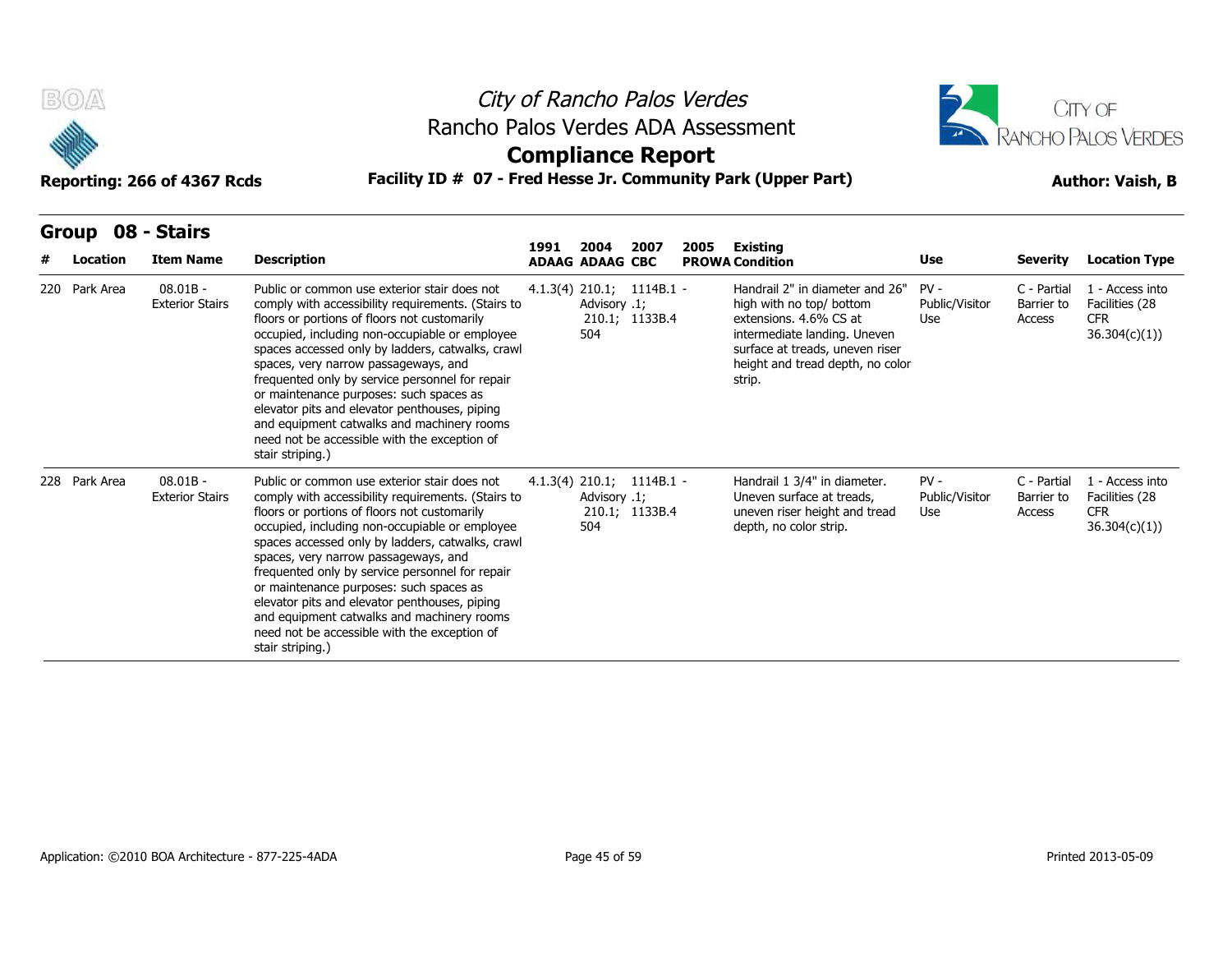# City of Rancho Palos Verdes
## Rancho Palos Verdes ADA Assessment
## Compliance Report

**Reporting: 266 of 4367 Rcds** | **Facility ID # 07 - Fred Hesse Jr. Community Park (Upper Part)** | **Author: Vaish, B**

### Group 08 - Stairs

| # | Location | Item Name | Description | 1991 ADAAG | 2004 ADAAG | 2007 CBC | 2005 PROWA | Existing Condition | Use | Severity | Location Type |
|---|---|---|---|---|---|---|---|---|---|---|---|
| 220 | Park Area | 08.01B - Exterior Stairs | Public or common use exterior stair does not comply with accessibility requirements. (Stairs to floors or portions of floors not customarily occupied, including non-occupiable or employee spaces accessed only by ladders, catwalks, crawl spaces, very narrow passageways, and frequented only by service personnel for repair or maintenance purposes: such spaces as elevator pits and elevator penthouses, piping and equipment catwalks and machinery rooms need not be accessible with the exception of stair striping.) | 4.1.3(4) | 210.1; Advisory 210.1; 504 | 1114B.1 - .1; 1133B.4 | | Handrail 2" in diameter and 26" high with no top/ bottom extensions. 4.6% CS at intermediate landing. Uneven surface at treads, uneven riser height and tread depth, no color strip. | PV - Public/Visitor Use | C - Partial Barrier to Access | 1 - Access into Facilities (28 CFR 36.304(c)(1)) |
| 228 | Park Area | 08.01B - Exterior Stairs | Public or common use exterior stair does not comply with accessibility requirements. (Stairs to floors or portions of floors not customarily occupied, including non-occupiable or employee spaces accessed only by ladders, catwalks, crawl spaces, very narrow passageways, and frequented only by service personnel for repair or maintenance purposes: such spaces as elevator pits and elevator penthouses, piping and equipment catwalks and machinery rooms need not be accessible with the exception of stair striping.) | 4.1.3(4) | 210.1; Advisory 210.1; 504 | 1114B.1 - .1; 1133B.4 | | Handrail 1 3/4" in diameter. Uneven surface at treads, uneven riser height and tread depth, no color strip. | PV - Public/Visitor Use | C - Partial Barrier to Access | 1 - Access into Facilities (28 CFR 36.304(c)(1)) |

Application: ©2010 BOA Architecture - 877-225-4ADA

Printed 2013-05-09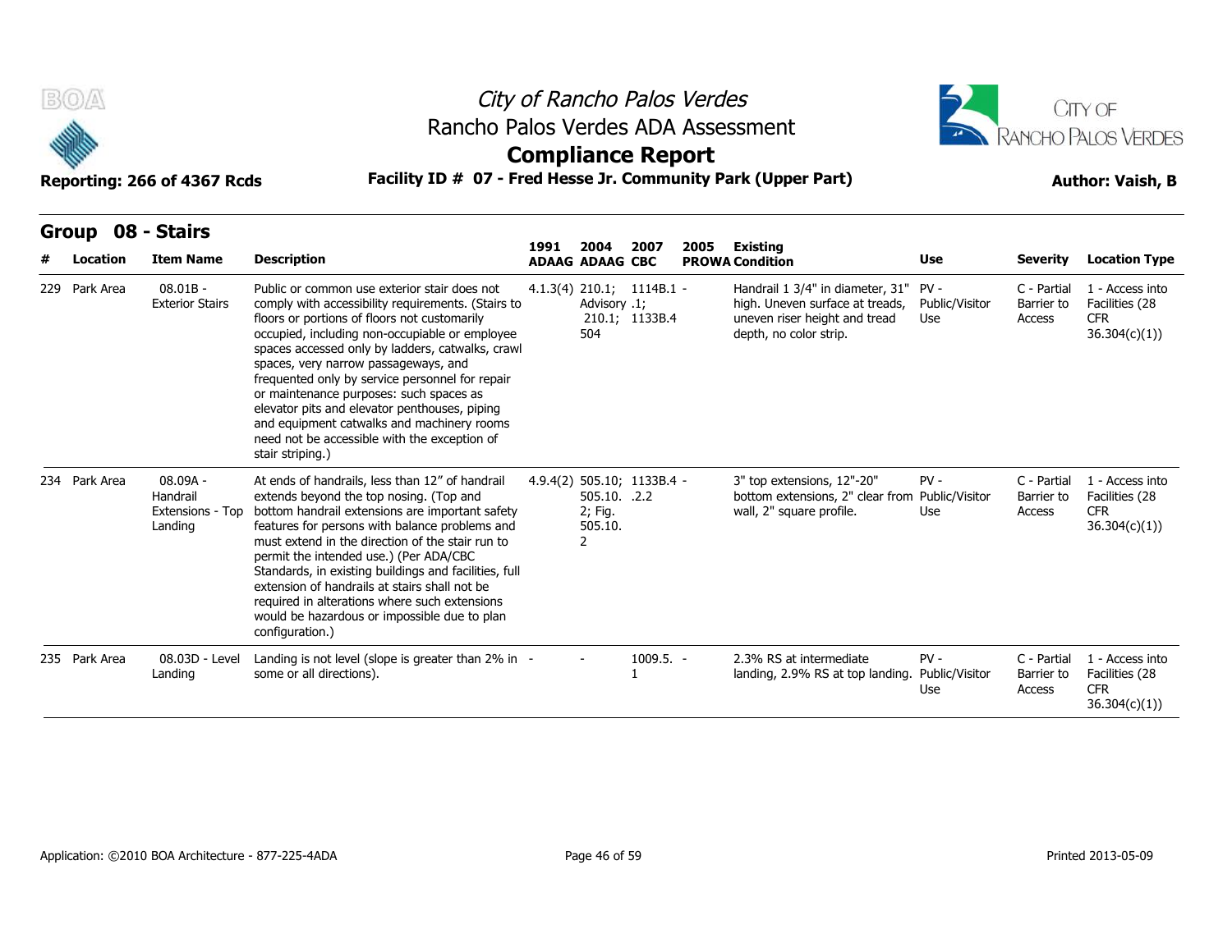# City of Rancho Palos Verdes

## Rancho Palos Verdes ADA Assessment

## Compliance Report

Reporting: 266 of 4367 Rcds

**Facility ID # 07 - Fred Hesse Jr. Community Park (Upper Part)**

Author: Vaish, B

### Group 08 - Stairs

| # | Location | Item Name | Description | 1991 ADAAG | 2004 ADAAG | 2007 CBC | 2005 PROWA | Existing Condition | Use | Severity | Location Type |
|---|---|---|---|---|---|---|---|---|---|---|---|
| 229 | Park Area | 08.01B - Exterior Stairs | Public or common use exterior stair does not comply with accessibility requirements. (Stairs to floors or portions of floors not customarily occupied, including non-occupiable or employee spaces accessed only by ladders, catwalks, crawl spaces, very narrow passageways, and frequented only by service personnel for repair or maintenance purposes: such spaces as elevator pits and elevator penthouses, piping and equipment catwalks and machinery rooms need not be accessible with the exception of stair striping.) | 4.1.3(4) | 210.1; Advisory 210.1; 504 | 1114B.1.1; 1133B.4 | - | Handrail 1 3/4" in diameter, 31" high. Uneven surface at treads, uneven riser height and tread depth, no color strip. | PV - Public/Visitor Use | C - Partial Barrier to Access | 1 - Access into Facilities (28 CFR 36.304(c)(1)) |
| 234 | Park Area | 08.09A - Handrail Extensions - Top Landing | At ends of handrails, less than 12" of handrail extends beyond the top nosing. (Top and bottom handrail extensions are important safety features for persons with balance problems and must extend in the direction of the stair run to permit the intended use.) (Per ADA/CBC Standards, in existing buildings and facilities, full extension of handrails at stairs shall not be required in alterations where such extensions would be hazardous or impossible due to plan configuration.) | 4.9.4(2) | 505.10; 505.10.2; Fig. 505.10.2 | 1133B.4.2.2 | - | 3" top extensions, 12"-20" bottom extensions, 2" clear from wall, 2" square profile. | PV - Public/Visitor Use | C - Partial Barrier to Access | 1 - Access into Facilities (28 CFR 36.304(c)(1)) |
| 235 | Park Area | 08.03D - Level Landing | Landing is not level (slope is greater than 2% in some or all directions). | - | - | 1009.5.1 | - | 2.3% RS at intermediate landing, 2.9% RS at top landing. | PV - Public/Visitor Use | C - Partial Barrier to Access | 1 - Access into Facilities (28 CFR 36.304(c)(1)) |

Application: ©2010 BOA Architecture - 877-225-4ADA

Printed 2013-05-09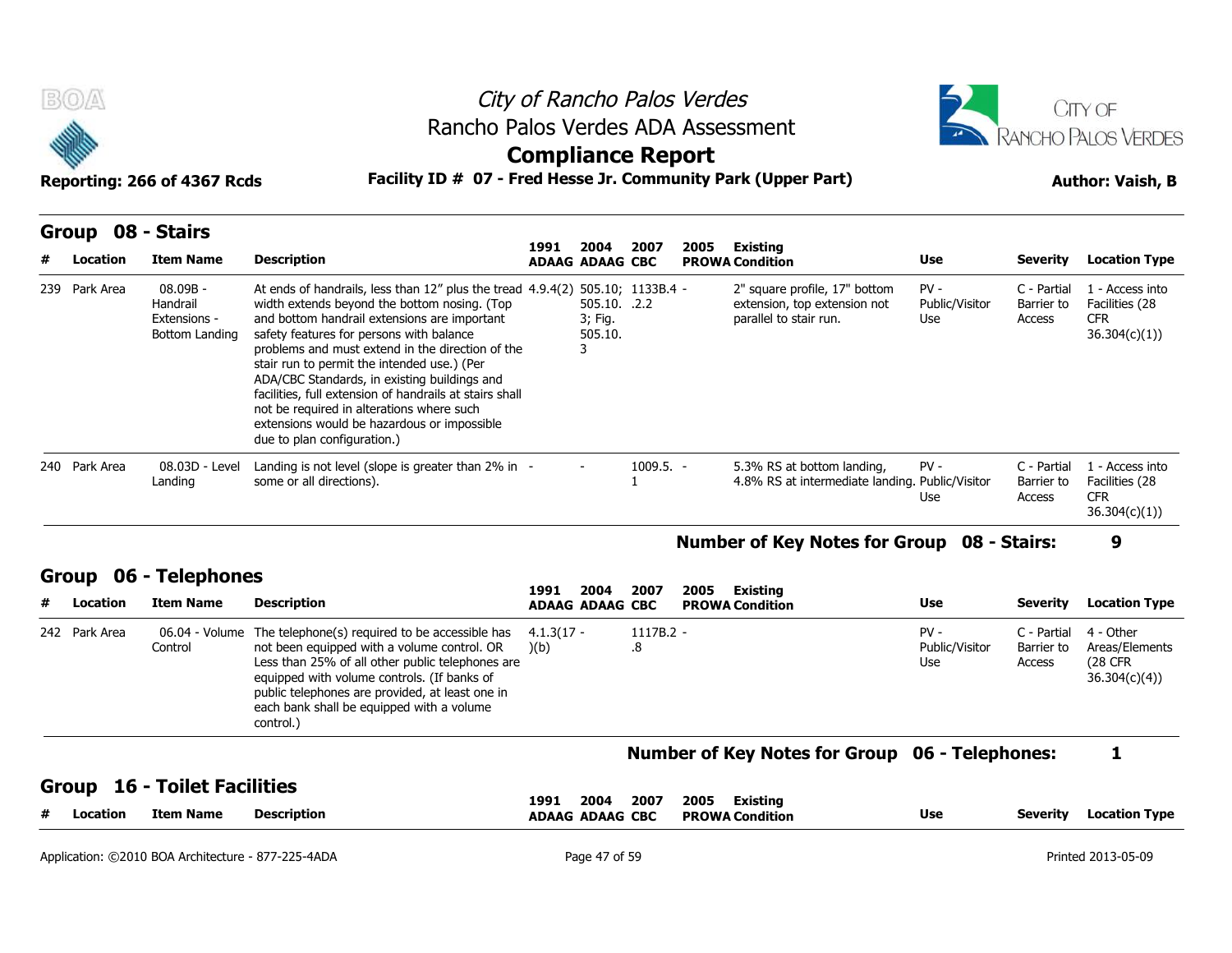## Group 08 - Stairs

| # | Location | Item Name | Description | 1991 ADAAG | 2004 ADAAG | 2007 CBC | 2005 PROWA | Existing Condition | Use | Severity | Location Type |
|---|---|---|---|---|---|---|---|---|---|---|---|
| 239 | Park Area | 08.09B - Handrail Extensions - Bottom Landing | At ends of handrails, less than 12" plus the tread width extends beyond the bottom nosing. (Top and bottom handrail extensions are important safety features for persons with balance problems and must extend in the direction of the stair run to permit the intended use.) (Per ADA/CBC Standards, in existing buildings and facilities, full extension of handrails at stairs shall not be required in alterations where such extensions would be hazardous or impossible due to plan configuration.) | 4.9.4(2) | 505.10; 505.10.3; Fig. 505.10.3 | 1133B.4.2.2 | - | 2" square profile, 17" bottom extension, top extension not parallel to stair run. | PV - Public/Visitor Use | C - Partial Barrier to Access | 1 - Access into Facilities (28 CFR 36.304(c)(1)) |
| 240 | Park Area | 08.03D - Level Landing | Landing is not level (slope is greater than 2% in some or all directions). | - | - | 1009.5.1 | - | 5.3% RS at bottom landing, 4.8% RS at intermediate landing. | PV - Public/Visitor Use | C - Partial Barrier to Access | 1 - Access into Facilities (28 CFR 36.304(c)(1)) |

**Number of Key Notes for Group 08 - Stairs: 9**

## Group 06 - Telephones

| # | Location | Item Name | Description | 1991 ADAAG | 2004 ADAAG | 2007 CBC | 2005 PROWA | Existing Condition | Use | Severity | Location Type |
|---|---|---|---|---|---|---|---|---|---|---|---|
| 242 | Park Area | 06.04 - Volume Control | The telephone(s) required to be accessible has not been equipped with a volume control. OR Less than 25% of all other public telephones are equipped with volume controls. (If banks of public telephones are provided, at least one in each bank shall be equipped with a volume control.) | 4.1.3(17)(b) | - | 1117B.2.8 | - | | PV - Public/Visitor Use | C - Partial Barrier to Access | 4 - Other Areas/Elements (28 CFR 36.304(c)(4)) |

**Number of Key Notes for Group 06 - Telephones: 1**

## Group 16 - Toilet Facilities

| # | Location | Item Name | Description | 1991 ADAAG | 2004 ADAAG | 2007 CBC | 2005 PROWA | Existing Condition | Use | Severity | Location Type |
|---|---|---|---|---|---|---|---|---|---|---|---|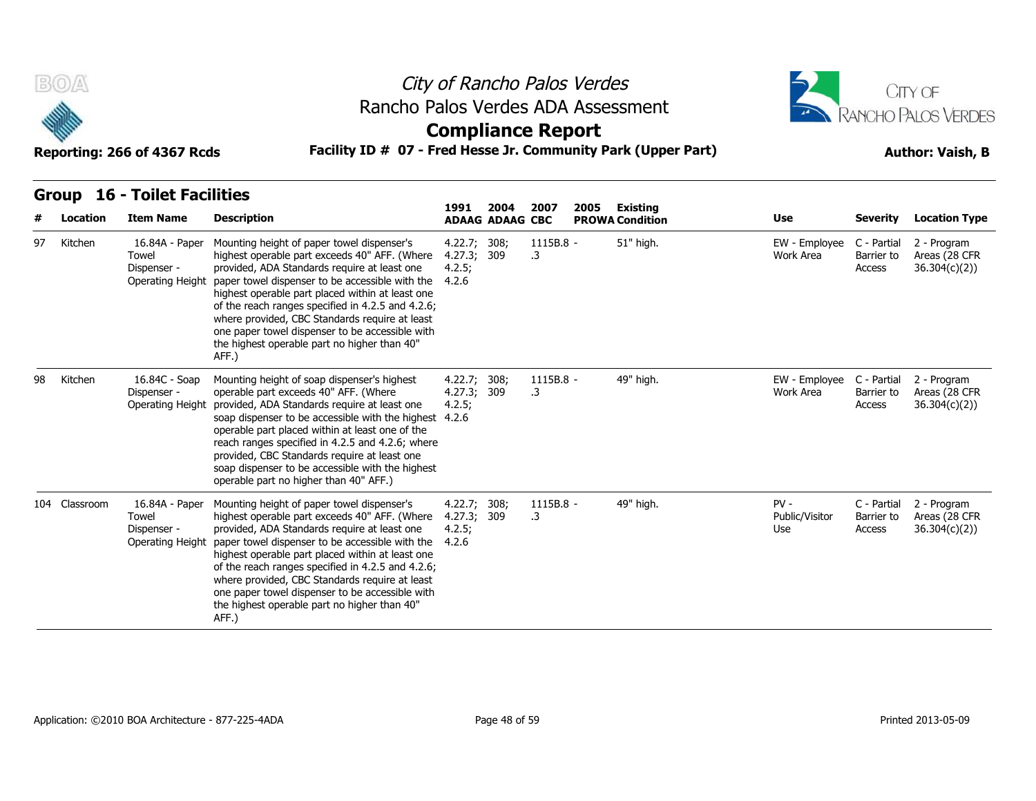# City of Rancho Palos Verdes

## Rancho Palos Verdes ADA Assessment

## Compliance Report

**Reporting: 266 of 4367 Rcds** | **Facility ID # 07 - Fred Hesse Jr. Community Park (Upper Part)** | **Author: Vaish, B**

### Group 16 - Toilet Facilities

| # | Location | Item Name | Description | 1991 ADAAG | 2004 ADAAG | 2007 CBC | 2005 PROWA | Existing Condition | Use | Severity | Location Type |
|---|---|---|---|---|---|---|---|---|---|---|---|
| 97 | Kitchen | 16.84A - Paper Towel Dispenser - Operating Height | Mounting height of paper towel dispenser's highest operable part exceeds 40" AFF. (Where provided, ADA Standards require at least one paper towel dispenser to be accessible with the highest operable part placed within at least one of the reach ranges specified in 4.2.5 and 4.2.6; where provided, CBC Standards require at least one paper towel dispenser to be accessible with the highest operable part no higher than 40" AFF.) | 4.22.7; 4.27.3; 4.2.5; 4.2.6 | 308; 309 | 1115B.8 - .3 | | 51" high. | EW - Employee Work Area | C - Partial Barrier to Access | 2 - Program Areas (28 CFR 36.304(c)(2)) |
| 98 | Kitchen | 16.84C - Soap Dispenser - Operating Height | Mounting height of soap dispenser's highest operable part exceeds 40" AFF. (Where provided, ADA Standards require at least one soap dispenser to be accessible with the highest operable part placed within at least one of the reach ranges specified in 4.2.5 and 4.2.6; where provided, CBC Standards require at least one soap dispenser to be accessible with the highest operable part no higher than 40" AFF.) | 4.22.7; 4.27.3; 4.2.5; 4.2.6 | 308; 309 | 1115B.8 - .3 | | 49" high. | EW - Employee Work Area | C - Partial Barrier to Access | 2 - Program Areas (28 CFR 36.304(c)(2)) |
| 104 | Classroom | 16.84A - Paper Towel Dispenser - Operating Height | Mounting height of paper towel dispenser's highest operable part exceeds 40" AFF. (Where provided, ADA Standards require at least one paper towel dispenser to be accessible with the highest operable part placed within at least one of the reach ranges specified in 4.2.5 and 4.2.6; where provided, CBC Standards require at least one paper towel dispenser to be accessible with the highest operable part no higher than 40" AFF.) | 4.22.7; 4.27.3; 4.2.5; 4.2.6 | 308; 309 | 1115B.8 - .3 | | 49" high. | PV - Public/Visitor Use | C - Partial Barrier to Access | 2 - Program Areas (28 CFR 36.304(c)(2)) |

Application: ©2010 BOA Architecture - 877-225-4ADA | Printed 2013-05-09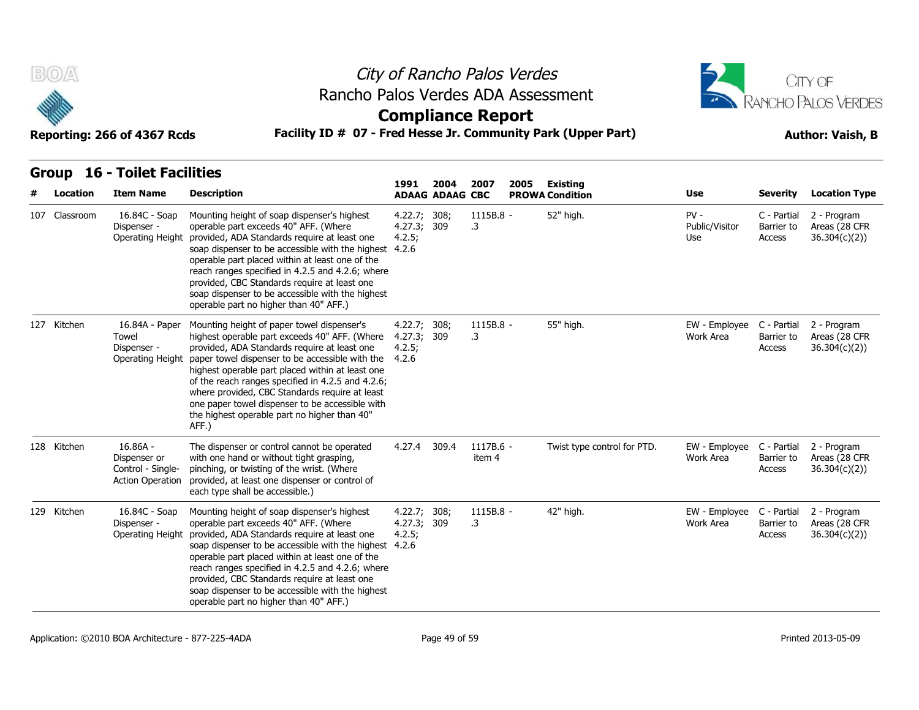# City of Rancho Palos Verdes
## Rancho Palos Verdes ADA Assessment
## Compliance Report

**Reporting: 266 of 4367 Rcds** **Facility ID # 07 - Fred Hesse Jr. Community Park (Upper Part)** **Author: Vaish, B**

### Group 16 - Toilet Facilities

| # | Location | Item Name | Description | 1991 ADAAG | 2004 ADAAG | 2007 CBC | 2005 PROWA | Existing Condition | Use | Severity | Location Type |
|---|---|---|---|---|---|---|---|---|---|---|---|
| 107 | Classroom | 16.84C - Soap Dispenser - Operating Height | Mounting height of soap dispenser's highest operable part exceeds 40" AFF. (Where provided, ADA Standards require at least one soap dispenser to be accessible with the highest operable part placed within at least one of the reach ranges specified in 4.2.5 and 4.2.6; where provided, CBC Standards require at least one soap dispenser to be accessible with the highest operable part no higher than 40" AFF.) | 4.22.7; 4.27.3; 4.2.5; 4.2.6 | 308; 309 | 1115B.8 - .3 | | 52" high. | PV - Public/Visitor Use | C - Partial Barrier to Access | 2 - Program Areas (28 CFR 36.304(c)(2)) |
| 127 | Kitchen | 16.84A - Paper Towel Dispenser - Operating Height | Mounting height of paper towel dispenser's highest operable part exceeds 40" AFF. (Where provided, ADA Standards require at least one paper towel dispenser to be accessible with the highest operable part placed within at least one of the reach ranges specified in 4.2.5 and 4.2.6; where provided, CBC Standards require at least one paper towel dispenser to be accessible with the highest operable part no higher than 40" AFF.) | 4.22.7; 4.27.3; 4.2.5; 4.2.6 | 308; 309 | 1115B.8 - .3 | | 55" high. | EW - Employee Work Area | C - Partial Barrier to Access | 2 - Program Areas (28 CFR 36.304(c)(2)) |
| 128 | Kitchen | 16.86A - Dispenser or Control - Single-Action Operation | The dispenser or control cannot be operated with one hand or without tight grasping, pinching, or twisting of the wrist. (Where provided, at least one dispenser or control of each type shall be accessible.) | 4.27.4 | 309.4 | 1117B.6 - item 4 | | Twist type control for PTD. | EW - Employee Work Area | C - Partial Barrier to Access | 2 - Program Areas (28 CFR 36.304(c)(2)) |
| 129 | Kitchen | 16.84C - Soap Dispenser - Operating Height | Mounting height of soap dispenser's highest operable part exceeds 40" AFF. (Where provided, ADA Standards require at least one soap dispenser to be accessible with the highest operable part placed within at least one of the reach ranges specified in 4.2.5 and 4.2.6; where provided, CBC Standards require at least one soap dispenser to be accessible with the highest operable part no higher than 40" AFF.) | 4.22.7; 4.27.3; 4.2.5; 4.2.6 | 308; 309 | 1115B.8 - .3 | | 42" high. | EW - Employee Work Area | C - Partial Barrier to Access | 2 - Program Areas (28 CFR 36.304(c)(2)) |

Application: ©2010 BOA Architecture - 877-225-4ADA Printed 2013-05-09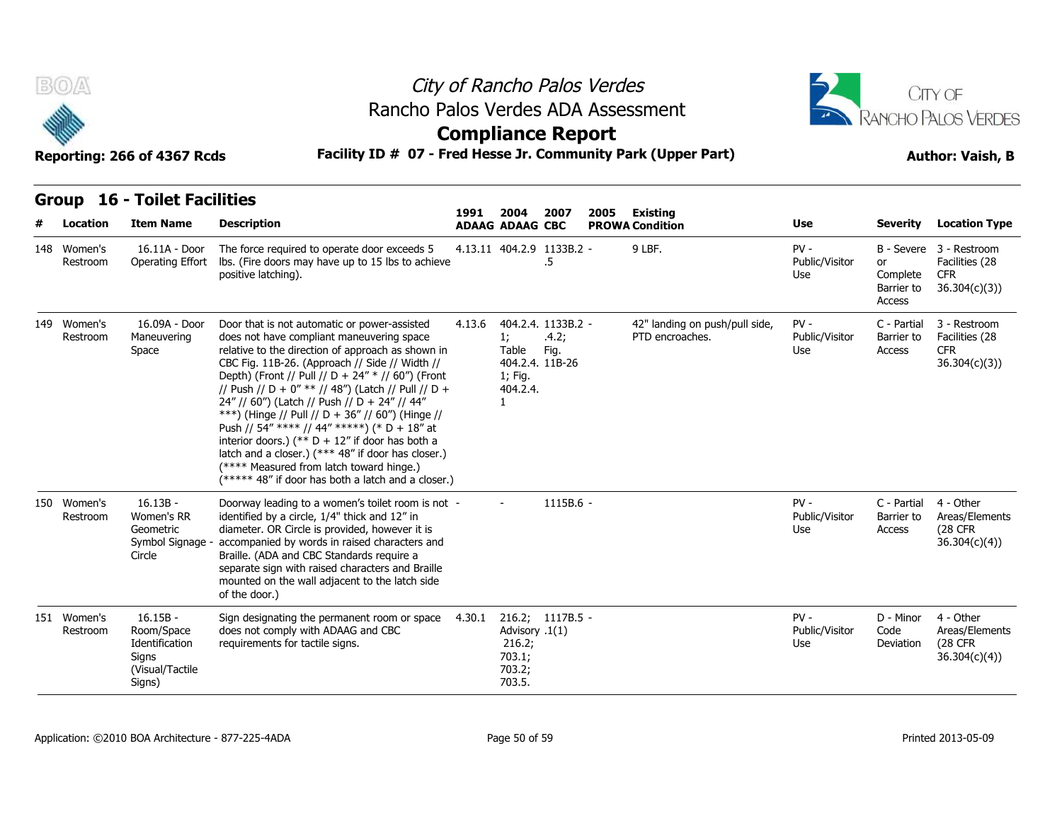City of Rancho Palos Verdes
Rancho Palos Verdes ADA Assessment
**Compliance Report**

**Reporting: 266 of 4367 Rcds** **Facility ID # 07 - Fred Hesse Jr. Community Park (Upper Part)** **Author: Vaish, B**

## Group 16 - Toilet Facilities

| # | Location | Item Name | Description | 1991 ADAAG | 2004 ADAAG | 2007 CBC | 2005 PROWA | Existing Condition | Use | Severity | Location Type |
|---|---|---|---|---|---|---|---|---|---|---|---|
| 148 | Women's Restroom | 16.11A - Door Operating Effort | The force required to operate door exceeds 5 lbs. (Fire doors may have up to 15 lbs to achieve positive latching). | 4.13.11 | 404.2.9 | 1133B.2.5 | - | 9 LBF. | PV - Public/Visitor Use | B - Severe or Complete Barrier to Access | 3 - Restroom Facilities (28 CFR 36.304(c)(3)) |
| 149 | Women's Restroom | 16.09A - Door Maneuvering Space | Door that is not automatic or power-assisted does not have compliant maneuvering space relative to the direction of approach as shown in CBC Fig. 11B-26. (Approach // Side // Width // Depth) (Front // Pull // D + 24" * // 60") (Front // Push // D + 0" ** // 48") (Latch // Pull // D + 24" // 60") (Latch // Push // D + 24" // 44" ***) (Hinge // Pull // D + 36" // 60") (Hinge // Push // 54" **** // 44" *****) (* D + 18" at interior doors.) (** D + 12" if door has both a latch and a closer.) (*** 48" if door has closer.) (**** Measured from latch toward hinge.) (***** 48" if door has both a latch and a closer.) | 4.13.6 | 404.2.4.1; Table 404.2.4.1; Fig. 404.2.4.1 | 1133B.2.4.2; Fig. 11B-26 | - | 42" landing on push/pull side, PTD encroaches. | PV - Public/Visitor Use | C - Partial Barrier to Access | 3 - Restroom Facilities (28 CFR 36.304(c)(3)) |
| 150 | Women's Restroom | 16.13B - Women's RR Geometric Symbol Signage - Circle | Doorway leading to a women's toilet room is not identified by a circle, 1/4" thick and 12" in diameter. OR Circle is provided, however it is accompanied by words in raised characters and Braille. (ADA and CBC Standards require a separate sign with raised characters and Braille mounted on the wall adjacent to the latch side of the door.) | - | - | 1115B.6 | - | | PV - Public/Visitor Use | C - Partial Barrier to Access | 4 - Other Areas/Elements (28 CFR 36.304(c)(4)) |
| 151 | Women's Restroom | 16.15B - Room/Space Identification Signs (Visual/Tactile Signs) | Sign designating the permanent room or space does not comply with ADAAG and CBC requirements for tactile signs. | 4.30.1 | 216.2; Advisory 216.2; 703.1; 703.2; 703.5. | 1117B.5.1(1) | - | | PV - Public/Visitor Use | D - Minor Code Deviation | 4 - Other Areas/Elements (28 CFR 36.304(c)(4)) |

Application: ©2010 BOA Architecture - 877-225-4ADA

Printed 2013-05-09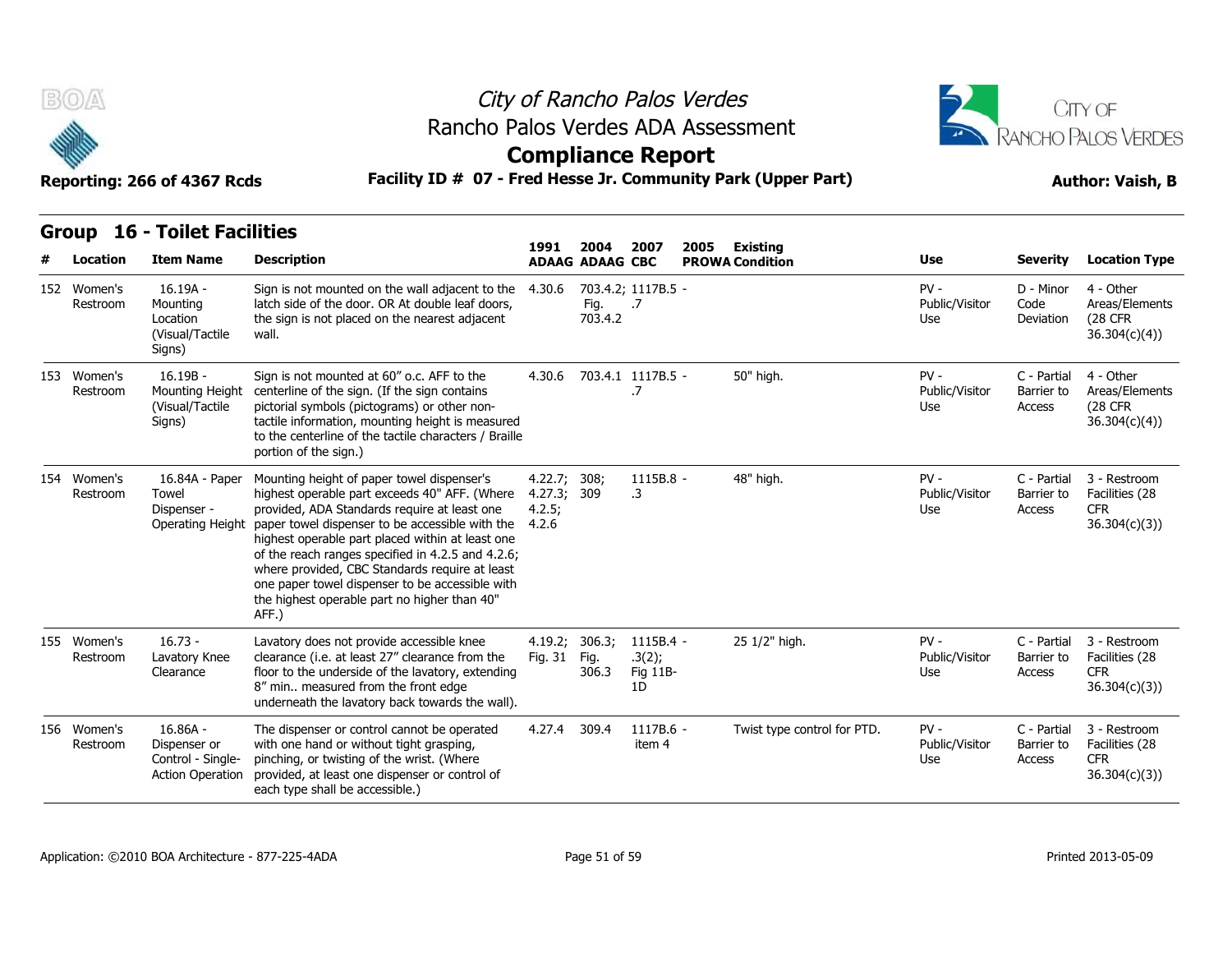# City of Rancho Palos Verdes

## Rancho Palos Verdes ADA Assessment

## Compliance Report

**Reporting: 266 of 4367 Rcds** | **Facility ID # 07 - Fred Hesse Jr. Community Park (Upper Part)** | **Author: Vaish, B**

### Group 16 - Toilet Facilities

| # | Location | Item Name | Description | 1991 ADAAG | 2004 ADAAG | 2007 CBC | 2005 PROWA | Existing Condition | Use | Severity | Location Type |
|---|---|---|---|---|---|---|---|---|---|---|---|
| 152 | Women's Restroom | 16.19A - Mounting Location (Visual/Tactile Signs) | Sign is not mounted on the wall adjacent to the latch side of the door. OR At double leaf doors, the sign is not placed on the nearest adjacent wall. | 4.30.6 | 703.4.2; Fig. 703.4.2 | 1117B.5 - .7 | | | PV - Public/Visitor Use | D - Minor Code Deviation | 4 - Other Areas/Elements (28 CFR 36.304(c)(4)) |
| 153 | Women's Restroom | 16.19B - Mounting Height (Visual/Tactile Signs) | Sign is not mounted at 60" o.c. AFF to the centerline of the sign. (If the sign contains pictorial symbols (pictograms) or other non-tactile information, mounting height is measured to the centerline of the tactile characters / Braille portion of the sign.) | 4.30.6 | 703.4.1 | 1117B.5 - .7 | | 50" high. | PV - Public/Visitor Use | C - Partial Barrier to Access | 4 - Other Areas/Elements (28 CFR 36.304(c)(4)) |
| 154 | Women's Restroom | 16.84A - Paper Towel Dispenser - Operating Height | Mounting height of paper towel dispenser's highest operable part exceeds 40" AFF. (Where provided, ADA Standards require at least one paper towel dispenser to be accessible with the highest operable part placed within at least one of the reach ranges specified in 4.2.5 and 4.2.6; where provided, CBC Standards require at least one paper towel dispenser to be accessible with the highest operable part no higher than 40" AFF.) | 4.22.7; 4.27.3; 4.2.5; 4.2.6 | 308; 309 | 1115B.8 - .3 | | 48" high. | PV - Public/Visitor Use | C - Partial Barrier to Access | 3 - Restroom Facilities (28 CFR 36.304(c)(3)) |
| 155 | Women's Restroom | 16.73 - Lavatory Knee Clearance | Lavatory does not provide accessible knee clearance (i.e. at least 27" clearance from the floor to the underside of the lavatory, extending 8" min.. measured from the front edge underneath the lavatory back towards the wall). | 4.19.2; Fig. 31 | 306.3; Fig. 306.3 | 1115B.4 - .3(2); Fig 11B-1D | | 25 1/2" high. | PV - Public/Visitor Use | C - Partial Barrier to Access | 3 - Restroom Facilities (28 CFR 36.304(c)(3)) |
| 156 | Women's Restroom | 16.86A - Dispenser or Control - Single-Action Operation | The dispenser or control cannot be operated with one hand or without tight grasping, pinching, or twisting of the wrist. (Where provided, at least one dispenser or control of each type shall be accessible.) | 4.27.4 | 309.4 | 1117B.6 - item 4 | | Twist type control for PTD. | PV - Public/Visitor Use | C - Partial Barrier to Access | 3 - Restroom Facilities (28 CFR 36.304(c)(3)) |

Application: ©2010 BOA Architecture - 877-225-4ADA | Printed 2013-05-09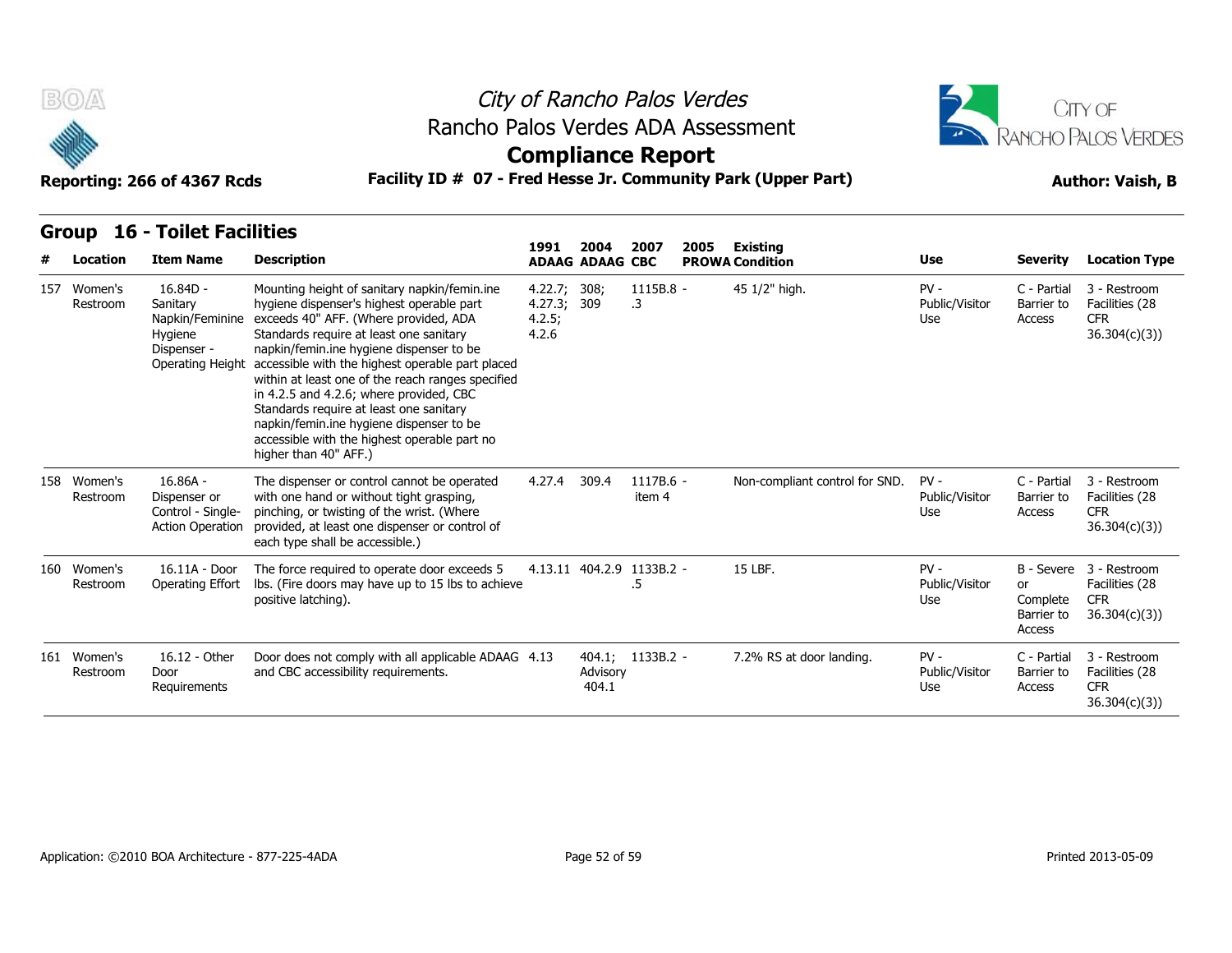# City of Rancho Palos Verdes
## Rancho Palos Verdes ADA Assessment
## Compliance Report

Reporting: 266 of 4367 Rcds

**Facility ID # 07 - Fred Hesse Jr. Community Park (Upper Part)**

Author: Vaish, B

## Group 16 - Toilet Facilities

| # | Location | Item Name | Description | 1991 ADAAG | 2004 ADAAG | 2007 CBC | 2005 PROWA | Existing Condition | Use | Severity | Location Type |
|---|---|---|---|---|---|---|---|---|---|---|---|
| 157 | Women's Restroom | 16.84D - Sanitary Napkin/Feminine Hygiene Dispenser - Operating Height | Mounting height of sanitary napkin/femin.ine hygiene dispenser's highest operable part exceeds 40" AFF. (Where provided, ADA Standards require at least one sanitary napkin/femin.ine hygiene dispenser to be accessible with the highest operable part placed within at least one of the reach ranges specified in 4.2.5 and 4.2.6; where provided, CBC Standards require at least one sanitary napkin/femin.ine hygiene dispenser to be accessible with the highest operable part no higher than 40" AFF.) | 4.22.7; 4.27.3; 4.2.5; 4.2.6 | 308; 309 | 1115B.8 - .3 | | 45 1/2" high. | PV - Public/Visitor Use | C - Partial Barrier to Access | 3 - Restroom Facilities (28 CFR 36.304(c)(3)) |
| 158 | Women's Restroom | 16.86A - Dispenser or Control - Single-Action Operation | The dispenser or control cannot be operated with one hand or without tight grasping, pinching, or twisting of the wrist. (Where provided, at least one dispenser or control of each type shall be accessible.) | 4.27.4 | 309.4 | 1117B.6 - item 4 | | Non-compliant control for SND. | PV - Public/Visitor Use | C - Partial Barrier to Access | 3 - Restroom Facilities (28 CFR 36.304(c)(3)) |
| 160 | Women's Restroom | 16.11A - Door Operating Effort | The force required to operate door exceeds 5 lbs. (Fire doors may have up to 15 lbs to achieve positive latching). | 4.13.11 | 404.2.9 | 1133B.2 - .5 | | 15 LBF. | PV - Public/Visitor Use | B - Severe or Complete Barrier to Access | 3 - Restroom Facilities (28 CFR 36.304(c)(3)) |
| 161 | Women's Restroom | 16.12 - Other Door Requirements | Door does not comply with all applicable ADAAG and CBC accessibility requirements. | 4.13 | 404.1; Advisory 404.1 | 1133B.2 - | | 7.2% RS at door landing. | PV - Public/Visitor Use | C - Partial Barrier to Access | 3 - Restroom Facilities (28 CFR 36.304(c)(3)) |

Application: ©2010 BOA Architecture - 877-225-4ADA

Printed 2013-05-09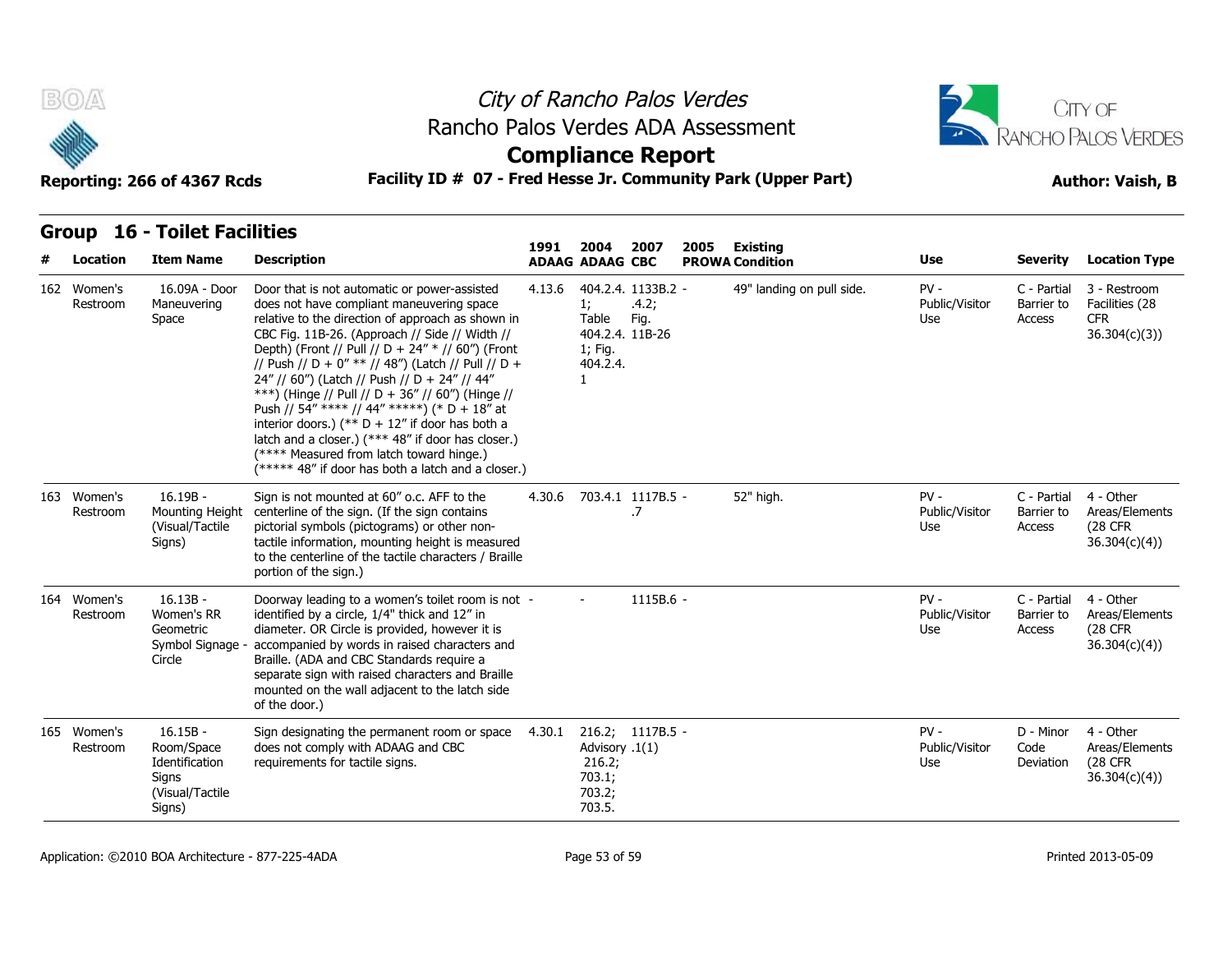# City of Rancho Palos Verdes
## Rancho Palos Verdes ADA Assessment
## Compliance Report

**Reporting: 266 of 4367 Rcds** — **Facility ID # 07 - Fred Hesse Jr. Community Park (Upper Part)** — **Author: Vaish, B**

### Group 16 - Toilet Facilities

| # | Location | Item Name | Description | 1991 ADAAG | 2004 ADAAG | 2007 CBC | 2005 PROWA | Existing Condition | Use | Severity | Location Type |
|---|---|---|---|---|---|---|---|---|---|---|---|
| 162 | Women's Restroom | 16.09A - Door Maneuvering Space | Door that is not automatic or power-assisted does not have compliant maneuvering space relative to the direction of approach as shown in CBC Fig. 11B-26. (Approach // Side // Width // Depth) (Front // Pull // D + 24" * // 60") (Front // Push // D + 0" ** // 48") (Latch // Pull // D + 24" // 60") (Latch // Push // D + 24" // 44" ***) (Hinge // Pull // D + 36" // 60") (Hinge // Push // 54" **** // 44" *****) (* D + 18" at interior doors.) (** D + 12" if door has both a latch and a closer.) (*** 48" if door has closer.) (**** Measured from latch toward hinge.) (***** 48" if door has both a latch and a closer.) | 4.13.6 | 404.2.4.1; Table 404.2.4.1; Fig. 404.2.4.1 | 1133B.2.4.2; Fig. 11B-26 | - | 49" landing on pull side. | PV - Public/Visitor Use | C - Partial Barrier to Access | 3 - Restroom Facilities (28 CFR 36.304(c)(3)) |
| 163 | Women's Restroom | 16.19B - Mounting Height (Visual/Tactile Signs) | Sign is not mounted at 60" o.c. AFF to the centerline of the sign. (If the sign contains pictorial symbols (pictograms) or other non-tactile information, mounting height is measured to the centerline of the tactile characters / Braille portion of the sign.) | 4.30.6 | 703.4.1 | 1117B.5.7 | - | 52" high. | PV - Public/Visitor Use | C - Partial Barrier to Access | 4 - Other Areas/Elements (28 CFR 36.304(c)(4)) |
| 164 | Women's Restroom | 16.13B - Women's RR Geometric Symbol Signage - Circle | Doorway leading to a women's toilet room is not identified by a circle, 1/4" thick and 12" in diameter. OR Circle is provided, however it is accompanied by words in raised characters and Braille. (ADA and CBC Standards require a separate sign with raised characters and Braille mounted on the wall adjacent to the latch side of the door.) | - | - | 1115B.6 | - | | PV - Public/Visitor Use | C - Partial Barrier to Access | 4 - Other Areas/Elements (28 CFR 36.304(c)(4)) |
| 165 | Women's Restroom | 16.15B - Room/Space Identification Signs (Visual/Tactile Signs) | Sign designating the permanent room or space does not comply with ADAAG and CBC requirements for tactile signs. | 4.30.1 | 216.2; Advisory 216.2; 703.1; 703.2; 703.5. | 1117B.5.1(1) | - | | PV - Public/Visitor Use | D - Minor Code Deviation | 4 - Other Areas/Elements (28 CFR 36.304(c)(4)) |

Application: ©2010 BOA Architecture - 877-225-4ADA — Printed 2013-05-09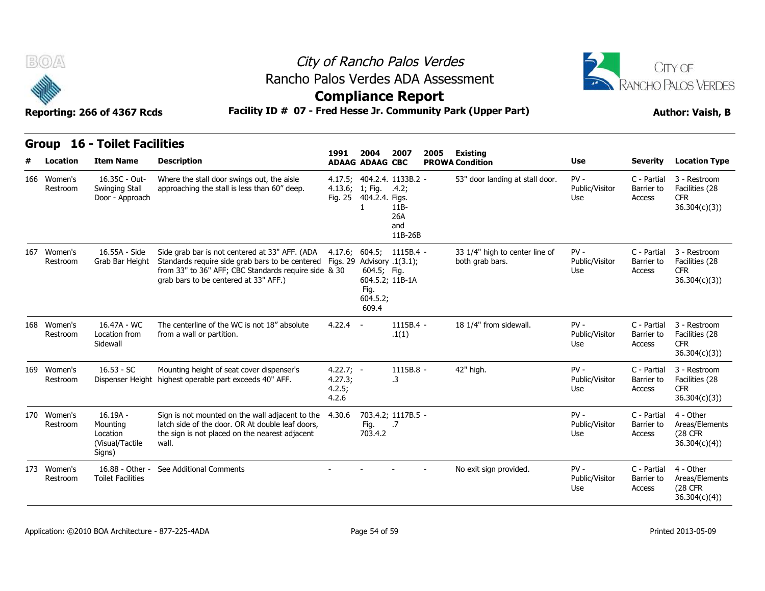# City of Rancho Palos Verdes
## Rancho Palos Verdes ADA Assessment
## Compliance Report

**Reporting: 266 of 4367 Rcds** | **Facility ID # 07 - Fred Hesse Jr. Community Park (Upper Part)** | **Author: Vaish, B**

## Group 16 - Toilet Facilities

| # | Location | Item Name | Description | 1991 ADAAG | 2004 ADAAG | 2007 CBC | 2005 PROWA | Existing Condition | Use | Severity | Location Type |
|---|---|---|---|---|---|---|---|---|---|---|---|
| 166 | Women's Restroom | 16.35C - Out-Swinging Stall Door - Approach | Where the stall door swings out, the aisle approaching the stall is less than 60" deep. | 4.17.5; 4.13.6; Fig. 25 | 404.2.4. 1; Fig. 404.2.4. 1 | 1133B.2 .4.2; Figs. 11B-26A and 11B-26B | - | 53" door landing at stall door. | PV - Public/Visitor Use | C - Partial Barrier to Access | 3 - Restroom Facilities (28 CFR 36.304(c)(3)) |
| 167 | Women's Restroom | 16.55A - Side Grab Bar Height | Side grab bar is not centered at 33" AFF. (ADA Standards require side grab bars to be centered from 33" to 36" AFF; CBC Standards require side grab bars to be centered at 33" AFF.) | 4.17.6; Figs. 29 & 30 | 604.5; Advisory 604.5; 604.5.2; Fig. 604.5.2; 609.4 | 1115B.4 .1(3.1); Fig. 11B-1A | - | 33 1/4" high to center line of both grab bars. | PV - Public/Visitor Use | C - Partial Barrier to Access | 3 - Restroom Facilities (28 CFR 36.304(c)(3)) |
| 168 | Women's Restroom | 16.47A - WC Location from Sidewall | The centerline of the WC is not 18" absolute from a wall or partition. | 4.22.4 | - | 1115B.4 .1(1) | - | 18 1/4" from sidewall. | PV - Public/Visitor Use | C - Partial Barrier to Access | 3 - Restroom Facilities (28 CFR 36.304(c)(3)) |
| 169 | Women's Restroom | 16.53 - SC Dispenser Height | Mounting height of seat cover dispenser's highest operable part exceeds 40" AFF. | 4.22.7; 4.27.3; 4.2.5; 4.2.6 | - | 1115B.8 .3 | - | 42" high. | PV - Public/Visitor Use | C - Partial Barrier to Access | 3 - Restroom Facilities (28 CFR 36.304(c)(3)) |
| 170 | Women's Restroom | 16.19A - Mounting Location (Visual/Tactile Signs) | Sign is not mounted on the wall adjacent to the latch side of the door. OR At double leaf doors, the sign is not placed on the nearest adjacent wall. | 4.30.6 | 703.4.2; Fig. 703.4.2 | 1117B.5 .7 | - | | PV - Public/Visitor Use | C - Partial Barrier to Access | 4 - Other Areas/Elements (28 CFR 36.304(c)(4)) |
| 173 | Women's Restroom | 16.88 - Other - Toilet Facilities | See Additional Comments | - | - | - | - | No exit sign provided. | PV - Public/Visitor Use | C - Partial Barrier to Access | 4 - Other Areas/Elements (28 CFR 36.304(c)(4)) |

Application: ©2010 BOA Architecture - 877-225-4ADA | Printed 2013-05-09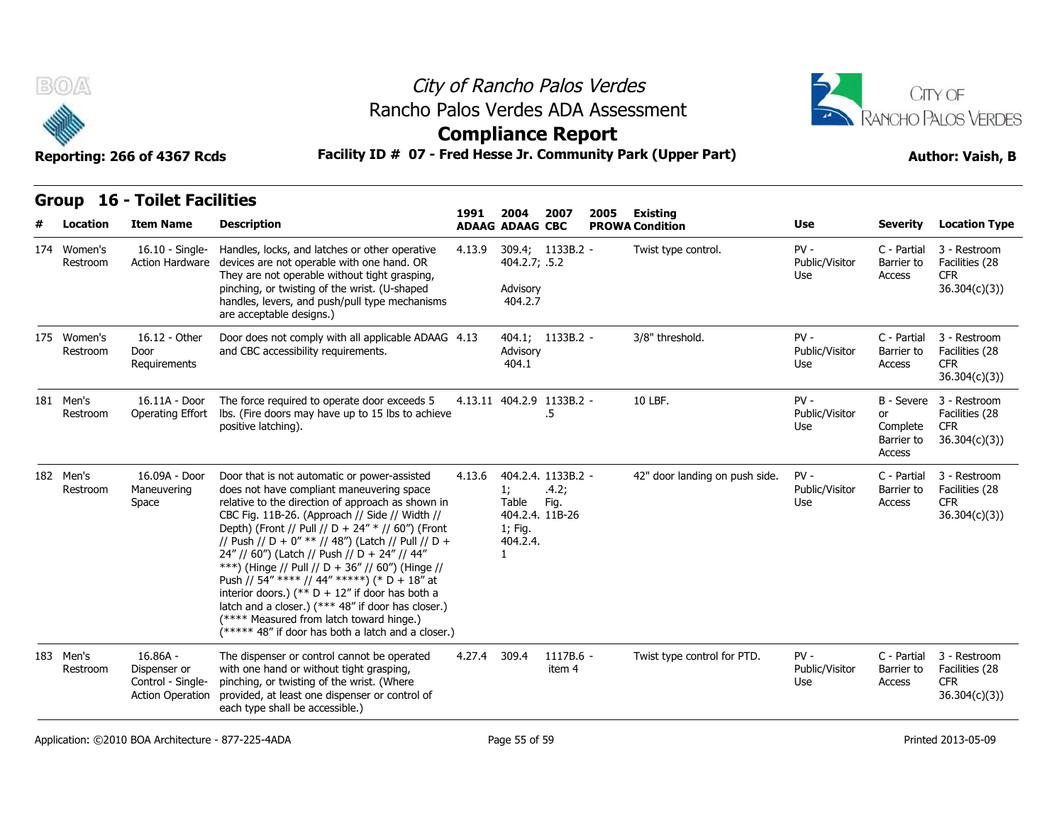# City of Rancho Palos Verdes

## Rancho Palos Verdes ADA Assessment

## Compliance Report

Reporting: 266 of 4367 Rcds

**Facility ID # 07 - Fred Hesse Jr. Community Park (Upper Part)**

Author: Vaish, B

## Group 16 - Toilet Facilities

| # | Location | Item Name | Description | 1991 ADAAG | 2004 ADAAG | 2007 CBC | 2005 PROWA | Existing Condition | Use | Severity | Location Type |
|---|---|---|---|---|---|---|---|---|---|---|---|
| 174 | Women's Restroom | 16.10 - Single-Action Hardware | Handles, locks, and latches or other operative devices are not operable with one hand. OR They are not operable without tight grasping, pinching, or twisting of the wrist. (U-shaped handles, levers, and push/pull type mechanisms are acceptable designs.) | 4.13.9 | 309.4; 404.2.7; Advisory 404.2.7 | 1133B.2 - .5.2 | | Twist type control. | PV - Public/Visitor Use | C - Partial Barrier to Access | 3 - Restroom Facilities (28 CFR 36.304(c)(3)) |
| 175 | Women's Restroom | 16.12 - Other Door Requirements | Door does not comply with all applicable ADAAG and CBC accessibility requirements. | 4.13 | 404.1; Advisory 404.1 | 1133B.2 - | | 3/8" threshold. | PV - Public/Visitor Use | C - Partial Barrier to Access | 3 - Restroom Facilities (28 CFR 36.304(c)(3)) |
| 181 | Men's Restroom | 16.11A - Door Operating Effort | The force required to operate door exceeds 5 lbs. (Fire doors may have up to 15 lbs to achieve positive latching). | 4.13.11 | 404.2.9 | 1133B.2 - .5 | | 10 LBF. | PV - Public/Visitor Use | B - Severe or Complete Barrier to Access | 3 - Restroom Facilities (28 CFR 36.304(c)(3)) |
| 182 | Men's Restroom | 16.09A - Door Maneuvering Space | Door that is not automatic or power-assisted does not have compliant maneuvering space relative to the direction of approach as shown in CBC Fig. 11B-26. (Approach // Side // Width // Depth) (Front // Pull // D + 24" * // 60") (Front // Push // D + 0" ** // 48") (Latch // Pull // D + 24" // 60") (Latch // Push // D + 24" // 44" ***) (Hinge // Pull // D + 36" // 60") (Hinge // Push // 54" **** // 44" *****) (* D + 18" at interior doors.) (** D + 12" if door has both a latch and a closer.) (*** 48" if door has closer.) (**** Measured from latch toward hinge.) (***** 48" if door has both a latch and a closer.) | 4.13.6 | 404.2.4.1; Table 404.2.4.1; Fig. 404.2.4.1 | 1133B.2 - .4.2; Fig. 11B-26 | | 42" door landing on push side. | PV - Public/Visitor Use | C - Partial Barrier to Access | 3 - Restroom Facilities (28 CFR 36.304(c)(3)) |
| 183 | Men's Restroom | 16.86A - Dispenser or Control - Single-Action Operation | The dispenser or control cannot be operated with one hand or without tight grasping, pinching, or twisting of the wrist. (Where provided, at least one dispenser or control of each type shall be accessible.) | 4.27.4 | 309.4 | 1117B.6 - item 4 | | Twist type control for PTD. | PV - Public/Visitor Use | C - Partial Barrier to Access | 3 - Restroom Facilities (28 CFR 36.304(c)(3)) |

Application: ©2010 BOA Architecture - 877-225-4ADA

Printed 2013-05-09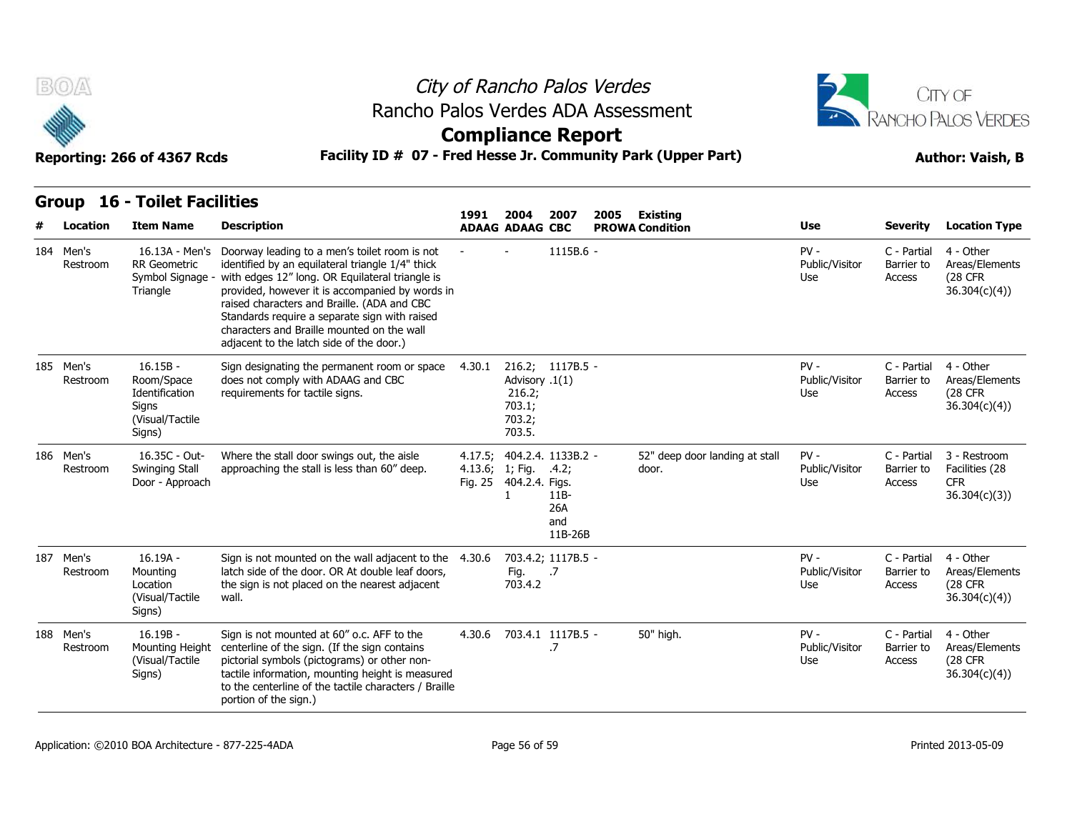# City of Rancho Palos Verdes
## Rancho Palos Verdes ADA Assessment
## Compliance Report

**Reporting: 266 of 4367 Rcds** | **Facility ID # 07 - Fred Hesse Jr. Community Park (Upper Part)** | **Author: Vaish, B**

## Group 16 - Toilet Facilities

| # | Location | Item Name | Description | 1991 ADAAG | 2004 ADAAG | 2007 CBC | 2005 PROWA | Existing Condition | Use | Severity | Location Type |
|---|---|---|---|---|---|---|---|---|---|---|---|
| 184 | Men's Restroom | 16.13A - Men's RR Geometric Symbol Signage - Triangle | Doorway leading to a men's toilet room is not identified by an equilateral triangle 1/4" thick with edges 12" long. OR Equilateral triangle is provided, however it is accompanied by words in raised characters and Braille. (ADA and CBC Standards require a separate sign with raised characters and Braille mounted on the wall adjacent to the latch side of the door.) | - | - | 1115B.6 | - | | PV - Public/Visitor Use | C - Partial Barrier to Access | 4 - Other Areas/Elements (28 CFR 36.304(c)(4)) |
| 185 | Men's Restroom | 16.15B - Room/Space Identification Signs (Visual/Tactile Signs) | Sign designating the permanent room or space does not comply with ADAAG and CBC requirements for tactile signs. | 4.30.1 | 216.2; Advisory 216.2; 703.1; 703.2; 703.5. | 1117B.5 .1(1) | - | | PV - Public/Visitor Use | C - Partial Barrier to Access | 4 - Other Areas/Elements (28 CFR 36.304(c)(4)) |
| 186 | Men's Restroom | 16.35C - Out-Swinging Stall Door - Approach | Where the stall door swings out, the aisle approaching the stall is less than 60" deep. | 4.17.5; 4.13.6; Fig. 25 | 404.2.4. 1; Fig. 404.2.4. 1 | 1133B.2 .4.2; Figs. 11B-26A and 11B-26B | - | 52" deep door landing at stall door. | PV - Public/Visitor Use | C - Partial Barrier to Access | 3 - Restroom Facilities (28 CFR 36.304(c)(3)) |
| 187 | Men's Restroom | 16.19A - Mounting Location (Visual/Tactile Signs) | Sign is not mounted on the wall adjacent to the latch side of the door. OR At double leaf doors, the sign is not placed on the nearest adjacent wall. | 4.30.6 | 703.4.2; Fig. 703.4.2 | 1117B.5 .7 | - | | PV - Public/Visitor Use | C - Partial Barrier to Access | 4 - Other Areas/Elements (28 CFR 36.304(c)(4)) |
| 188 | Men's Restroom | 16.19B - Mounting Height (Visual/Tactile Signs) | Sign is not mounted at 60" o.c. AFF to the centerline of the sign. (If the sign contains pictorial symbols (pictograms) or other non-tactile information, mounting height is measured to the centerline of the tactile characters / Braille portion of the sign.) | 4.30.6 | 703.4.1 | 1117B.5 .7 | - | 50" high. | PV - Public/Visitor Use | C - Partial Barrier to Access | 4 - Other Areas/Elements (28 CFR 36.304(c)(4)) |

Application: ©2010 BOA Architecture - 877-225-4ADA | Printed 2013-05-09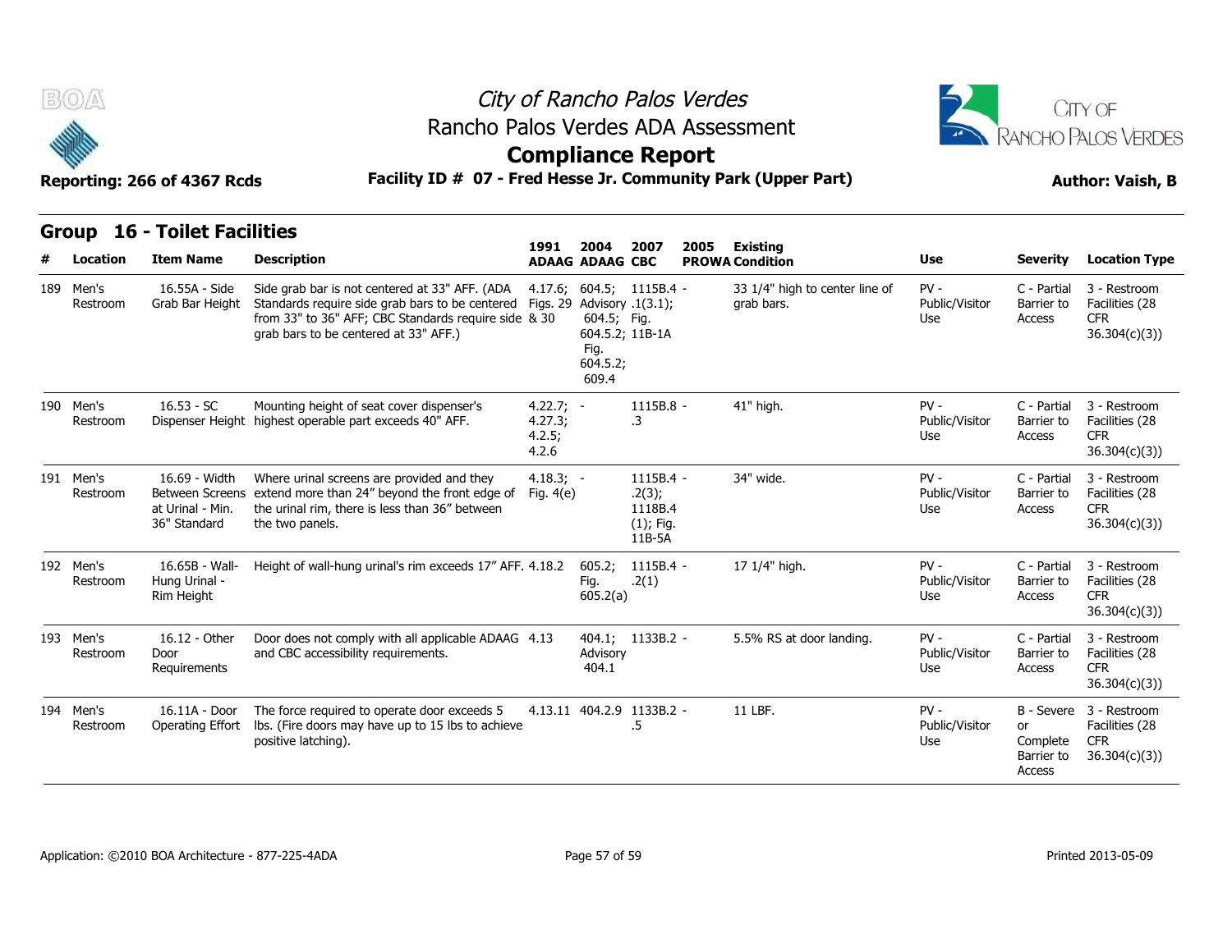# City of Rancho Palos Verdes
## Rancho Palos Verdes ADA Assessment
## Compliance Report

**Reporting: 266 of 4367 Rcds** **Facility ID # 07 - Fred Hesse Jr. Community Park (Upper Part)** **Author: Vaish, B**

### Group 16 - Toilet Facilities

| # | Location | Item Name | Description | 1991 ADAAG | 2004 ADAAG | 2007 CBC | 2005 PROWA | Existing Condition | Use | Severity | Location Type |
|---|---|---|---|---|---|---|---|---|---|---|---|
| 189 | Men's Restroom | 16.55A - Side Grab Bar Height | Side grab bar is not centered at 33" AFF. (ADA Standards require side grab bars to be centered from 33" to 36" AFF; CBC Standards require side grab bars to be centered at 33" AFF.) | 4.17.6; Figs. 29 & 30 | 604.5; Advisory 604.5; Fig. 604.5.2; Fig. 604.5.2; 609.4 | 1115B.4 - .1(3.1); Fig. 11B-1A | | 33 1/4" high to center line of grab bars. | PV - Public/Visitor Use | C - Partial Barrier to Access | 3 - Restroom Facilities (28 CFR 36.304(c)(3)) |
| 190 | Men's Restroom | 16.53 - SC Dispenser Height | Mounting height of seat cover dispenser's highest operable part exceeds 40" AFF. | 4.22.7; 4.27.3; 4.2.5; 4.2.6 | - | 1115B.8 - .3 | | 41" high. | PV - Public/Visitor Use | C - Partial Barrier to Access | 3 - Restroom Facilities (28 CFR 36.304(c)(3)) |
| 191 | Men's Restroom | 16.69 - Width Between Screens at Urinal - Min. 36" Standard | Where urinal screens are provided and they extend more than 24" beyond the front edge of the urinal rim, there is less than 36" between the two panels. | 4.18.3; Fig. 4(e) | - | 1115B.4 - .2(3); 1118B.4 (1); Fig. 11B-5A | | 34" wide. | PV - Public/Visitor Use | C - Partial Barrier to Access | 3 - Restroom Facilities (28 CFR 36.304(c)(3)) |
| 192 | Men's Restroom | 16.65B - Wall-Hung Urinal - Rim Height | Height of wall-hung urinal's rim exceeds 17" AFF. | 4.18.2 | 605.2; Fig. 605.2(a) | 1115B.4 - .2(1) | | 17 1/4" high. | PV - Public/Visitor Use | C - Partial Barrier to Access | 3 - Restroom Facilities (28 CFR 36.304(c)(3)) |
| 193 | Men's Restroom | 16.12 - Other Door Requirements | Door does not comply with all applicable ADAAG and CBC accessibility requirements. | 4.13 | 404.1; Advisory 404.1 | 1133B.2 - | | 5.5% RS at door landing. | PV - Public/Visitor Use | C - Partial Barrier to Access | 3 - Restroom Facilities (28 CFR 36.304(c)(3)) |
| 194 | Men's Restroom | 16.11A - Door Operating Effort | The force required to operate door exceeds 5 lbs. (Fire doors may have up to 15 lbs to achieve positive latching). | 4.13.11 | 404.2.9 | 1133B.2 - .5 | | 11 LBF. | PV - Public/Visitor Use | B - Severe or Complete Barrier to Access | 3 - Restroom Facilities (28 CFR 36.304(c)(3)) |

Application: ©2010 BOA Architecture - 877-225-4ADA Printed 2013-05-09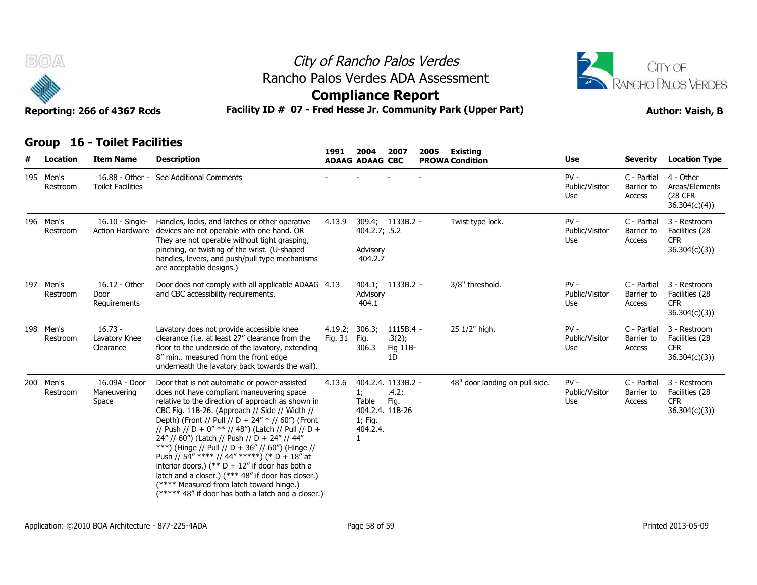# City of Rancho Palos Verdes

## Rancho Palos Verdes ADA Assessment

## Compliance Report

**Reporting: 266 of 4367 Rcds**

**Facility ID # 07 - Fred Hesse Jr. Community Park (Upper Part)**

**Author: Vaish, B**

### Group 16 - Toilet Facilities

| # | Location | Item Name | Description | 1991 ADAAG | 2004 ADAAG | 2007 CBC | 2005 PROWA | Existing Condition | Use | Severity | Location Type |
|---|---|---|---|---|---|---|---|---|---|---|---|
| 195 | Men's Restroom | 16.88 - Other - Toilet Facilities | See Additional Comments | - | - | - | - | | PV - Public/Visitor Use | C - Partial Barrier to Access | 4 - Other Areas/Elements (28 CFR 36.304(c)(4)) |
| 196 | Men's Restroom | 16.10 - Single-Action Hardware | Handles, locks, and latches or other operative devices are not operable with one hand. OR They are not operable without tight grasping, pinching, or twisting of the wrist. (U-shaped handles, levers, and push/pull type mechanisms are acceptable designs.) | 4.13.9 | 309.4; 404.2.7; Advisory 404.2.7 | 1133B.2 .5.2 | - | Twist type lock. | PV - Public/Visitor Use | C - Partial Barrier to Access | 3 - Restroom Facilities (28 CFR 36.304(c)(3)) |
| 197 | Men's Restroom | 16.12 - Other Door Requirements | Door does not comply with all applicable ADAAG and CBC accessibility requirements. | 4.13 | 404.1; Advisory 404.1 | 1133B.2 | - | 3/8" threshold. | PV - Public/Visitor Use | C - Partial Barrier to Access | 3 - Restroom Facilities (28 CFR 36.304(c)(3)) |
| 198 | Men's Restroom | 16.73 - Lavatory Knee Clearance | Lavatory does not provide accessible knee clearance (i.e. at least 27" clearance from the floor to the underside of the lavatory, extending 8" min.. measured from the front edge underneath the lavatory back towards the wall). | 4.19.2; Fig. 31 | 306.3; Fig. 306.3 | 1115B.4 .3(2); Fig 11B-1D | - | 25 1/2" high. | PV - Public/Visitor Use | C - Partial Barrier to Access | 3 - Restroom Facilities (28 CFR 36.304(c)(3)) |
| 200 | Men's Restroom | 16.09A - Door Maneuvering Space | Door that is not automatic or power-assisted does not have compliant maneuvering space relative to the direction of approach as shown in CBC Fig. 11B-26. (Approach // Side // Width // Depth) (Front // Pull // D + 24" * // 60") (Front // Push // D + 0" ** // 48") (Latch // Pull // D + 24" // 60") (Latch // Push // D + 24" // 44" ***) (Hinge // Pull // D + 36" // 60") (Hinge // Push // 54" **** // 44" *****) (* D + 18" at interior doors.) (** D + 12" if door has both a latch and a closer.) (*** 48" if door has closer.) (**** Measured from latch toward hinge.) (***** 48" if door has both a latch and a closer.) | 4.13.6 | 404.2.4.1; Table 404.2.4.1; Fig. 404.2.4.1 | 1133B.2 .4.2; Fig. 11B-26 | - | 48" door landing on pull side. | PV - Public/Visitor Use | C - Partial Barrier to Access | 3 - Restroom Facilities (28 CFR 36.304(c)(3)) |

Application: ©2010 BOA Architecture - 877-225-4ADA

Printed 2013-05-09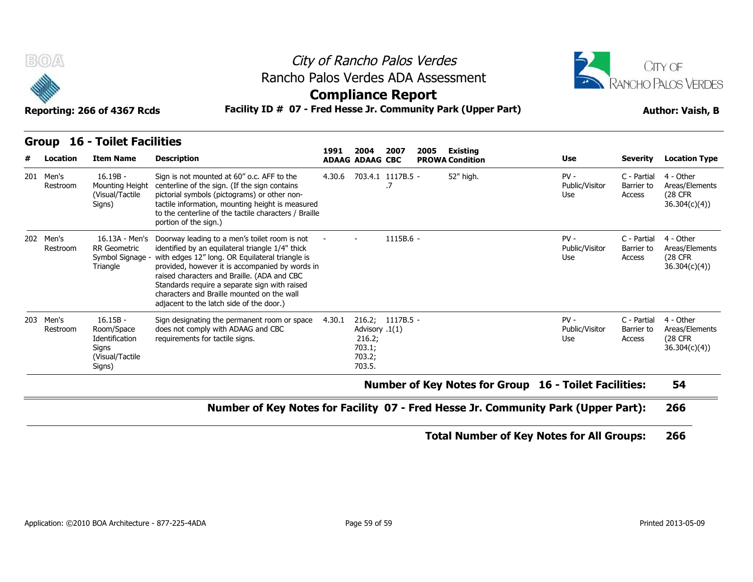## Group 16 - Toilet Facilities

| # | Location | Item Name | Description | 1991 ADAAG | 2004 ADAAG | 2007 CBC | 2005 PROWA | Existing Condition | Use | Severity | Location Type |
|---|---|---|---|---|---|---|---|---|---|---|---|
| 201 | Men's Restroom | 16.19B - Mounting Height (Visual/Tactile Signs) | Sign is not mounted at 60" o.c. AFF to the centerline of the sign. (If the sign contains pictorial symbols (pictograms) or other non-tactile information, mounting height is measured to the centerline of the tactile characters / Braille portion of the sign.) | 4.30.6 | 703.4.1 | 1117B.5 .7 | - | 52" high. | PV - Public/Visitor Use | C - Partial Barrier to Access | 4 - Other Areas/Elements (28 CFR 36.304(c)(4)) |
| 202 | Men's Restroom | 16.13A - Men's RR Geometric Symbol Signage - Triangle | Doorway leading to a men's toilet room is not identified by an equilateral triangle 1/4" thick with edges 12" long. OR Equilateral triangle is provided, however it is accompanied by words in raised characters and Braille. (ADA and CBC Standards require a separate sign with raised characters and Braille mounted on the wall adjacent to the latch side of the door.) | - | - | 1115B.6 | - | | PV - Public/Visitor Use | C - Partial Barrier to Access | 4 - Other Areas/Elements (28 CFR 36.304(c)(4)) |
| 203 | Men's Restroom | 16.15B - Room/Space Identification Signs (Visual/Tactile Signs) | Sign designating the permanent room or space does not comply with ADAAG and CBC requirements for tactile signs. | 4.30.1 | 216.2; Advisory 216.2; 703.1; 703.2; 703.5. | 1117B.5 .1(1) | - | | PV - Public/Visitor Use | C - Partial Barrier to Access | 4 - Other Areas/Elements (28 CFR 36.304(c)(4)) |

**Number of Key Notes for Group 16 - Toilet Facilities: 54**

**Number of Key Notes for Facility 07 - Fred Hesse Jr. Community Park (Upper Part): 266**

**Total Number of Key Notes for All Groups: 266**